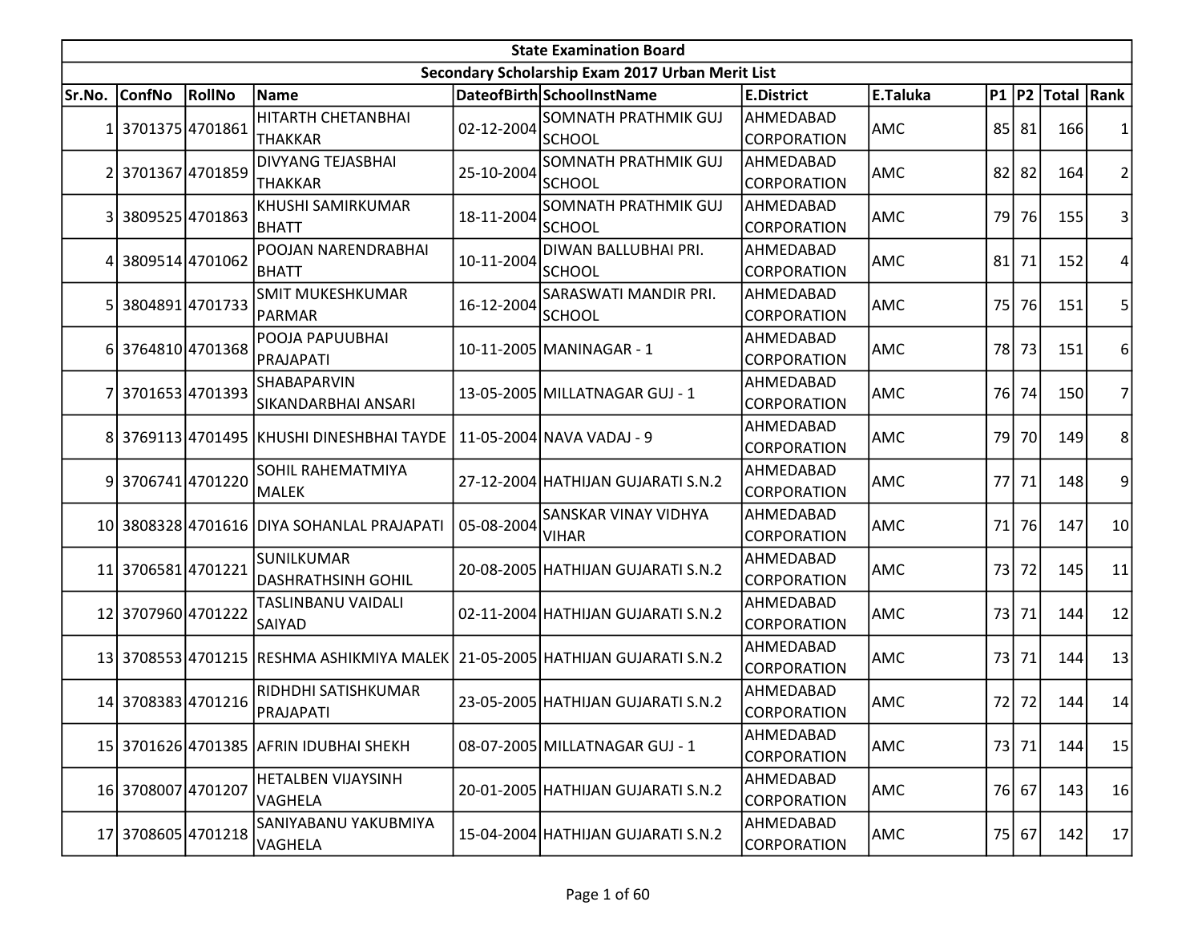# State Examination Board

## Secondary Scholarship Exam 2017 Urban Merit List

| Sr.No. | ConfNo | RollNo | Name | DateofBirth | SchoolInstName | E.District | E.Taluka | P1 | P2 | Total | Rank |
|---|---|---|---|---|---|---|---|---|---|---|---|
| 1 | 3701375 | 4701861 | HITARTH CHETANBHAI THAKKAR | 02-12-2004 | SOMNATH PRATHMIK GUJ SCHOOL | AHMEDABAD CORPORATION | AMC | 85 | 81 | 166 | 1 |
| 2 | 3701367 | 4701859 | DIVYANG TEJASBHAI THAKKAR | 25-10-2004 | SOMNATH PRATHMIK GUJ SCHOOL | AHMEDABAD CORPORATION | AMC | 82 | 82 | 164 | 2 |
| 3 | 3809525 | 4701863 | KHUSHI SAMIRKUMAR BHATT | 18-11-2004 | SOMNATH PRATHMIK GUJ SCHOOL | AHMEDABAD CORPORATION | AMC | 79 | 76 | 155 | 3 |
| 4 | 3809514 | 4701062 | POOJAN NARENDRABHAI BHATT | 10-11-2004 | DIWAN BALLUBHAI PRI. SCHOOL | AHMEDABAD CORPORATION | AMC | 81 | 71 | 152 | 4 |
| 5 | 3804891 | 4701733 | SMIT MUKESHKUMAR PARMAR | 16-12-2004 | SARASWATI MANDIR PRI. SCHOOL | AHMEDABAD CORPORATION | AMC | 75 | 76 | 151 | 5 |
| 6 | 3764810 | 4701368 | POOJA PAPUUBHAI PRAJAPATI | 10-11-2005 | MANINAGAR - 1 | AHMEDABAD CORPORATION | AMC | 78 | 73 | 151 | 6 |
| 7 | 3701653 | 4701393 | SHABAPARVIN SIKANDARBHAI ANSARI | 13-05-2005 | MILLATNAGAR GUJ - 1 | AHMEDABAD CORPORATION | AMC | 76 | 74 | 150 | 7 |
| 8 | 3769113 | 4701495 | KHUSHI DINESHBHAI TAYDE | 11-05-2004 | NAVA VADAJ - 9 | AHMEDABAD CORPORATION | AMC | 79 | 70 | 149 | 8 |
| 9 | 3706741 | 4701220 | SOHIL RAHEMATMIYA MALEK | 27-12-2004 | HATHIJAN GUJARATI S.N.2 | AHMEDABAD CORPORATION | AMC | 77 | 71 | 148 | 9 |
| 10 | 3808328 | 4701616 | DIYA SOHANLAL PRAJAPATI | 05-08-2004 | SANSKAR VINAY VIDHYA VIHAR | AHMEDABAD CORPORATION | AMC | 71 | 76 | 147 | 10 |
| 11 | 3706581 | 4701221 | SUNILKUMAR DASHRATHSINH GOHIL | 20-08-2005 | HATHIJAN GUJARATI S.N.2 | AHMEDABAD CORPORATION | AMC | 73 | 72 | 145 | 11 |
| 12 | 3707960 | 4701222 | TASLINBANU VAIDALI SAIYAD | 02-11-2004 | HATHIJAN GUJARATI S.N.2 | AHMEDABAD CORPORATION | AMC | 73 | 71 | 144 | 12 |
| 13 | 3708553 | 4701215 | RESHMA ASHIKMIYA MALEK | 21-05-2005 | HATHIJAN GUJARATI S.N.2 | AHMEDABAD CORPORATION | AMC | 73 | 71 | 144 | 13 |
| 14 | 3708383 | 4701216 | RIDHDHI SATISHKUMAR PRAJAPATI | 23-05-2005 | HATHIJAN GUJARATI S.N.2 | AHMEDABAD CORPORATION | AMC | 72 | 72 | 144 | 14 |
| 15 | 3701626 | 4701385 | AFRIN IDUBHAI SHEKH | 08-07-2005 | MILLATNAGAR GUJ - 1 | AHMEDABAD CORPORATION | AMC | 73 | 71 | 144 | 15 |
| 16 | 3708007 | 4701207 | HETALBEN VIJAYSINH VAGHELA | 20-01-2005 | HATHIJAN GUJARATI S.N.2 | AHMEDABAD CORPORATION | AMC | 76 | 67 | 143 | 16 |
| 17 | 3708605 | 4701218 | SANIYABANU YAKUBMIYA VAGHELA | 15-04-2004 | HATHIJAN GUJARATI S.N.2 | AHMEDABAD CORPORATION | AMC | 75 | 67 | 142 | 17 |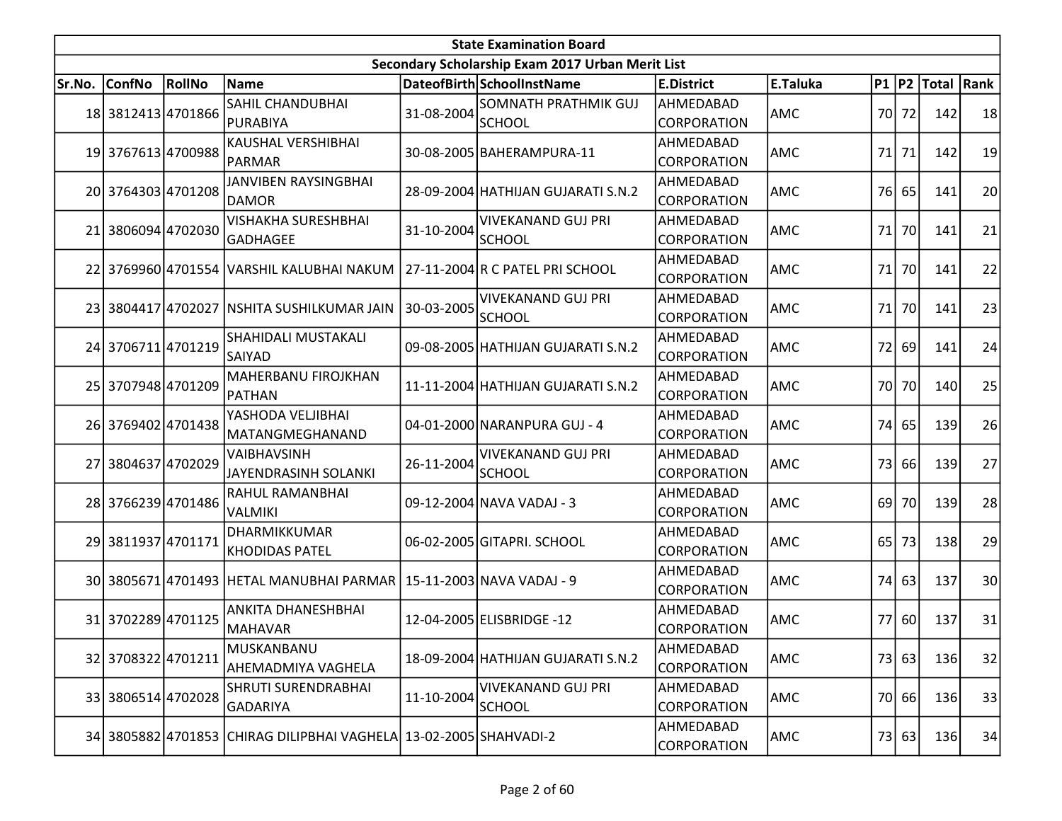| State Examination Board | | | | | | | | | | | | |
|---|---|---|---|---|---|---|---|---|---|---|---|---|
| Secondary Scholarship Exam 2017 Urban Merit List | | | | | | | | | | | | |
| Sr.No. | ConfNo | RollNo | Name | DateofBirth | SchoolInstName | E.District | E.Taluka | P1 | P2 | Total | Rank |
| 18 | 3812413 | 4701866 | SAHIL CHANDUBHAI PURABIYA | 31-08-2004 | SOMNATH PRATHMIK GUJ SCHOOL | AHMEDABAD CORPORATION | AMC | 70 | 72 | 142 | 18 |
| 19 | 3767613 | 4700988 | KAUSHAL VERSHIBHAI PARMAR | 30-08-2005 | BAHERAMPURA-11 | AHMEDABAD CORPORATION | AMC | 71 | 71 | 142 | 19 |
| 20 | 3764303 | 4701208 | JANVIBEN RAYSINGBHAI DAMOR | 28-09-2004 | HATHIJAN GUJARATI S.N.2 | AHMEDABAD CORPORATION | AMC | 76 | 65 | 141 | 20 |
| 21 | 3806094 | 4702030 | VISHAKHA SURESHBHAI GADHAGEE | 31-10-2004 | VIVEKANAND GUJ PRI SCHOOL | AHMEDABAD CORPORATION | AMC | 71 | 70 | 141 | 21 |
| 22 | 3769960 | 4701554 | VARSHIL KALUBHAI NAKUM | 27-11-2004 | R C PATEL PRI SCHOOL | AHMEDABAD CORPORATION | AMC | 71 | 70 | 141 | 22 |
| 23 | 3804417 | 4702027 | NSHITA SUSHILKUMAR JAIN | 30-03-2005 | VIVEKANAND GUJ PRI SCHOOL | AHMEDABAD CORPORATION | AMC | 71 | 70 | 141 | 23 |
| 24 | 3706711 | 4701219 | SHAHIDALI MUSTAKALI SAIYAD | 09-08-2005 | HATHIJAN GUJARATI S.N.2 | AHMEDABAD CORPORATION | AMC | 72 | 69 | 141 | 24 |
| 25 | 3707948 | 4701209 | MAHERBANU FIROJKHAN PATHAN | 11-11-2004 | HATHIJAN GUJARATI S.N.2 | AHMEDABAD CORPORATION | AMC | 70 | 70 | 140 | 25 |
| 26 | 3769402 | 4701438 | YASHODA VELJIBHAI MATANGMEGHANAND | 04-01-2000 | NARANPURA GUJ - 4 | AHMEDABAD CORPORATION | AMC | 74 | 65 | 139 | 26 |
| 27 | 3804637 | 4702029 | VAIBHAVSINH JAYENDRASINH SOLANKI | 26-11-2004 | VIVEKANAND GUJ PRI SCHOOL | AHMEDABAD CORPORATION | AMC | 73 | 66 | 139 | 27 |
| 28 | 3766239 | 4701486 | RAHUL RAMANBHAI VALMIKI | 09-12-2004 | NAVA VADAJ - 3 | AHMEDABAD CORPORATION | AMC | 69 | 70 | 139 | 28 |
| 29 | 3811937 | 4701171 | DHARMIKKUMAR KHODIDAS PATEL | 06-02-2005 | GITAPRI. SCHOOL | AHMEDABAD CORPORATION | AMC | 65 | 73 | 138 | 29 |
| 30 | 3805671 | 4701493 | HETAL MANUBHAI PARMAR | 15-11-2003 | NAVA VADAJ - 9 | AHMEDABAD CORPORATION | AMC | 74 | 63 | 137 | 30 |
| 31 | 3702289 | 4701125 | ANKITA DHANESHBHAI MAHAVAR | 12-04-2005 | ELISBRIDGE -12 | AHMEDABAD CORPORATION | AMC | 77 | 60 | 137 | 31 |
| 32 | 3708322 | 4701211 | MUSKANBANU AHEMADMIYA VAGHELA | 18-09-2004 | HATHIJAN GUJARATI S.N.2 | AHMEDABAD CORPORATION | AMC | 73 | 63 | 136 | 32 |
| 33 | 3806514 | 4702028 | SHRUTI SURENDRABHAI GADARIYA | 11-10-2004 | VIVEKANAND GUJ PRI SCHOOL | AHMEDABAD CORPORATION | AMC | 70 | 66 | 136 | 33 |
| 34 | 3805882 | 4701853 | CHIRAG DILIPBHAI VAGHELA | 13-02-2005 | SHAHVADI-2 | AHMEDABAD CORPORATION | AMC | 73 | 63 | 136 | 34 |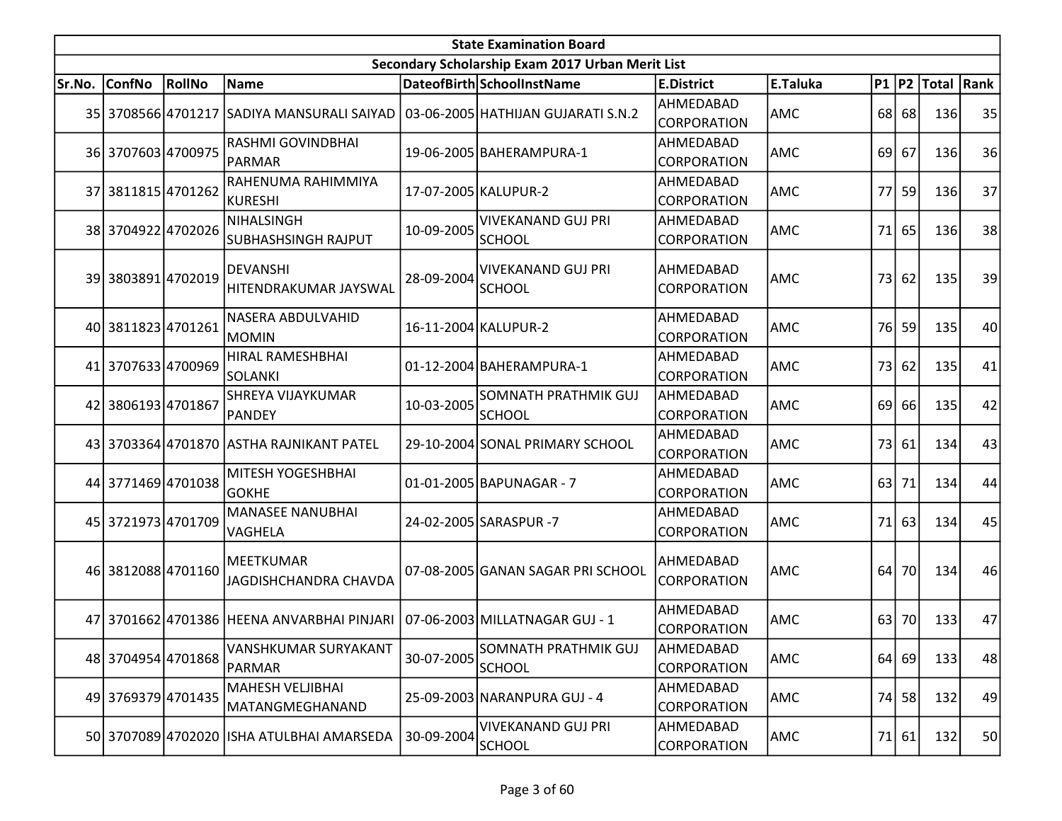| State Examination Board | | | | | | | | | | | |
|---|---|---|---|---|---|---|---|---|---|---|---|
| Secondary Scholarship Exam 2017 Urban Merit List | | | | | | | | | | | |
| Sr.No. | ConfNo | RollNo | Name | DateofBirth | SchoolInstName | E.District | E.Taluka | P1 | P2 | Total | Rank |
| 35 | 3708566 | 4701217 | SADIYA MANSURALI SAIYAD | 03-06-2005 | HATHIJAN GUJARATI S.N.2 | AHMEDABAD CORPORATION | AMC | 68 | 68 | 136 | 35 |
| 36 | 3707603 | 4700975 | RASHMI GOVINDBHAI PARMAR | 19-06-2005 | BAHERAMPURA-1 | AHMEDABAD CORPORATION | AMC | 69 | 67 | 136 | 36 |
| 37 | 3811815 | 4701262 | RAHENUMA RAHIMMIYA KURESHI | 17-07-2005 | KALUPUR-2 | AHMEDABAD CORPORATION | AMC | 77 | 59 | 136 | 37 |
| 38 | 3704922 | 4702026 | NIHALSINGH SUBHASHSINGH RAJPUT | 10-09-2005 | VIVEKANAND GUJ PRI SCHOOL | AHMEDABAD CORPORATION | AMC | 71 | 65 | 136 | 38 |
| 39 | 3803891 | 4702019 | DEVANSHI HITENDRAKUMAR JAYSWAL | 28-09-2004 | VIVEKANAND GUJ PRI SCHOOL | AHMEDABAD CORPORATION | AMC | 73 | 62 | 135 | 39 |
| 40 | 3811823 | 4701261 | NASERA ABDULVAHID MOMIN | 16-11-2004 | KALUPUR-2 | AHMEDABAD CORPORATION | AMC | 76 | 59 | 135 | 40 |
| 41 | 3707633 | 4700969 | HIRAL RAMESHBHAI SOLANKI | 01-12-2004 | BAHERAMPURA-1 | AHMEDABAD CORPORATION | AMC | 73 | 62 | 135 | 41 |
| 42 | 3806193 | 4701867 | SHREYA VIJAYKUMAR PANDEY | 10-03-2005 | SOMNATH PRATHMIK GUJ SCHOOL | AHMEDABAD CORPORATION | AMC | 69 | 66 | 135 | 42 |
| 43 | 3703364 | 4701870 | ASTHA RAJNIKANT PATEL | 29-10-2004 | SONAL PRIMARY SCHOOL | AHMEDABAD CORPORATION | AMC | 73 | 61 | 134 | 43 |
| 44 | 3771469 | 4701038 | MITESH YOGESHBHAI GOKHE | 01-01-2005 | BAPUNAGAR - 7 | AHMEDABAD CORPORATION | AMC | 63 | 71 | 134 | 44 |
| 45 | 3721973 | 4701709 | MANASEE NANUBHAI VAGHELA | 24-02-2005 | SARASPUR -7 | AHMEDABAD CORPORATION | AMC | 71 | 63 | 134 | 45 |
| 46 | 3812088 | 4701160 | MEETKUMAR JAGDISHCHANDRA CHAVDA | 07-08-2005 | GANAN SAGAR PRI SCHOOL | AHMEDABAD CORPORATION | AMC | 64 | 70 | 134 | 46 |
| 47 | 3701662 | 4701386 | HEENA ANVARBHAI PINJARI | 07-06-2003 | MILLATNAGAR GUJ - 1 | AHMEDABAD CORPORATION | AMC | 63 | 70 | 133 | 47 |
| 48 | 3704954 | 4701868 | VANSHKUMAR SURYAKANT PARMAR | 30-07-2005 | SOMNATH PRATHMIK GUJ SCHOOL | AHMEDABAD CORPORATION | AMC | 64 | 69 | 133 | 48 |
| 49 | 3769379 | 4701435 | MAHESH VELJIBHAI MATANGMEGHANAND | 25-09-2003 | NARANPURA GUJ - 4 | AHMEDABAD CORPORATION | AMC | 74 | 58 | 132 | 49 |
| 50 | 3707089 | 4702020 | ISHA ATULBHAI AMARSEDA | 30-09-2004 | VIVEKANAND GUJ PRI SCHOOL | AHMEDABAD CORPORATION | AMC | 71 | 61 | 132 | 50 |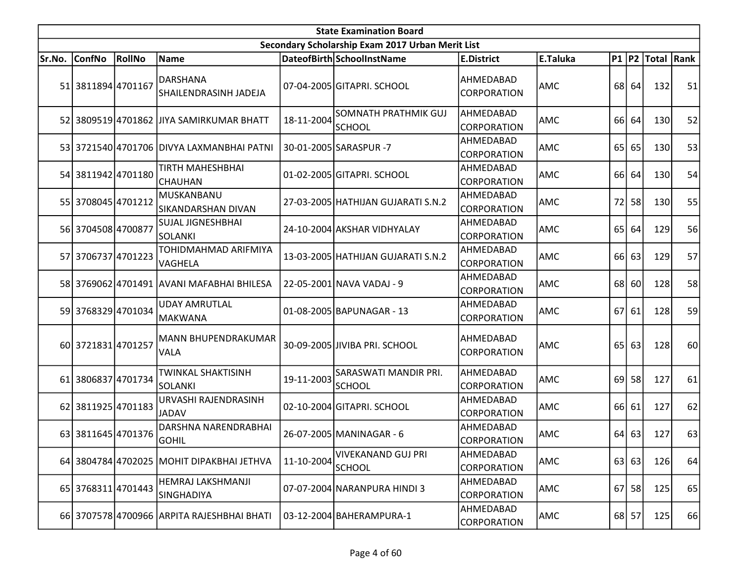| State Examination Board | | | | | | | | | | | |
|---|---|---|---|---|---|---|---|---|---|---|---|
| Secondary Scholarship Exam 2017 Urban Merit List | | | | | | | | | | | |
| Sr.No. | ConfNo | RollNo | Name | DateofBirth | SchoolInstName | E.District | E.Taluka | P1 | P2 | Total | Rank |
| 51 | 3811894 | 4701167 | DARSHANA SHAILENDRASINH JADEJA | 07-04-2005 | GITAPRI. SCHOOL | AHMEDABAD CORPORATION | AMC | 68 | 64 | 132 | 51 |
| 52 | 3809519 | 4701862 | JIYA SAMIRKUMAR BHATT | 18-11-2004 | SOMNATH PRATHMIK GUJ SCHOOL | AHMEDABAD CORPORATION | AMC | 66 | 64 | 130 | 52 |
| 53 | 3721540 | 4701706 | DIVYA LAXMANBHAI PATNI | 30-01-2005 | SARASPUR -7 | AHMEDABAD CORPORATION | AMC | 65 | 65 | 130 | 53 |
| 54 | 3811942 | 4701180 | TIRTH MAHESHBHAI CHAUHAN | 01-02-2005 | GITAPRI. SCHOOL | AHMEDABAD CORPORATION | AMC | 66 | 64 | 130 | 54 |
| 55 | 3708045 | 4701212 | MUSKANBANU SIKANDARSHAN DIVAN | 27-03-2005 | HATHIJAN GUJARATI S.N.2 | AHMEDABAD CORPORATION | AMC | 72 | 58 | 130 | 55 |
| 56 | 3704508 | 4700877 | SUJAL JIGNESHBHAI SOLANKI | 24-10-2004 | AKSHAR VIDHYALAY | AHMEDABAD CORPORATION | AMC | 65 | 64 | 129 | 56 |
| 57 | 3706737 | 4701223 | TOHIDMAHMAD ARIFMIYA VAGHELA | 13-03-2005 | HATHIJAN GUJARATI S.N.2 | AHMEDABAD CORPORATION | AMC | 66 | 63 | 129 | 57 |
| 58 | 3769062 | 4701491 | AVANI MAFABHAI BHILESA | 22-05-2001 | NAVA VADAJ - 9 | AHMEDABAD CORPORATION | AMC | 68 | 60 | 128 | 58 |
| 59 | 3768329 | 4701034 | UDAY AMRUTLAL MAKWANA | 01-08-2005 | BAPUNAGAR - 13 | AHMEDABAD CORPORATION | AMC | 67 | 61 | 128 | 59 |
| 60 | 3721831 | 4701257 | MANN BHUPENDRAKUMAR VALA | 30-09-2005 | JIVIBA PRI. SCHOOL | AHMEDABAD CORPORATION | AMC | 65 | 63 | 128 | 60 |
| 61 | 3806837 | 4701734 | TWINKAL SHAKTISINH SOLANKI | 19-11-2003 | SARASWATI MANDIR PRI. SCHOOL | AHMEDABAD CORPORATION | AMC | 69 | 58 | 127 | 61 |
| 62 | 3811925 | 4701183 | URVASHI RAJENDRASINH JADAV | 02-10-2004 | GITAPRI. SCHOOL | AHMEDABAD CORPORATION | AMC | 66 | 61 | 127 | 62 |
| 63 | 3811645 | 4701376 | DARSHNA NARENDRABHAI GOHIL | 26-07-2005 | MANINAGAR - 6 | AHMEDABAD CORPORATION | AMC | 64 | 63 | 127 | 63 |
| 64 | 3804784 | 4702025 | MOHIT DIPAKBHAI JETHVA | 11-10-2004 | VIVEKANAND GUJ PRI SCHOOL | AHMEDABAD CORPORATION | AMC | 63 | 63 | 126 | 64 |
| 65 | 3768311 | 4701443 | HEMRAJ LAKSHMANJI SINGHADIYA | 07-07-2004 | NARANPURA HINDI 3 | AHMEDABAD CORPORATION | AMC | 67 | 58 | 125 | 65 |
| 66 | 3707578 | 4700966 | ARPITA RAJESHBHAI BHATI | 03-12-2004 | BAHERAMPURA-1 | AHMEDABAD CORPORATION | AMC | 68 | 57 | 125 | 66 |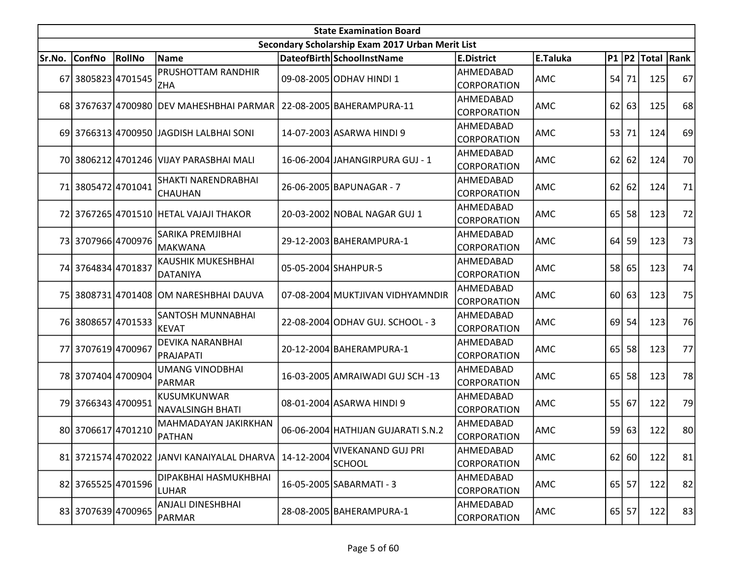| State Examination Board | | | | | | | | | | | |
|---|---|---|---|---|---|---|---|---|---|---|---|
| Secondary Scholarship Exam 2017 Urban Merit List | | | | | | | | | | | |
| Sr.No. | ConfNo | RollNo | Name | DateofBirth | SchoolInstName | E.District | E.Taluka | P1 | P2 | Total | Rank |
| 67 | 3805823 | 4701545 | PRUSHOTTAM RANDHIR ZHA | 09-08-2005 | ODHAV HINDI 1 | AHMEDABAD CORPORATION | AMC | 54 | 71 | 125 | 67 |
| 68 | 3767637 | 4700980 | DEV MAHESHBHAI PARMAR | 22-08-2005 | BAHERAMPURA-11 | AHMEDABAD CORPORATION | AMC | 62 | 63 | 125 | 68 |
| 69 | 3766313 | 4700950 | JAGDISH LALBHAI SONI | 14-07-2003 | ASARWA HINDI 9 | AHMEDABAD CORPORATION | AMC | 53 | 71 | 124 | 69 |
| 70 | 3806212 | 4701246 | VIJAY PARASBHAI MALI | 16-06-2004 | JAHANGIRPURA GUJ - 1 | AHMEDABAD CORPORATION | AMC | 62 | 62 | 124 | 70 |
| 71 | 3805472 | 4701041 | SHAKTI NARENDRABHAI CHAUHAN | 26-06-2005 | BAPUNAGAR - 7 | AHMEDABAD CORPORATION | AMC | 62 | 62 | 124 | 71 |
| 72 | 3767265 | 4701510 | HETAL VAJAJI THAKOR | 20-03-2002 | NOBAL NAGAR GUJ 1 | AHMEDABAD CORPORATION | AMC | 65 | 58 | 123 | 72 |
| 73 | 3707966 | 4700976 | SARIKA PREMJIBHAI MAKWANA | 29-12-2003 | BAHERAMPURA-1 | AHMEDABAD CORPORATION | AMC | 64 | 59 | 123 | 73 |
| 74 | 3764834 | 4701837 | KAUSHIK MUKESHBHAI DATANIYA | 05-05-2004 | SHAHPUR-5 | AHMEDABAD CORPORATION | AMC | 58 | 65 | 123 | 74 |
| 75 | 3808731 | 4701408 | OM NARESHBHAI DAUVA | 07-08-2004 | MUKTJIVAN VIDHYAMNDIR | AHMEDABAD CORPORATION | AMC | 60 | 63 | 123 | 75 |
| 76 | 3808657 | 4701533 | SANTOSH MUNNABHAI KEVAT | 22-08-2004 | ODHAV GUJ. SCHOOL - 3 | AHMEDABAD CORPORATION | AMC | 69 | 54 | 123 | 76 |
| 77 | 3707619 | 4700967 | DEVIKA NARANBHAI PRAJAPATI | 20-12-2004 | BAHERAMPURA-1 | AHMEDABAD CORPORATION | AMC | 65 | 58 | 123 | 77 |
| 78 | 3707404 | 4700904 | UMANG VINODBHAI PARMAR | 16-03-2005 | AMRAIWADI GUJ SCH -13 | AHMEDABAD CORPORATION | AMC | 65 | 58 | 123 | 78 |
| 79 | 3766343 | 4700951 | KUSUMKUNWAR NAVALSINGH BHATI | 08-01-2004 | ASARWA HINDI 9 | AHMEDABAD CORPORATION | AMC | 55 | 67 | 122 | 79 |
| 80 | 3706617 | 4701210 | MAHMADAYAN JAKIRKHAN PATHAN | 06-06-2004 | HATHIJAN GUJARATI S.N.2 | AHMEDABAD CORPORATION | AMC | 59 | 63 | 122 | 80 |
| 81 | 3721574 | 4702022 | JANVI KANAIYALAL DHARVA | 14-12-2004 | VIVEKANAND GUJ PRI SCHOOL | AHMEDABAD CORPORATION | AMC | 62 | 60 | 122 | 81 |
| 82 | 3765525 | 4701596 | DIPAKBHAI HASMUKHBHAI LUHAR | 16-05-2005 | SABARMATI - 3 | AHMEDABAD CORPORATION | AMC | 65 | 57 | 122 | 82 |
| 83 | 3707639 | 4700965 | ANJALI DINESHBHAI PARMAR | 28-08-2005 | BAHERAMPURA-1 | AHMEDABAD CORPORATION | AMC | 65 | 57 | 122 | 83 |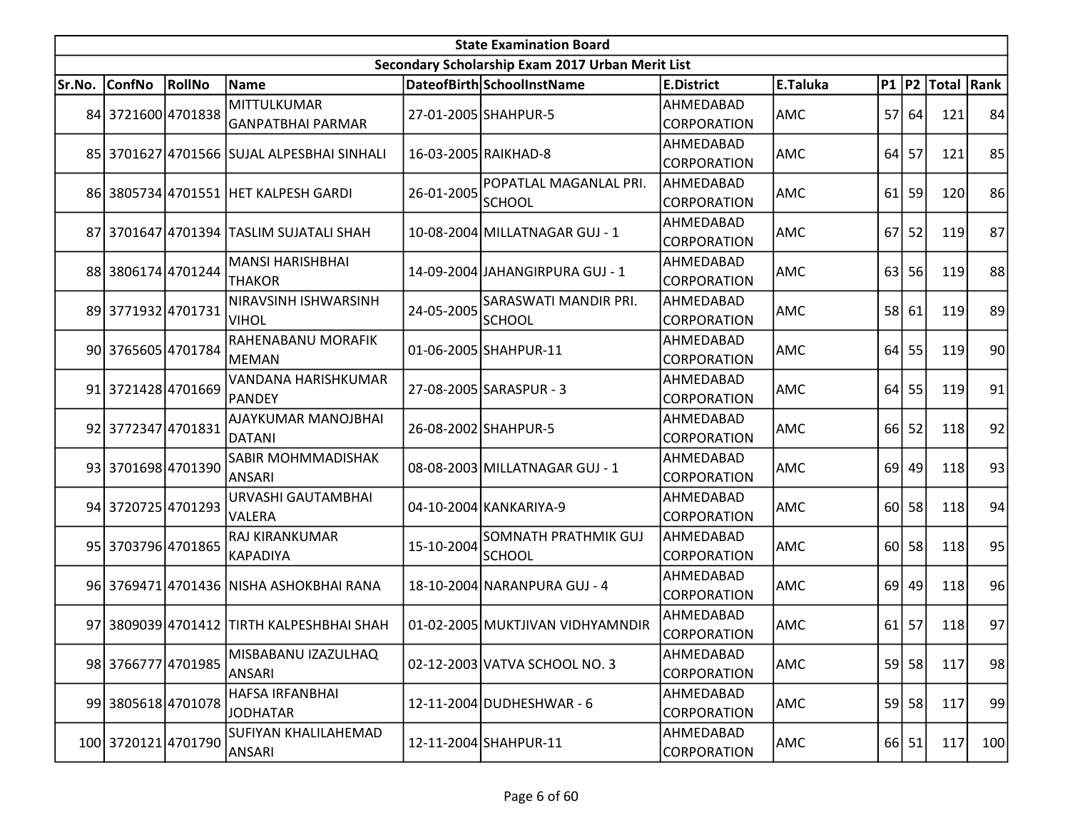| State Examination Board | | | | | | | | | | | |
|---|---|---|---|---|---|---|---|---|---|---|---|
| Secondary Scholarship Exam 2017 Urban Merit List | | | | | | | | | | | |
| Sr.No. | ConfNo | RollNo | Name | DateofBirth | SchoolInstName | E.District | E.Taluka | P1 | P2 | Total | Rank |
| 84 | 3721600 | 4701838 | MITTULKUMAR GANPATBHAI PARMAR | 27-01-2005 | SHAHPUR-5 | AHMEDABAD CORPORATION | AMC | 57 | 64 | 121 | 84 |
| 85 | 3701627 | 4701566 | SUJAL ALPESBHAI SINHALI | 16-03-2005 | RAIKHAD-8 | AHMEDABAD CORPORATION | AMC | 64 | 57 | 121 | 85 |
| 86 | 3805734 | 4701551 | HET KALPESH GARDI | 26-01-2005 | POPATLAL MAGANLAL PRI. SCHOOL | AHMEDABAD CORPORATION | AMC | 61 | 59 | 120 | 86 |
| 87 | 3701647 | 4701394 | TASLIM SUJATALI SHAH | 10-08-2004 | MILLATNAGAR GUJ - 1 | AHMEDABAD CORPORATION | AMC | 67 | 52 | 119 | 87 |
| 88 | 3806174 | 4701244 | MANSI HARISHBHAI THAKOR | 14-09-2004 | JAHANGIRPURA GUJ - 1 | AHMEDABAD CORPORATION | AMC | 63 | 56 | 119 | 88 |
| 89 | 3771932 | 4701731 | NIRAVSINH ISHWARSINH VIHOL | 24-05-2005 | SARASWATI MANDIR PRI. SCHOOL | AHMEDABAD CORPORATION | AMC | 58 | 61 | 119 | 89 |
| 90 | 3765605 | 4701784 | RAHENABANU MORAFIK MEMAN | 01-06-2005 | SHAHPUR-11 | AHMEDABAD CORPORATION | AMC | 64 | 55 | 119 | 90 |
| 91 | 3721428 | 4701669 | VANDANA HARISHKUMAR PANDEY | 27-08-2005 | SARASPUR - 3 | AHMEDABAD CORPORATION | AMC | 64 | 55 | 119 | 91 |
| 92 | 3772347 | 4701831 | AJAYKUMAR MANOJBHAI DATANI | 26-08-2002 | SHAHPUR-5 | AHMEDABAD CORPORATION | AMC | 66 | 52 | 118 | 92 |
| 93 | 3701698 | 4701390 | SABIR MOHMMADISHAK ANSARI | 08-08-2003 | MILLATNAGAR GUJ - 1 | AHMEDABAD CORPORATION | AMC | 69 | 49 | 118 | 93 |
| 94 | 3720725 | 4701293 | URVASHI GAUTAMBHAI VALERA | 04-10-2004 | KANKARIYA-9 | AHMEDABAD CORPORATION | AMC | 60 | 58 | 118 | 94 |
| 95 | 3703796 | 4701865 | RAJ KIRANKUMAR KAPADIYA | 15-10-2004 | SOMNATH PRATHMIK GUJ SCHOOL | AHMEDABAD CORPORATION | AMC | 60 | 58 | 118 | 95 |
| 96 | 3769471 | 4701436 | NISHA ASHOKBHAI RANA | 18-10-2004 | NARANPURA GUJ - 4 | AHMEDABAD CORPORATION | AMC | 69 | 49 | 118 | 96 |
| 97 | 3809039 | 4701412 | TIRTH KALPESHBHAI SHAH | 01-02-2005 | MUKTJIVAN VIDHYAMNDIR | AHMEDABAD CORPORATION | AMC | 61 | 57 | 118 | 97 |
| 98 | 3766777 | 4701985 | MISBABANU IZAZULHAQ ANSARI | 02-12-2003 | VATVA SCHOOL NO. 3 | AHMEDABAD CORPORATION | AMC | 59 | 58 | 117 | 98 |
| 99 | 3805618 | 4701078 | HAFSA IRFANBHAI JODHATAR | 12-11-2004 | DUDHESHWAR - 6 | AHMEDABAD CORPORATION | AMC | 59 | 58 | 117 | 99 |
| 100 | 3720121 | 4701790 | SUFIYAN KHALILAHEMAD ANSARI | 12-11-2004 | SHAHPUR-11 | AHMEDABAD CORPORATION | AMC | 66 | 51 | 117 | 100 |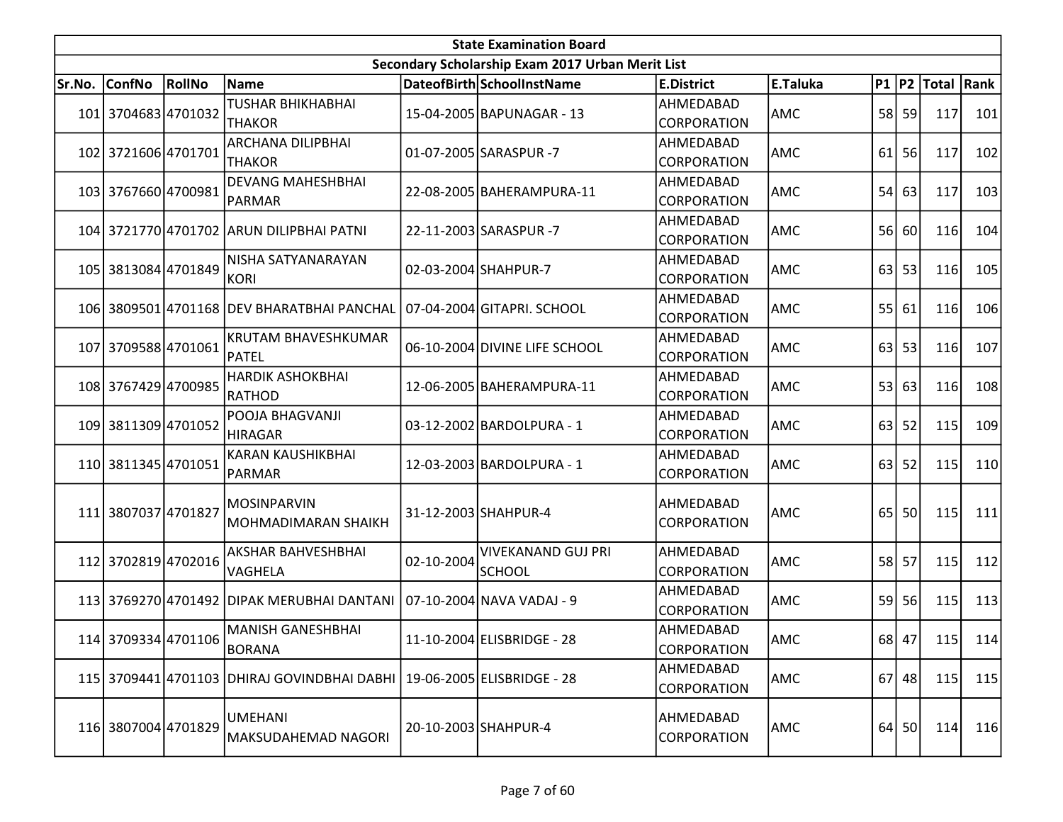| State Examination Board | | | | | | | | | | | |
|---|---|---|---|---|---|---|---|---|---|---|---|
| Secondary Scholarship Exam 2017 Urban Merit List | | | | | | | | | | | |
| Sr.No. | ConfNo | RollNo | Name | DateofBirth | SchoolInstName | E.District | E.Taluka | P1 | P2 | Total | Rank |
| 101 | 3704683 | 4701032 | TUSHAR BHIKHABHAI THAKOR | 15-04-2005 | BAPUNAGAR - 13 | AHMEDABAD CORPORATION | AMC | 58 | 59 | 117 | 101 |
| 102 | 3721606 | 4701701 | ARCHANA DILIPBHAI THAKOR | 01-07-2005 | SARASPUR -7 | AHMEDABAD CORPORATION | AMC | 61 | 56 | 117 | 102 |
| 103 | 3767660 | 4700981 | DEVANG MAHESHBHAI PARMAR | 22-08-2005 | BAHERAMPURA-11 | AHMEDABAD CORPORATION | AMC | 54 | 63 | 117 | 103 |
| 104 | 3721770 | 4701702 | ARUN DILIPBHAI PATNI | 22-11-2003 | SARASPUR -7 | AHMEDABAD CORPORATION | AMC | 56 | 60 | 116 | 104 |
| 105 | 3813084 | 4701849 | NISHA SATYANARAYAN KORI | 02-03-2004 | SHAHPUR-7 | AHMEDABAD CORPORATION | AMC | 63 | 53 | 116 | 105 |
| 106 | 3809501 | 4701168 | DEV BHARATBHAI PANCHAL | 07-04-2004 | GITAPRI. SCHOOL | AHMEDABAD CORPORATION | AMC | 55 | 61 | 116 | 106 |
| 107 | 3709588 | 4701061 | KRUTAM BHAVESHKUMAR PATEL | 06-10-2004 | DIVINE LIFE SCHOOL | AHMEDABAD CORPORATION | AMC | 63 | 53 | 116 | 107 |
| 108 | 3767429 | 4700985 | HARDIK ASHOKBHAI RATHOD | 12-06-2005 | BAHERAMPURA-11 | AHMEDABAD CORPORATION | AMC | 53 | 63 | 116 | 108 |
| 109 | 3811309 | 4701052 | POOJA BHAGVANJI HIRAGAR | 03-12-2002 | BARDOLPURA - 1 | AHMEDABAD CORPORATION | AMC | 63 | 52 | 115 | 109 |
| 110 | 3811345 | 4701051 | KARAN KAUSHIKBHAI PARMAR | 12-03-2003 | BARDOLPURA - 1 | AHMEDABAD CORPORATION | AMC | 63 | 52 | 115 | 110 |
| 111 | 3807037 | 4701827 | MOSINPARVIN MOHMADIMARAN SHAIKH | 31-12-2003 | SHAHPUR-4 | AHMEDABAD CORPORATION | AMC | 65 | 50 | 115 | 111 |
| 112 | 3702819 | 4702016 | AKSHAR BAHVESHBHAI VAGHELA | 02-10-2004 | VIVEKANAND GUJ PRI SCHOOL | AHMEDABAD CORPORATION | AMC | 58 | 57 | 115 | 112 |
| 113 | 3769270 | 4701492 | DIPAK MERUBHAI DANTANI | 07-10-2004 | NAVA VADAJ - 9 | AHMEDABAD CORPORATION | AMC | 59 | 56 | 115 | 113 |
| 114 | 3709334 | 4701106 | MANISH GANESHBHAI BORANA | 11-10-2004 | ELISBRIDGE - 28 | AHMEDABAD CORPORATION | AMC | 68 | 47 | 115 | 114 |
| 115 | 3709441 | 4701103 | DHIRAJ GOVINDBHAI DABHI | 19-06-2005 | ELISBRIDGE - 28 | AHMEDABAD CORPORATION | AMC | 67 | 48 | 115 | 115 |
| 116 | 3807004 | 4701829 | UMEHANI MAKSUDAHEMAD NAGORI | 20-10-2003 | SHAHPUR-4 | AHMEDABAD CORPORATION | AMC | 64 | 50 | 114 | 116 |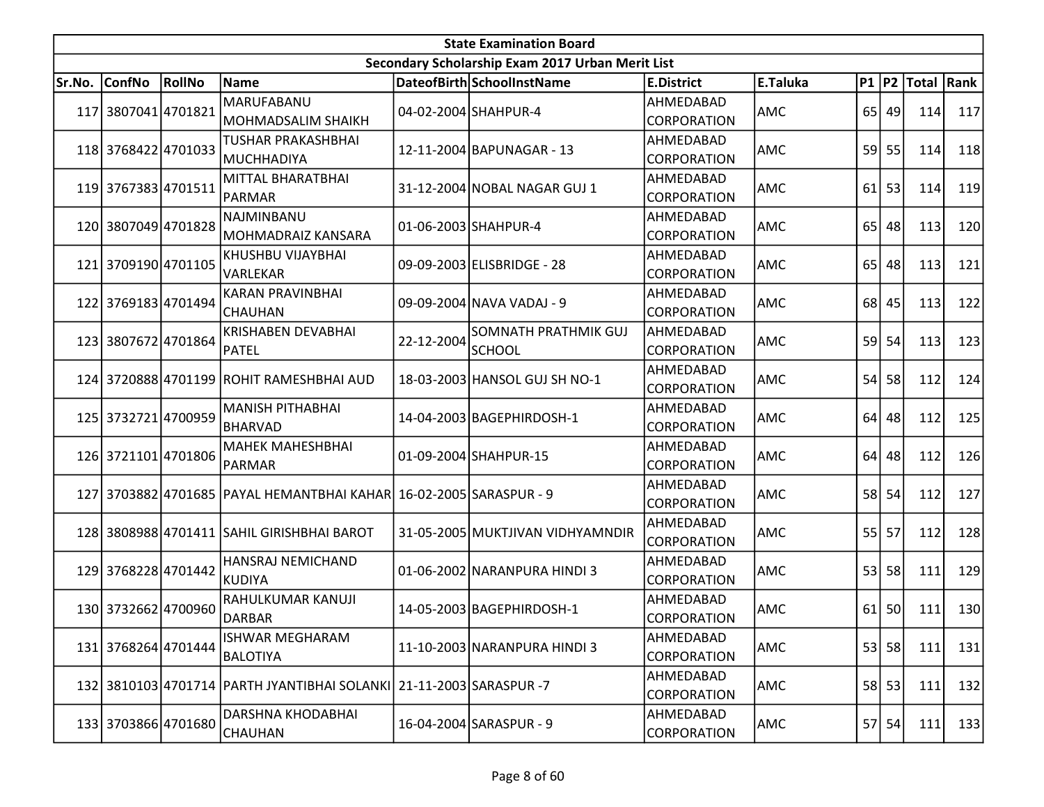| State Examination Board | | | | | | | | | | | |
|---|---|---|---|---|---|---|---|---|---|---|---|
| Secondary Scholarship Exam 2017 Urban Merit List | | | | | | | | | | | |
| Sr.No. | ConfNo | RollNo | Name | DateofBirth | SchoolInstName | E.District | E.Taluka | P1 | P2 | Total | Rank |
| 117 | 3807041 | 4701821 | MARUFABANU MOHMADSALIM SHAIKH | 04-02-2004 | SHAHPUR-4 | AHMEDABAD CORPORATION | AMC | 65 | 49 | 114 | 117 |
| 118 | 3768422 | 4701033 | TUSHAR PRAKASHBHAI MUCHHADIYA | 12-11-2004 | BAPUNAGAR - 13 | AHMEDABAD CORPORATION | AMC | 59 | 55 | 114 | 118 |
| 119 | 3767383 | 4701511 | MITTAL BHARATBHAI PARMAR | 31-12-2004 | NOBAL NAGAR GUJ 1 | AHMEDABAD CORPORATION | AMC | 61 | 53 | 114 | 119 |
| 120 | 3807049 | 4701828 | NAJMINBANU MOHMADRAIZ KANSARA | 01-06-2003 | SHAHPUR-4 | AHMEDABAD CORPORATION | AMC | 65 | 48 | 113 | 120 |
| 121 | 3709190 | 4701105 | KHUSHBU VIJAYBHAI VARLEKAR | 09-09-2003 | ELISBRIDGE - 28 | AHMEDABAD CORPORATION | AMC | 65 | 48 | 113 | 121 |
| 122 | 3769183 | 4701494 | KARAN PRAVINBHAI CHAUHAN | 09-09-2004 | NAVA VADAJ - 9 | AHMEDABAD CORPORATION | AMC | 68 | 45 | 113 | 122 |
| 123 | 3807672 | 4701864 | KRISHABEN DEVABHAI PATEL | 22-12-2004 | SOMNATH PRATHMIK GUJ SCHOOL | AHMEDABAD CORPORATION | AMC | 59 | 54 | 113 | 123 |
| 124 | 3720888 | 4701199 | ROHIT RAMESHBHAI AUD | 18-03-2003 | HANSOL GUJ SH NO-1 | AHMEDABAD CORPORATION | AMC | 54 | 58 | 112 | 124 |
| 125 | 3732721 | 4700959 | MANISH PITHABHAI BHARVAD | 14-04-2003 | BAGEPHIRDOSH-1 | AHMEDABAD CORPORATION | AMC | 64 | 48 | 112 | 125 |
| 126 | 3721101 | 4701806 | MAHEK MAHESHBHAI PARMAR | 01-09-2004 | SHAHPUR-15 | AHMEDABAD CORPORATION | AMC | 64 | 48 | 112 | 126 |
| 127 | 3703882 | 4701685 | PAYAL HEMANTBHAI KAHAR | 16-02-2005 | SARASPUR - 9 | AHMEDABAD CORPORATION | AMC | 58 | 54 | 112 | 127 |
| 128 | 3808988 | 4701411 | SAHIL GIRISHBHAI BAROT | 31-05-2005 | MUKTJIVAN VIDHYAMNDIR | AHMEDABAD CORPORATION | AMC | 55 | 57 | 112 | 128 |
| 129 | 3768228 | 4701442 | HANSRAJ NEMICHAND KUDIYA | 01-06-2002 | NARANPURA HINDI 3 | AHMEDABAD CORPORATION | AMC | 53 | 58 | 111 | 129 |
| 130 | 3732662 | 4700960 | RAHULKUMAR KANUJI DARBAR | 14-05-2003 | BAGEPHIRDOSH-1 | AHMEDABAD CORPORATION | AMC | 61 | 50 | 111 | 130 |
| 131 | 3768264 | 4701444 | ISHWAR MEGHARAM BALOTIYA | 11-10-2003 | NARANPURA HINDI 3 | AHMEDABAD CORPORATION | AMC | 53 | 58 | 111 | 131 |
| 132 | 3810103 | 4701714 | PARTH JYANTIBHAI SOLANKI | 21-11-2003 | SARASPUR -7 | AHMEDABAD CORPORATION | AMC | 58 | 53 | 111 | 132 |
| 133 | 3703866 | 4701680 | DARSHNA KHODABHAI CHAUHAN | 16-04-2004 | SARASPUR - 9 | AHMEDABAD CORPORATION | AMC | 57 | 54 | 111 | 133 |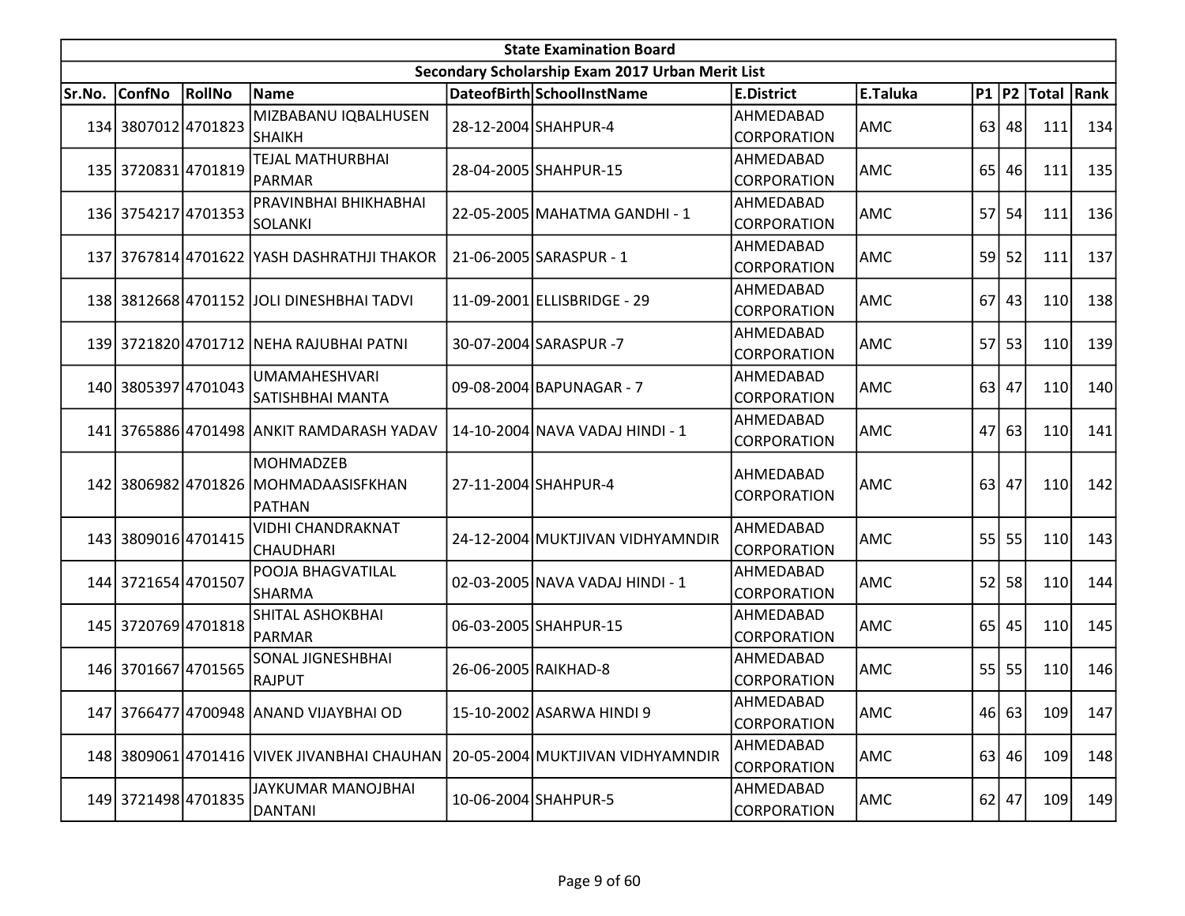| State Examination Board | | | | | | | | | | | | |
|---|---|---|---|---|---|---|---|---|---|---|---|---|
| Secondary Scholarship Exam 2017 Urban Merit List | | | | | | | | | | | | |
| Sr.No. | ConfNo | RollNo | Name | DateofBirth | SchoolInstName | E.District | E.Taluka | P1 | P2 | Total | Rank |
| 134 | 3807012 | 4701823 | MIZBABANU IQBALHUSEN SHAIKH | 28-12-2004 | SHAHPUR-4 | AHMEDABAD CORPORATION | AMC | 63 | 48 | 111 | 134 |
| 135 | 3720831 | 4701819 | TEJAL MATHURBHAI PARMAR | 28-04-2005 | SHAHPUR-15 | AHMEDABAD CORPORATION | AMC | 65 | 46 | 111 | 135 |
| 136 | 3754217 | 4701353 | PRAVINBHAI BHIKHABHAI SOLANKI | 22-05-2005 | MAHATMA GANDHI - 1 | AHMEDABAD CORPORATION | AMC | 57 | 54 | 111 | 136 |
| 137 | 3767814 | 4701622 | YASH DASHRATHJI THAKOR | 21-06-2005 | SARASPUR - 1 | AHMEDABAD CORPORATION | AMC | 59 | 52 | 111 | 137 |
| 138 | 3812668 | 4701152 | JOLI DINESHBHAI TADVI | 11-09-2001 | ELLISBRIDGE - 29 | AHMEDABAD CORPORATION | AMC | 67 | 43 | 110 | 138 |
| 139 | 3721820 | 4701712 | NEHA RAJUBHAI PATNI | 30-07-2004 | SARASPUR -7 | AHMEDABAD CORPORATION | AMC | 57 | 53 | 110 | 139 |
| 140 | 3805397 | 4701043 | UMAMAHESHVARI SATISHBHAI MANTA | 09-08-2004 | BAPUNAGAR - 7 | AHMEDABAD CORPORATION | AMC | 63 | 47 | 110 | 140 |
| 141 | 3765886 | 4701498 | ANKIT RAMDARASH YADAV | 14-10-2004 | NAVA VADAJ HINDI - 1 | AHMEDABAD CORPORATION | AMC | 47 | 63 | 110 | 141 |
| 142 | 3806982 | 4701826 | MOHMADZEB MOHMADAASISFKHAN PATHAN | 27-11-2004 | SHAHPUR-4 | AHMEDABAD CORPORATION | AMC | 63 | 47 | 110 | 142 |
| 143 | 3809016 | 4701415 | VIDHI CHANDRAKNAT CHAUDHARI | 24-12-2004 | MUKTJIVAN VIDHYAMNDIR | AHMEDABAD CORPORATION | AMC | 55 | 55 | 110 | 143 |
| 144 | 3721654 | 4701507 | POOJA BHAGVATILAL SHARMA | 02-03-2005 | NAVA VADAJ HINDI - 1 | AHMEDABAD CORPORATION | AMC | 52 | 58 | 110 | 144 |
| 145 | 3720769 | 4701818 | SHITAL ASHOKBHAI PARMAR | 06-03-2005 | SHAHPUR-15 | AHMEDABAD CORPORATION | AMC | 65 | 45 | 110 | 145 |
| 146 | 3701667 | 4701565 | SONAL JIGNESHBHAI RAJPUT | 26-06-2005 | RAIKHAD-8 | AHMEDABAD CORPORATION | AMC | 55 | 55 | 110 | 146 |
| 147 | 3766477 | 4700948 | ANAND VIJAYBHAI OD | 15-10-2002 | ASARWA HINDI 9 | AHMEDABAD CORPORATION | AMC | 46 | 63 | 109 | 147 |
| 148 | 3809061 | 4701416 | VIVEK JIVANBHAI CHAUHAN | 20-05-2004 | MUKTJIVAN VIDHYAMNDIR | AHMEDABAD CORPORATION | AMC | 63 | 46 | 109 | 148 |
| 149 | 3721498 | 4701835 | JAYKUMAR MANOJBHAI DANTANI | 10-06-2004 | SHAHPUR-5 | AHMEDABAD CORPORATION | AMC | 62 | 47 | 109 | 149 |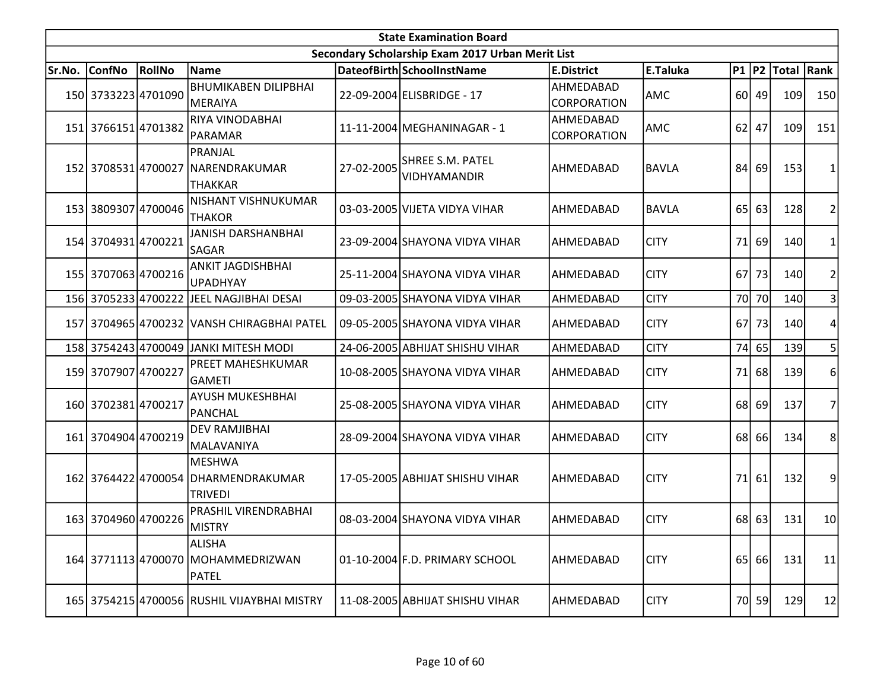| State Examination Board | | | | | | | | | | | |
|---|---|---|---|---|---|---|---|---|---|---|---|
| Secondary Scholarship Exam 2017 Urban Merit List | | | | | | | | | | | |
| Sr.No. | ConfNo | RollNo | Name | DateofBirth | SchoolInstName | E.District | E.Taluka | P1 | P2 | Total | Rank |
| 150 | 3733223 | 4701090 | BHUMIKABEN DILIPBHAI MERAIYA | 22-09-2004 | ELISBRIDGE - 17 | AHMEDABAD CORPORATION | AMC | 60 | 49 | 109 | 150 |
| 151 | 3766151 | 4701382 | RIYA VINODABHAI PARAMAR | 11-11-2004 | MEGHANINAGAR - 1 | AHMEDABAD CORPORATION | AMC | 62 | 47 | 109 | 151 |
| 152 | 3708531 | 4700027 | PRANJAL NARENDRAKUMAR THAKKAR | 27-02-2005 | SHREE S.M. PATEL VIDHYAMANDIR | AHMEDABAD | BAVLA | 84 | 69 | 153 | 1 |
| 153 | 3809307 | 4700046 | NISHANT VISHNUKUMAR THAKOR | 03-03-2005 | VIJETA VIDYA VIHAR | AHMEDABAD | BAVLA | 65 | 63 | 128 | 2 |
| 154 | 3704931 | 4700221 | JANISH DARSHANBHAI SAGAR | 23-09-2004 | SHAYONA VIDYA VIHAR | AHMEDABAD | CITY | 71 | 69 | 140 | 1 |
| 155 | 3707063 | 4700216 | ANKIT JAGDISHBHAI UPADHYAY | 25-11-2004 | SHAYONA VIDYA VIHAR | AHMEDABAD | CITY | 67 | 73 | 140 | 2 |
| 156 | 3705233 | 4700222 | JEEL NAGJIBHAI DESAI | 09-03-2005 | SHAYONA VIDYA VIHAR | AHMEDABAD | CITY | 70 | 70 | 140 | 3 |
| 157 | 3704965 | 4700232 | VANSH CHIRAGBHAI PATEL | 09-05-2005 | SHAYONA VIDYA VIHAR | AHMEDABAD | CITY | 67 | 73 | 140 | 4 |
| 158 | 3754243 | 4700049 | JANKI MITESH MODI | 24-06-2005 | ABHIJAT SHISHU VIHAR | AHMEDABAD | CITY | 74 | 65 | 139 | 5 |
| 159 | 3707907 | 4700227 | PREET MAHESHKUMAR GAMETI | 10-08-2005 | SHAYONA VIDYA VIHAR | AHMEDABAD | CITY | 71 | 68 | 139 | 6 |
| 160 | 3702381 | 4700217 | AYUSH MUKESHBHAI PANCHAL | 25-08-2005 | SHAYONA VIDYA VIHAR | AHMEDABAD | CITY | 68 | 69 | 137 | 7 |
| 161 | 3704904 | 4700219 | DEV RAMJIBHAI MALAVANIYA | 28-09-2004 | SHAYONA VIDYA VIHAR | AHMEDABAD | CITY | 68 | 66 | 134 | 8 |
| 162 | 3764422 | 4700054 | MESHWA DHARMENDRAKUMAR TRIVEDI | 17-05-2005 | ABHIJAT SHISHU VIHAR | AHMEDABAD | CITY | 71 | 61 | 132 | 9 |
| 163 | 3704960 | 4700226 | PRASHIL VIRENDRABHAI MISTRY | 08-03-2004 | SHAYONA VIDYA VIHAR | AHMEDABAD | CITY | 68 | 63 | 131 | 10 |
| 164 | 3771113 | 4700070 | ALISHA MOHAMMEDRIZWAN PATEL | 01-10-2004 | F.D. PRIMARY SCHOOL | AHMEDABAD | CITY | 65 | 66 | 131 | 11 |
| 165 | 3754215 | 4700056 | RUSHIL VIJAYBHAI MISTRY | 11-08-2005 | ABHIJAT SHISHU VIHAR | AHMEDABAD | CITY | 70 | 59 | 129 | 12 |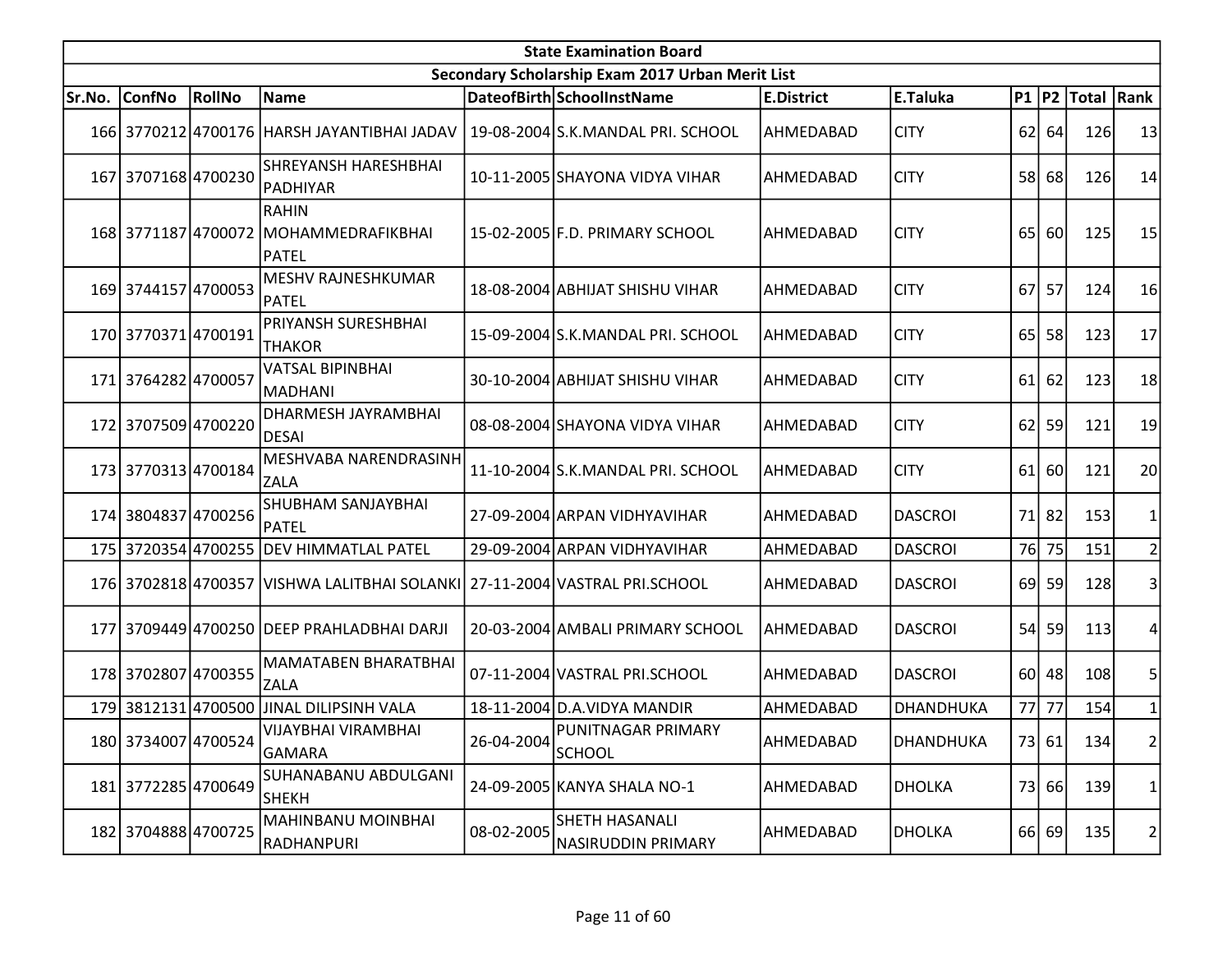| State Examination Board | | | | | | | | | | | |
|---|---|---|---|---|---|---|---|---|---|---|---|
| Secondary Scholarship Exam 2017 Urban Merit List | | | | | | | | | | | |
| Sr.No. | ConfNo | RollNo | Name | DateofBirth | SchoolInstName | E.District | E.Taluka | P1 | P2 | Total | Rank |
| 166 | 3770212 | 4700176 | HARSH JAYANTIBHAI JADAV | 19-08-2004 | S.K.MANDAL PRI. SCHOOL | AHMEDABAD | CITY | 62 | 64 | 126 | 13 |
| 167 | 3707168 | 4700230 | SHREYANSH HARESHBHAI PADHIYAR | 10-11-2005 | SHAYONA VIDYA VIHAR | AHMEDABAD | CITY | 58 | 68 | 126 | 14 |
| 168 | 3771187 | 4700072 | RAHIN MOHAMMEDRAFIKBHAI PATEL | 15-02-2005 | F.D. PRIMARY SCHOOL | AHMEDABAD | CITY | 65 | 60 | 125 | 15 |
| 169 | 3744157 | 4700053 | MESHV RAJNESHKUMAR PATEL | 18-08-2004 | ABHIJAT SHISHU VIHAR | AHMEDABAD | CITY | 67 | 57 | 124 | 16 |
| 170 | 3770371 | 4700191 | PRIYANSH SURESHBHAI THAKOR | 15-09-2004 | S.K.MANDAL PRI. SCHOOL | AHMEDABAD | CITY | 65 | 58 | 123 | 17 |
| 171 | 3764282 | 4700057 | VATSAL BIPINBHAI MADHANI | 30-10-2004 | ABHIJAT SHISHU VIHAR | AHMEDABAD | CITY | 61 | 62 | 123 | 18 |
| 172 | 3707509 | 4700220 | DHARMESH JAYRAMBHAI DESAI | 08-08-2004 | SHAYONA VIDYA VIHAR | AHMEDABAD | CITY | 62 | 59 | 121 | 19 |
| 173 | 3770313 | 4700184 | MESHVABA NARENDRASINH ZALA | 11-10-2004 | S.K.MANDAL PRI. SCHOOL | AHMEDABAD | CITY | 61 | 60 | 121 | 20 |
| 174 | 3804837 | 4700256 | SHUBHAM SANJAYBHAI PATEL | 27-09-2004 | ARPAN VIDHYAVIHAR | AHMEDABAD | DASCROI | 71 | 82 | 153 | 1 |
| 175 | 3720354 | 4700255 | DEV HIMMATLAL PATEL | 29-09-2004 | ARPAN VIDHYAVIHAR | AHMEDABAD | DASCROI | 76 | 75 | 151 | 2 |
| 176 | 3702818 | 4700357 | VISHWA LALITBHAI SOLANKI | 27-11-2004 | VASTRAL PRI.SCHOOL | AHMEDABAD | DASCROI | 69 | 59 | 128 | 3 |
| 177 | 3709449 | 4700250 | DEEP PRAHLADBHAI DARJI | 20-03-2004 | AMBALI PRIMARY SCHOOL | AHMEDABAD | DASCROI | 54 | 59 | 113 | 4 |
| 178 | 3702807 | 4700355 | MAMATABEN BHARATBHAI ZALA | 07-11-2004 | VASTRAL PRI.SCHOOL | AHMEDABAD | DASCROI | 60 | 48 | 108 | 5 |
| 179 | 3812131 | 4700500 | JINAL DILIPSINH VALA | 18-11-2004 | D.A.VIDYA MANDIR | AHMEDABAD | DHANDHUKA | 77 | 77 | 154 | 1 |
| 180 | 3734007 | 4700524 | VIJAYBHAI VIRAMBHAI GAMARA | 26-04-2004 | PUNITNAGAR PRIMARY SCHOOL | AHMEDABAD | DHANDHUKA | 73 | 61 | 134 | 2 |
| 181 | 3772285 | 4700649 | SUHANABANU ABDULGANI SHEKH | 24-09-2005 | KANYA SHALA NO-1 | AHMEDABAD | DHOLKA | 73 | 66 | 139 | 1 |
| 182 | 3704888 | 4700725 | MAHINBANU MOINBHAI RADHANPURI | 08-02-2005 | SHETH HASANALI NASIRUDDIN PRIMARY | AHMEDABAD | DHOLKA | 66 | 69 | 135 | 2 |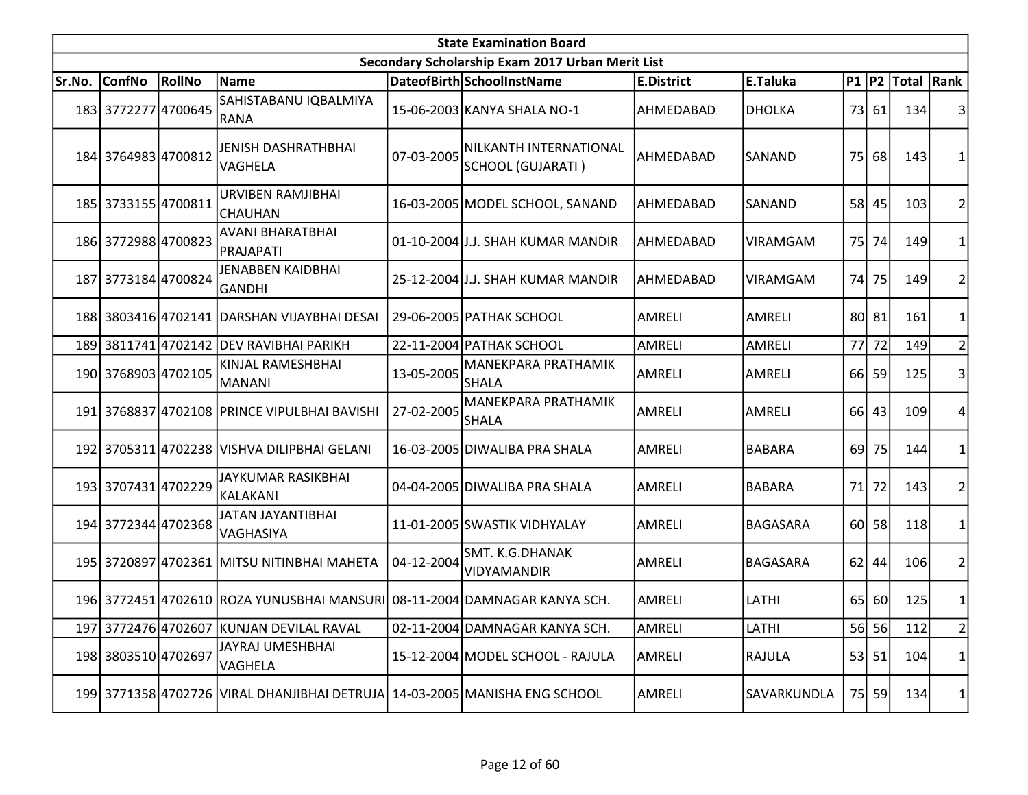| State Examination Board | | | | | | | | | | | | |
|---|---|---|---|---|---|---|---|---|---|---|---|---|
| Secondary Scholarship Exam 2017 Urban Merit List | | | | | | | | | | | | |
| Sr.No. | ConfNo | RollNo | Name | DateofBirth | SchoolInstName | E.District | E.Taluka | P1 | P2 | Total | Rank |
| 183 | 3772277 | 4700645 | SAHISTABANU IQBALMIYA RANA | 15-06-2003 | KANYA SHALA NO-1 | AHMEDABAD | DHOLKA | 73 | 61 | 134 | 3 |
| 184 | 3764983 | 4700812 | JENISH DASHRATHBHAI VAGHELA | 07-03-2005 | NILKANTH INTERNATIONAL SCHOOL (GUJARATI ) | AHMEDABAD | SANAND | 75 | 68 | 143 | 1 |
| 185 | 3733155 | 4700811 | URVIBEN RAMJIBHAI CHAUHAN | 16-03-2005 | MODEL SCHOOL, SANAND | AHMEDABAD | SANAND | 58 | 45 | 103 | 2 |
| 186 | 3772988 | 4700823 | AVANI BHARATBHAI PRAJAPATI | 01-10-2004 | J.J. SHAH KUMAR MANDIR | AHMEDABAD | VIRAMGAM | 75 | 74 | 149 | 1 |
| 187 | 3773184 | 4700824 | JENABBEN KAIDBHAI GANDHI | 25-12-2004 | J.J. SHAH KUMAR MANDIR | AHMEDABAD | VIRAMGAM | 74 | 75 | 149 | 2 |
| 188 | 3803416 | 4702141 | DARSHAN VIJAYBHAI DESAI | 29-06-2005 | PATHAK SCHOOL | AMRELI | AMRELI | 80 | 81 | 161 | 1 |
| 189 | 3811741 | 4702142 | DEV RAVIBHAI PARIKH | 22-11-2004 | PATHAK SCHOOL | AMRELI | AMRELI | 77 | 72 | 149 | 2 |
| 190 | 3768903 | 4702105 | KINJAL RAMESHBHAI MANANI | 13-05-2005 | MANEKPARA PRATHAMIK SHALA | AMRELI | AMRELI | 66 | 59 | 125 | 3 |
| 191 | 3768837 | 4702108 | PRINCE VIPULBHAI BAVISHI | 27-02-2005 | MANEKPARA PRATHAMIK SHALA | AMRELI | AMRELI | 66 | 43 | 109 | 4 |
| 192 | 3705311 | 4702238 | VISHVA DILIPBHAI GELANI | 16-03-2005 | DIWALIBA PRA SHALA | AMRELI | BABARA | 69 | 75 | 144 | 1 |
| 193 | 3707431 | 4702229 | JAYKUMAR RASIKBHAI KALAKANI | 04-04-2005 | DIWALIBA PRA SHALA | AMRELI | BABARA | 71 | 72 | 143 | 2 |
| 194 | 3772344 | 4702368 | JATAN JAYANTIBHAI VAGHASIYA | 11-01-2005 | SWASTIK VIDHYALAY | AMRELI | BAGASARA | 60 | 58 | 118 | 1 |
| 195 | 3720897 | 4702361 | MITSU NITINBHAI MAHETA | 04-12-2004 | SMT. K.G.DHANAK VIDYAMANDIR | AMRELI | BAGASARA | 62 | 44 | 106 | 2 |
| 196 | 3772451 | 4702610 | ROZA YUNUSBHAI MANSURI | 08-11-2004 | DAMNAGAR KANYA SCH. | AMRELI | LATHI | 65 | 60 | 125 | 1 |
| 197 | 3772476 | 4702607 | KUNJAN DEVILAL RAVAL | 02-11-2004 | DAMNAGAR KANYA SCH. | AMRELI | LATHI | 56 | 56 | 112 | 2 |
| 198 | 3803510 | 4702697 | JAYRAJ UMESHBHAI VAGHELA | 15-12-2004 | MODEL SCHOOL - RAJULA | AMRELI | RAJULA | 53 | 51 | 104 | 1 |
| 199 | 3771358 | 4702726 | VIRAL DHANJIBHAI DETRUJA | 14-03-2005 | MANISHA ENG SCHOOL | AMRELI | SAVARKUNDLA | 75 | 59 | 134 | 1 |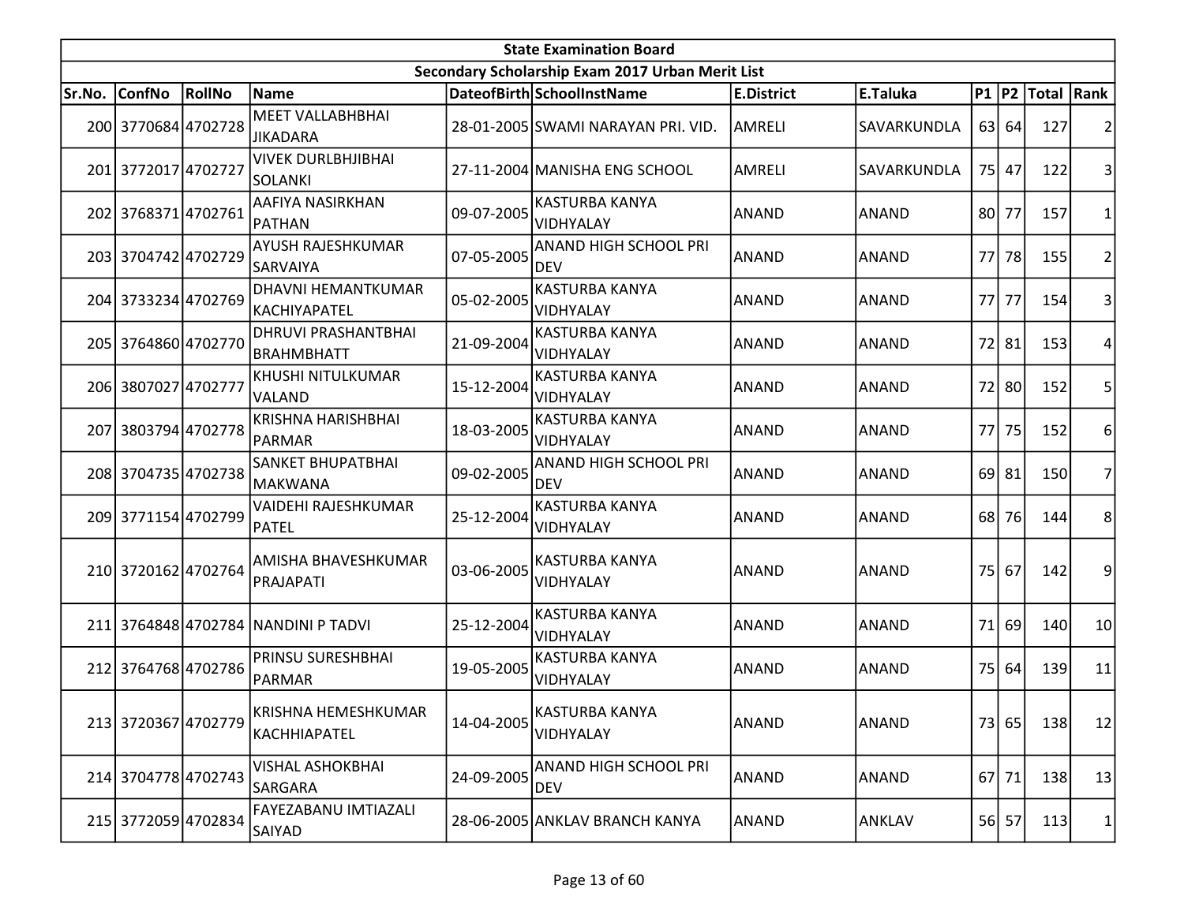| State Examination Board | | | | | | | | | | | |
|---|---|---|---|---|---|---|---|---|---|---|---|
| Secondary Scholarship Exam 2017 Urban Merit List | | | | | | | | | | | |
| Sr.No. | ConfNo | RollNo | Name | DateofBirth | SchoolInstName | E.District | E.Taluka | P1 | P2 | Total | Rank |
| 200 | 3770684 | 4702728 | MEET VALLABHBHAI JIKADARA | 28-01-2005 | SWAMI NARAYAN PRI. VID. | AMRELI | SAVARKUNDLA | 63 | 64 | 127 | 2 |
| 201 | 3772017 | 4702727 | VIVEK DURLBHJIBHAI SOLANKI | 27-11-2004 | MANISHA ENG SCHOOL | AMRELI | SAVARKUNDLA | 75 | 47 | 122 | 3 |
| 202 | 3768371 | 4702761 | AAFIYA NASIRKHAN PATHAN | 09-07-2005 | KASTURBA KANYA VIDHYALAY | ANAND | ANAND | 80 | 77 | 157 | 1 |
| 203 | 3704742 | 4702729 | AYUSH RAJESHKUMAR SARVAIYA | 07-05-2005 | ANAND HIGH SCHOOL PRI DEV | ANAND | ANAND | 77 | 78 | 155 | 2 |
| 204 | 3733234 | 4702769 | DHAVNI HEMANTKUMAR KACHIYAPATEL | 05-02-2005 | KASTURBA KANYA VIDHYALAY | ANAND | ANAND | 77 | 77 | 154 | 3 |
| 205 | 3764860 | 4702770 | DHRUVI PRASHANTBHAI BRAHMBHATT | 21-09-2004 | KASTURBA KANYA VIDHYALAY | ANAND | ANAND | 72 | 81 | 153 | 4 |
| 206 | 3807027 | 4702777 | KHUSHI NITULKUMAR VALAND | 15-12-2004 | KASTURBA KANYA VIDHYALAY | ANAND | ANAND | 72 | 80 | 152 | 5 |
| 207 | 3803794 | 4702778 | KRISHNA HARISHBHAI PARMAR | 18-03-2005 | KASTURBA KANYA VIDHYALAY | ANAND | ANAND | 77 | 75 | 152 | 6 |
| 208 | 3704735 | 4702738 | SANKET BHUPATBHAI MAKWANA | 09-02-2005 | ANAND HIGH SCHOOL PRI DEV | ANAND | ANAND | 69 | 81 | 150 | 7 |
| 209 | 3771154 | 4702799 | VAIDEHI RAJESHKUMAR PATEL | 25-12-2004 | KASTURBA KANYA VIDHYALAY | ANAND | ANAND | 68 | 76 | 144 | 8 |
| 210 | 3720162 | 4702764 | AMISHA BHAVESHKUMAR PRAJAPATI | 03-06-2005 | KASTURBA KANYA VIDHYALAY | ANAND | ANAND | 75 | 67 | 142 | 9 |
| 211 | 3764848 | 4702784 | NANDINI P TADVI | 25-12-2004 | KASTURBA KANYA VIDHYALAY | ANAND | ANAND | 71 | 69 | 140 | 10 |
| 212 | 3764768 | 4702786 | PRINSU SURESHBHAI PARMAR | 19-05-2005 | KASTURBA KANYA VIDHYALAY | ANAND | ANAND | 75 | 64 | 139 | 11 |
| 213 | 3720367 | 4702779 | KRISHNA HEMESHKUMAR KACHHIAPATEL | 14-04-2005 | KASTURBA KANYA VIDHYALAY | ANAND | ANAND | 73 | 65 | 138 | 12 |
| 214 | 3704778 | 4702743 | VISHAL ASHOKBHAI SARGARA | 24-09-2005 | ANAND HIGH SCHOOL PRI DEV | ANAND | ANAND | 67 | 71 | 138 | 13 |
| 215 | 3772059 | 4702834 | FAYEZABANU IMTIAZALI SAIYAD | 28-06-2005 | ANKLAV BRANCH KANYA | ANAND | ANKLAV | 56 | 57 | 113 | 1 |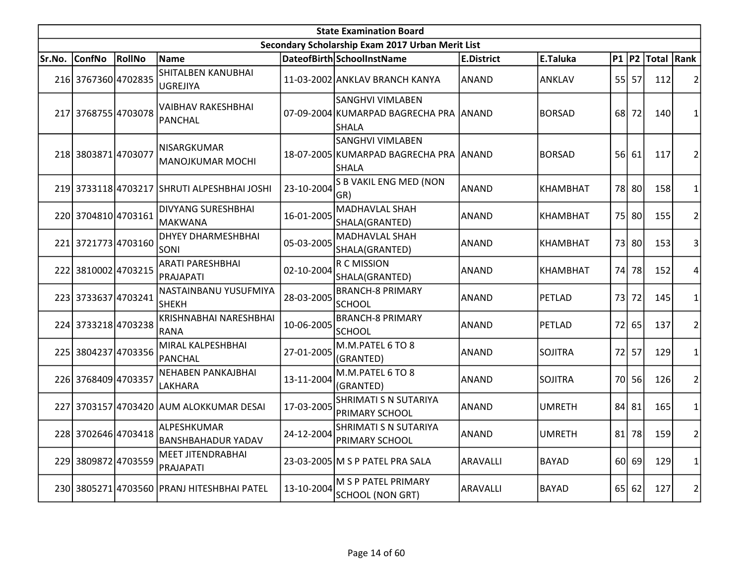# State Examination Board

## Secondary Scholarship Exam 2017 Urban Merit List

| Sr.No. | ConfNo | RollNo | Name | DateofBirth | SchoolInstName | E.District | E.Taluka | P1 | P2 | Total | Rank |
|---|---|---|---|---|---|---|---|---|---|---|---|
| 216 | 3767360 | 4702835 | SHITALBEN KANUBHAI UGREJIYA | 11-03-2002 | ANKLAV BRANCH KANYA | ANAND | ANKLAV | 55 | 57 | 112 | 2 |
| 217 | 3768755 | 4703078 | VAIBHAV RAKESHBHAI PANCHAL | 07-09-2004 | SANGHVI VIMLABEN KUMARPAD BAGRECHA PRA SHALA | ANAND | BORSAD | 68 | 72 | 140 | 1 |
| 218 | 3803871 | 4703077 | NISARGKUMAR MANOJKUMAR MOCHI | 18-07-2005 | SANGHVI VIMLABEN KUMARPAD BAGRECHA PRA SHALA | ANAND | BORSAD | 56 | 61 | 117 | 2 |
| 219 | 3733118 | 4703217 | SHRUTI ALPESHBHAI JOSHI | 23-10-2004 | S B VAKIL ENG MED (NON GR) | ANAND | KHAMBHAT | 78 | 80 | 158 | 1 |
| 220 | 3704810 | 4703161 | DIVYANG SURESHBHAI MAKWANA | 16-01-2005 | MADHAVLAL SHAH SHALA(GRANTED) | ANAND | KHAMBHAT | 75 | 80 | 155 | 2 |
| 221 | 3721773 | 4703160 | DHYEY DHARMESHBHAI SONI | 05-03-2005 | MADHAVLAL SHAH SHALA(GRANTED) | ANAND | KHAMBHAT | 73 | 80 | 153 | 3 |
| 222 | 3810002 | 4703215 | ARATI PARESHBHAI PRAJAPATI | 02-10-2004 | R C MISSION SHALA(GRANTED) | ANAND | KHAMBHAT | 74 | 78 | 152 | 4 |
| 223 | 3733637 | 4703241 | NASTAINBANU YUSUFMIYA SHEKH | 28-03-2005 | BRANCH-8 PRIMARY SCHOOL | ANAND | PETLAD | 73 | 72 | 145 | 1 |
| 224 | 3733218 | 4703238 | KRISHNABHAI NARESHBHAI RANA | 10-06-2005 | BRANCH-8 PRIMARY SCHOOL | ANAND | PETLAD | 72 | 65 | 137 | 2 |
| 225 | 3804237 | 4703356 | MIRAL KALPESHBHAI PANCHAL | 27-01-2005 | M.M.PATEL 6 TO 8 (GRANTED) | ANAND | SOJITRA | 72 | 57 | 129 | 1 |
| 226 | 3768409 | 4703357 | NEHABEN PANKAJBHAI LAKHARA | 13-11-2004 | M.M.PATEL 6 TO 8 (GRANTED) | ANAND | SOJITRA | 70 | 56 | 126 | 2 |
| 227 | 3703157 | 4703420 | AUM ALOKKUMAR DESAI | 17-03-2005 | SHRIMATI S N SUTARIYA PRIMARY SCHOOL | ANAND | UMRETH | 84 | 81 | 165 | 1 |
| 228 | 3702646 | 4703418 | ALPESHKUMAR BANSHBAHADUR YADAV | 24-12-2004 | SHRIMATI S N SUTARIYA PRIMARY SCHOOL | ANAND | UMRETH | 81 | 78 | 159 | 2 |
| 229 | 3809872 | 4703559 | MEET JITENDRABHAI PRAJAPATI | 23-03-2005 | M S P PATEL PRA SALA | ARAVALLI | BAYAD | 60 | 69 | 129 | 1 |
| 230 | 3805271 | 4703560 | PRANJ HITESHBHAI PATEL | 13-10-2004 | M S P PATEL PRIMARY SCHOOL (NON GRT) | ARAVALLI | BAYAD | 65 | 62 | 127 | 2 |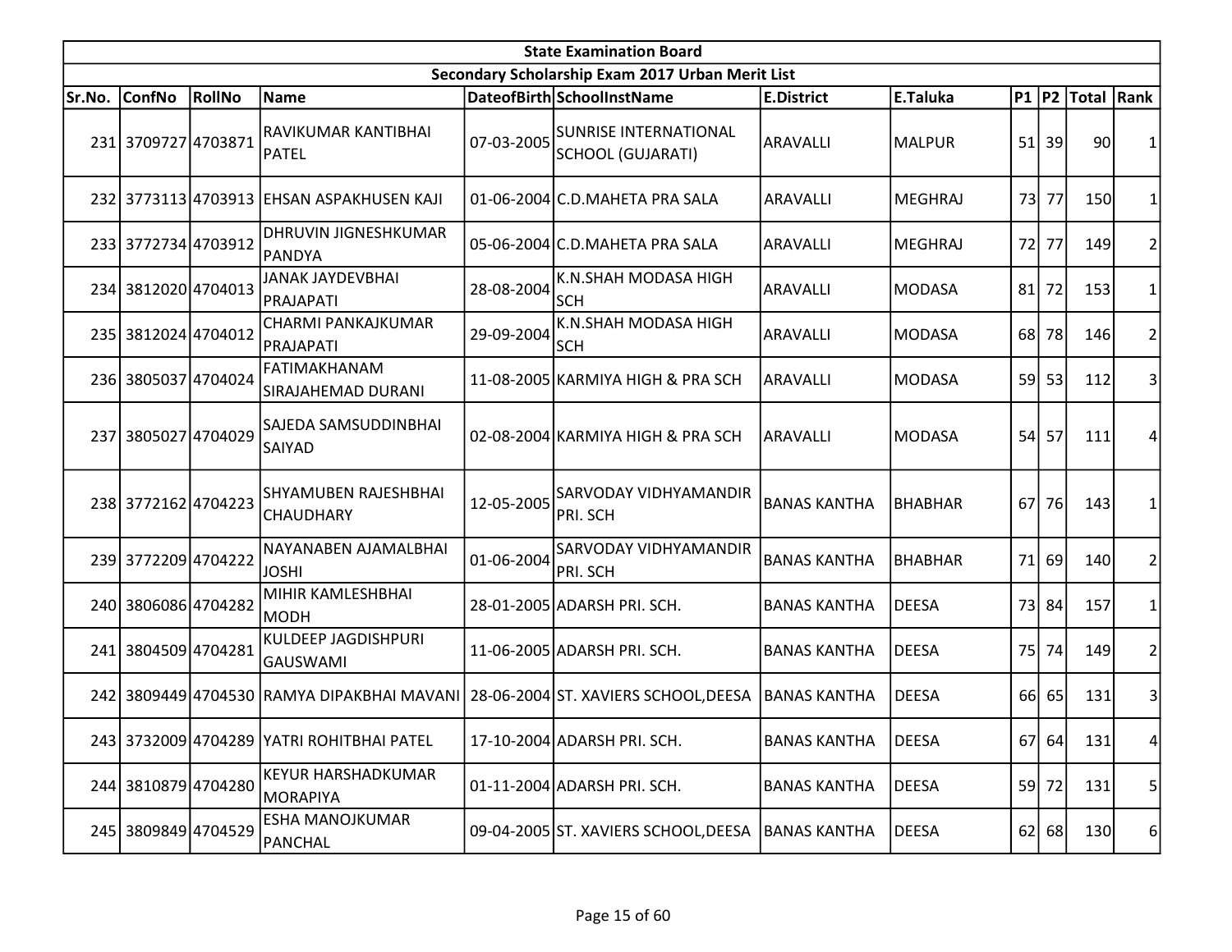| State Examination Board | | | | | | | | | | | |
|---|---|---|---|---|---|---|---|---|---|---|---|
| Secondary Scholarship Exam 2017 Urban Merit List | | | | | | | | | | | |
| Sr.No. | ConfNo | RollNo | Name | DateofBirth | SchoolInstName | E.District | E.Taluka | P1 | P2 | Total | Rank |
| 231 | 3709727 | 4703871 | RAVIKUMAR KANTIBHAI PATEL | 07-03-2005 | SUNRISE INTERNATIONAL SCHOOL (GUJARATI) | ARAVALLI | MALPUR | 51 | 39 | 90 | 1 |
| 232 | 3773113 | 4703913 | EHSAN ASPAKHUSEN KAJI | 01-06-2004 | C.D.MAHETA PRA SALA | ARAVALLI | MEGHRAJ | 73 | 77 | 150 | 1 |
| 233 | 3772734 | 4703912 | DHRUVIN JIGNESHKUMAR PANDYA | 05-06-2004 | C.D.MAHETA PRA SALA | ARAVALLI | MEGHRAJ | 72 | 77 | 149 | 2 |
| 234 | 3812020 | 4704013 | JANAK JAYDEVBHAI PRAJAPATI | 28-08-2004 | K.N.SHAH MODASA HIGH SCH | ARAVALLI | MODASA | 81 | 72 | 153 | 1 |
| 235 | 3812024 | 4704012 | CHARMI PANKAJKUMAR PRAJAPATI | 29-09-2004 | K.N.SHAH MODASA HIGH SCH | ARAVALLI | MODASA | 68 | 78 | 146 | 2 |
| 236 | 3805037 | 4704024 | FATIMAKHANAM SIRAJAHEMAD DURANI | 11-08-2005 | KARMIYA HIGH & PRA SCH | ARAVALLI | MODASA | 59 | 53 | 112 | 3 |
| 237 | 3805027 | 4704029 | SAJEDA SAMSUDDINBHAI SAIYAD | 02-08-2004 | KARMIYA HIGH & PRA SCH | ARAVALLI | MODASA | 54 | 57 | 111 | 4 |
| 238 | 3772162 | 4704223 | SHYAMUBEN RAJESHBHAI CHAUDHARY | 12-05-2005 | SARVODAY VIDHYAMANDIR PRI. SCH | BANAS KANTHA | BHABHAR | 67 | 76 | 143 | 1 |
| 239 | 3772209 | 4704222 | NAYANABEN AJAMALBHAI JOSHI | 01-06-2004 | SARVODAY VIDHYAMANDIR PRI. SCH | BANAS KANTHA | BHABHAR | 71 | 69 | 140 | 2 |
| 240 | 3806086 | 4704282 | MIHIR KAMLESHBHAI MODH | 28-01-2005 | ADARSH PRI. SCH. | BANAS KANTHA | DEESA | 73 | 84 | 157 | 1 |
| 241 | 3804509 | 4704281 | KULDEEP JAGDISHPURI GAUSWAMI | 11-06-2005 | ADARSH PRI. SCH. | BANAS KANTHA | DEESA | 75 | 74 | 149 | 2 |
| 242 | 3809449 | 4704530 | RAMYA DIPAKBHAI MAVANI | 28-06-2004 | ST. XAVIERS SCHOOL,DEESA | BANAS KANTHA | DEESA | 66 | 65 | 131 | 3 |
| 243 | 3732009 | 4704289 | YATRI ROHITBHAI PATEL | 17-10-2004 | ADARSH PRI. SCH. | BANAS KANTHA | DEESA | 67 | 64 | 131 | 4 |
| 244 | 3810879 | 4704280 | KEYUR HARSHADKUMAR MORAPIYA | 01-11-2004 | ADARSH PRI. SCH. | BANAS KANTHA | DEESA | 59 | 72 | 131 | 5 |
| 245 | 3809849 | 4704529 | ESHA MANOJKUMAR PANCHAL | 09-04-2005 | ST. XAVIERS SCHOOL,DEESA | BANAS KANTHA | DEESA | 62 | 68 | 130 | 6 |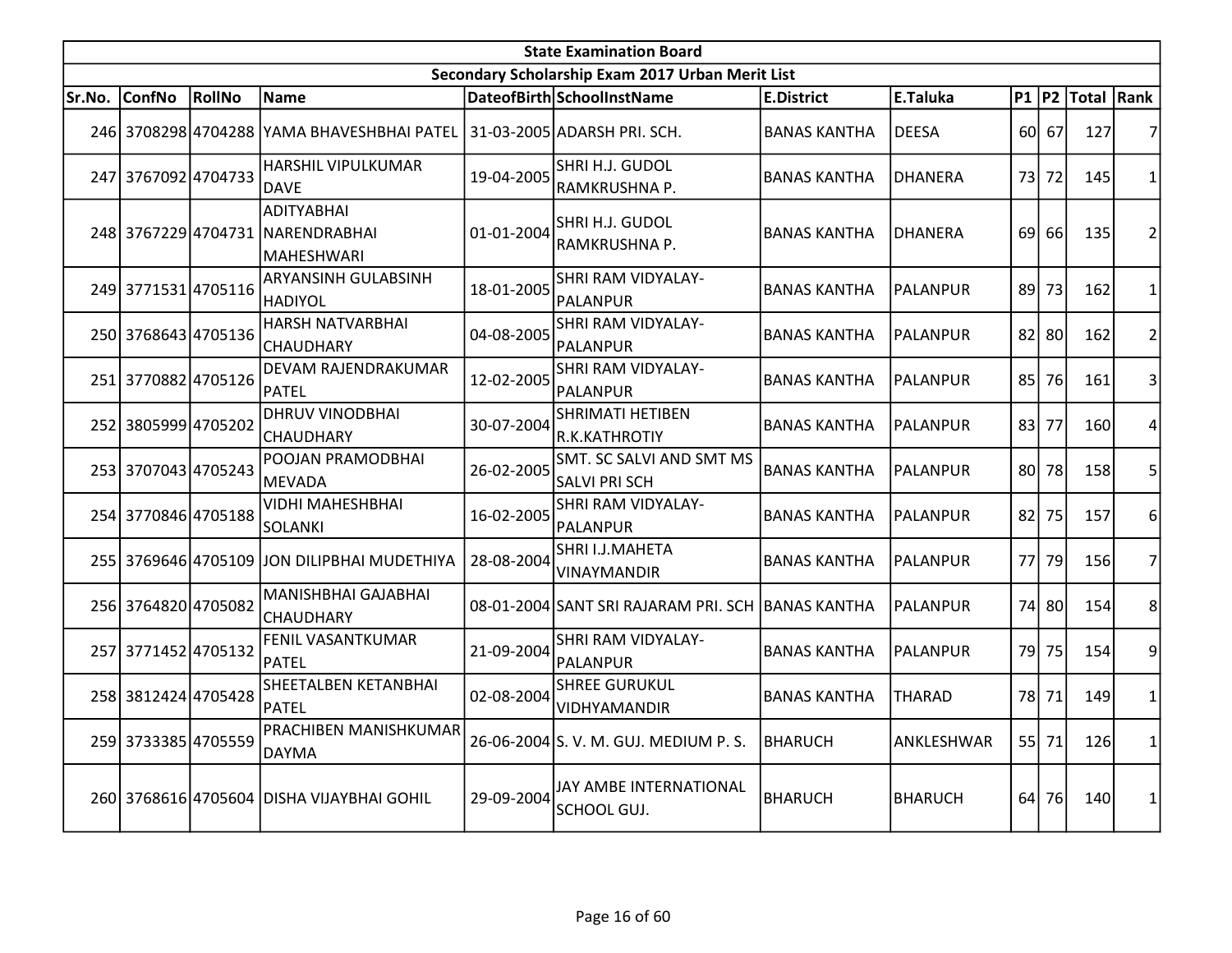| State Examination Board | | | | | | | | | | | |
|---|---|---|---|---|---|---|---|---|---|---|---|
| Secondary Scholarship Exam 2017 Urban Merit List | | | | | | | | | | | |
| Sr.No. | ConfNo | RollNo | Name | DateofBirth | SchoolInstName | E.District | E.Taluka | P1 | P2 | Total | Rank |
| 246 | 3708298 | 4704288 | YAMA BHAVESHBHAI PATEL | 31-03-2005 | ADARSH PRI. SCH. | BANAS KANTHA | DEESA | 60 | 67 | 127 | 7 |
| 247 | 3767092 | 4704733 | HARSHIL VIPULKUMAR DAVE | 19-04-2005 | SHRI H.J. GUDOL RAMKRUSHNA P. | BANAS KANTHA | DHANERA | 73 | 72 | 145 | 1 |
| 248 | 3767229 | 4704731 | ADITYABHAI NARENDRABHAI MAHESHWARI | 01-01-2004 | SHRI H.J. GUDOL RAMKRUSHNA P. | BANAS KANTHA | DHANERA | 69 | 66 | 135 | 2 |
| 249 | 3771531 | 4705116 | ARYANSINH GULABSINH HADIYOL | 18-01-2005 | SHRI RAM VIDYALAY-PALANPUR | BANAS KANTHA | PALANPUR | 89 | 73 | 162 | 1 |
| 250 | 3768643 | 4705136 | HARSH NATVARBHAI CHAUDHARY | 04-08-2005 | SHRI RAM VIDYALAY-PALANPUR | BANAS KANTHA | PALANPUR | 82 | 80 | 162 | 2 |
| 251 | 3770882 | 4705126 | DEVAM RAJENDRAKUMAR PATEL | 12-02-2005 | SHRI RAM VIDYALAY-PALANPUR | BANAS KANTHA | PALANPUR | 85 | 76 | 161 | 3 |
| 252 | 3805999 | 4705202 | DHRUV VINODBHAI CHAUDHARY | 30-07-2004 | SHRIMATI HETIBEN R.K.KATHROTIY | BANAS KANTHA | PALANPUR | 83 | 77 | 160 | 4 |
| 253 | 3707043 | 4705243 | POOJAN PRAMODBHAI MEVADA | 26-02-2005 | SMT. SC SALVI AND SMT MS SALVI PRI SCH | BANAS KANTHA | PALANPUR | 80 | 78 | 158 | 5 |
| 254 | 3770846 | 4705188 | VIDHI MAHESHBHAI SOLANKI | 16-02-2005 | SHRI RAM VIDYALAY-PALANPUR | BANAS KANTHA | PALANPUR | 82 | 75 | 157 | 6 |
| 255 | 3769646 | 4705109 | JON DILIPBHAI MUDETHIYA | 28-08-2004 | SHRI I.J.MAHETA VINAYMANDIR | BANAS KANTHA | PALANPUR | 77 | 79 | 156 | 7 |
| 256 | 3764820 | 4705082 | MANISHBHAI GAJABHAI CHAUDHARY | 08-01-2004 | SANT SRI RAJARAM PRI. SCH | BANAS KANTHA | PALANPUR | 74 | 80 | 154 | 8 |
| 257 | 3771452 | 4705132 | FENIL VASANTKUMAR PATEL | 21-09-2004 | SHRI RAM VIDYALAY-PALANPUR | BANAS KANTHA | PALANPUR | 79 | 75 | 154 | 9 |
| 258 | 3812424 | 4705428 | SHEETALBEN KETANBHAI PATEL | 02-08-2004 | SHREE GURUKUL VIDHYAMANDIR | BANAS KANTHA | THARAD | 78 | 71 | 149 | 1 |
| 259 | 3733385 | 4705559 | PRACHIBEN MANISHKUMAR DAYMA | 26-06-2004 | S. V. M. GUJ. MEDIUM P. S. | BHARUCH | ANKLESHWAR | 55 | 71 | 126 | 1 |
| 260 | 3768616 | 4705604 | DISHA VIJAYBHAI GOHIL | 29-09-2004 | JAY AMBE INTERNATIONAL SCHOOL GUJ. | BHARUCH | BHARUCH | 64 | 76 | 140 | 1 |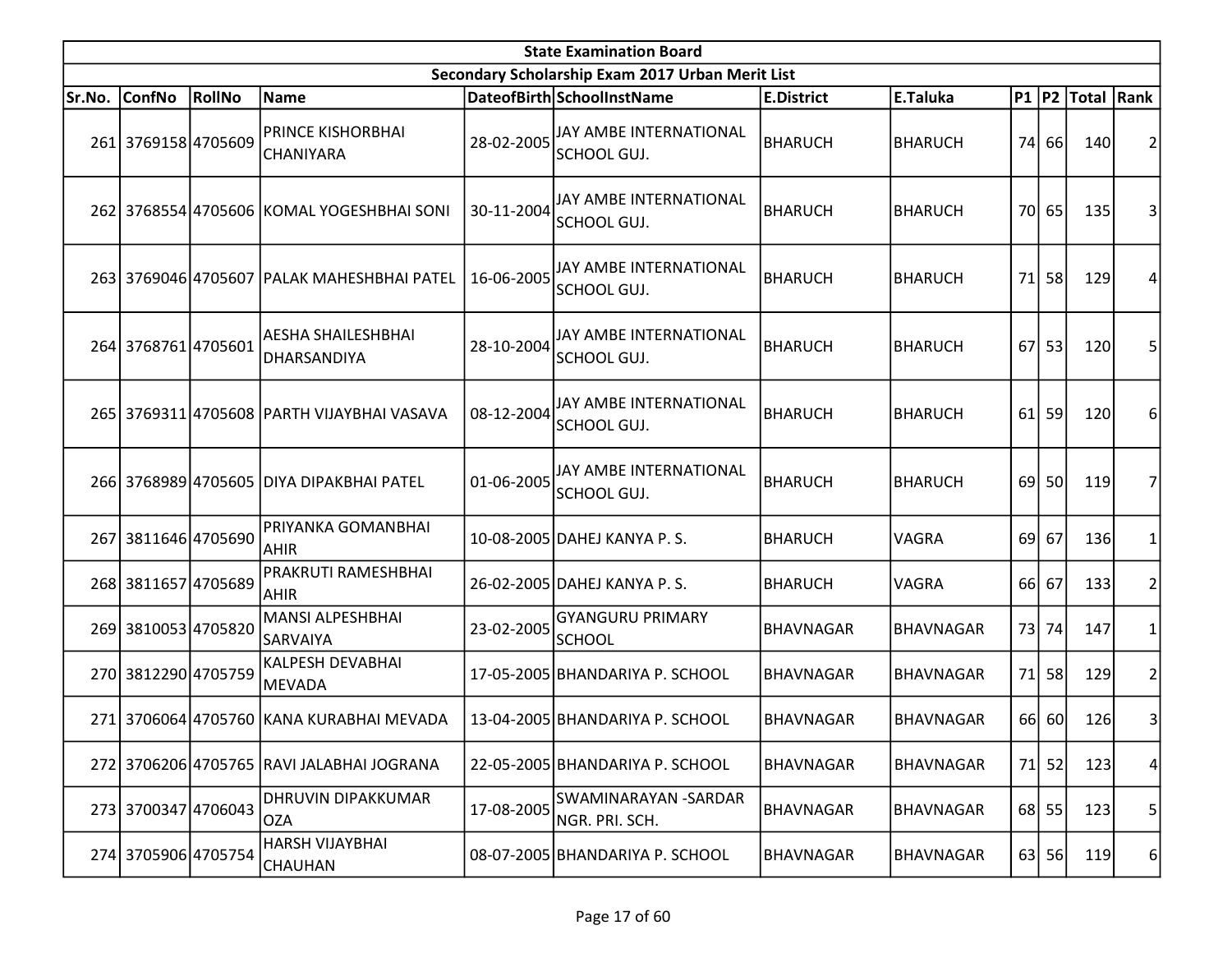| State Examination Board | | | | | | | | | | | |
|---|---|---|---|---|---|---|---|---|---|---|---|
| Secondary Scholarship Exam 2017 Urban Merit List | | | | | | | | | | | |
| Sr.No. | ConfNo | RollNo | Name | DateofBirth | SchoolInstName | E.District | E.Taluka | P1 | P2 | Total | Rank |
| 261 | 3769158 | 4705609 | PRINCE KISHORBHAI CHANIYARA | 28-02-2005 | JAY AMBE INTERNATIONAL SCHOOL GUJ. | BHARUCH | BHARUCH | 74 | 66 | 140 | 2 |
| 262 | 3768554 | 4705606 | KOMAL YOGESHBHAI SONI | 30-11-2004 | JAY AMBE INTERNATIONAL SCHOOL GUJ. | BHARUCH | BHARUCH | 70 | 65 | 135 | 3 |
| 263 | 3769046 | 4705607 | PALAK MAHESHBHAI PATEL | 16-06-2005 | JAY AMBE INTERNATIONAL SCHOOL GUJ. | BHARUCH | BHARUCH | 71 | 58 | 129 | 4 |
| 264 | 3768761 | 4705601 | AESHA SHAILESHBHAI DHARSANDIYA | 28-10-2004 | JAY AMBE INTERNATIONAL SCHOOL GUJ. | BHARUCH | BHARUCH | 67 | 53 | 120 | 5 |
| 265 | 3769311 | 4705608 | PARTH VIJAYBHAI VASAVA | 08-12-2004 | JAY AMBE INTERNATIONAL SCHOOL GUJ. | BHARUCH | BHARUCH | 61 | 59 | 120 | 6 |
| 266 | 3768989 | 4705605 | DIYA DIPAKBHAI PATEL | 01-06-2005 | JAY AMBE INTERNATIONAL SCHOOL GUJ. | BHARUCH | BHARUCH | 69 | 50 | 119 | 7 |
| 267 | 3811646 | 4705690 | PRIYANKA GOMANBHAI AHIR | 10-08-2005 | DAHEJ KANYA P. S. | BHARUCH | VAGRA | 69 | 67 | 136 | 1 |
| 268 | 3811657 | 4705689 | PRAKRUTI RAMESHBHAI AHIR | 26-02-2005 | DAHEJ KANYA P. S. | BHARUCH | VAGRA | 66 | 67 | 133 | 2 |
| 269 | 3810053 | 4705820 | MANSI ALPESHBHAI SARVAIYA | 23-02-2005 | GYANGURU PRIMARY SCHOOL | BHAVNAGAR | BHAVNAGAR | 73 | 74 | 147 | 1 |
| 270 | 3812290 | 4705759 | KALPESH DEVABHAI MEVADA | 17-05-2005 | BHANDARIYA P. SCHOOL | BHAVNAGAR | BHAVNAGAR | 71 | 58 | 129 | 2 |
| 271 | 3706064 | 4705760 | KANA KURABHAI MEVADA | 13-04-2005 | BHANDARIYA P. SCHOOL | BHAVNAGAR | BHAVNAGAR | 66 | 60 | 126 | 3 |
| 272 | 3706206 | 4705765 | RAVI JALABHAI JOGRANA | 22-05-2005 | BHANDARIYA P. SCHOOL | BHAVNAGAR | BHAVNAGAR | 71 | 52 | 123 | 4 |
| 273 | 3700347 | 4706043 | DHRUVIN DIPAKKUMAR OZA | 17-08-2005 | SWAMINARAYAN -SARDAR NGR. PRI. SCH. | BHAVNAGAR | BHAVNAGAR | 68 | 55 | 123 | 5 |
| 274 | 3705906 | 4705754 | HARSH VIJAYBHAI CHAUHAN | 08-07-2005 | BHANDARIYA P. SCHOOL | BHAVNAGAR | BHAVNAGAR | 63 | 56 | 119 | 6 |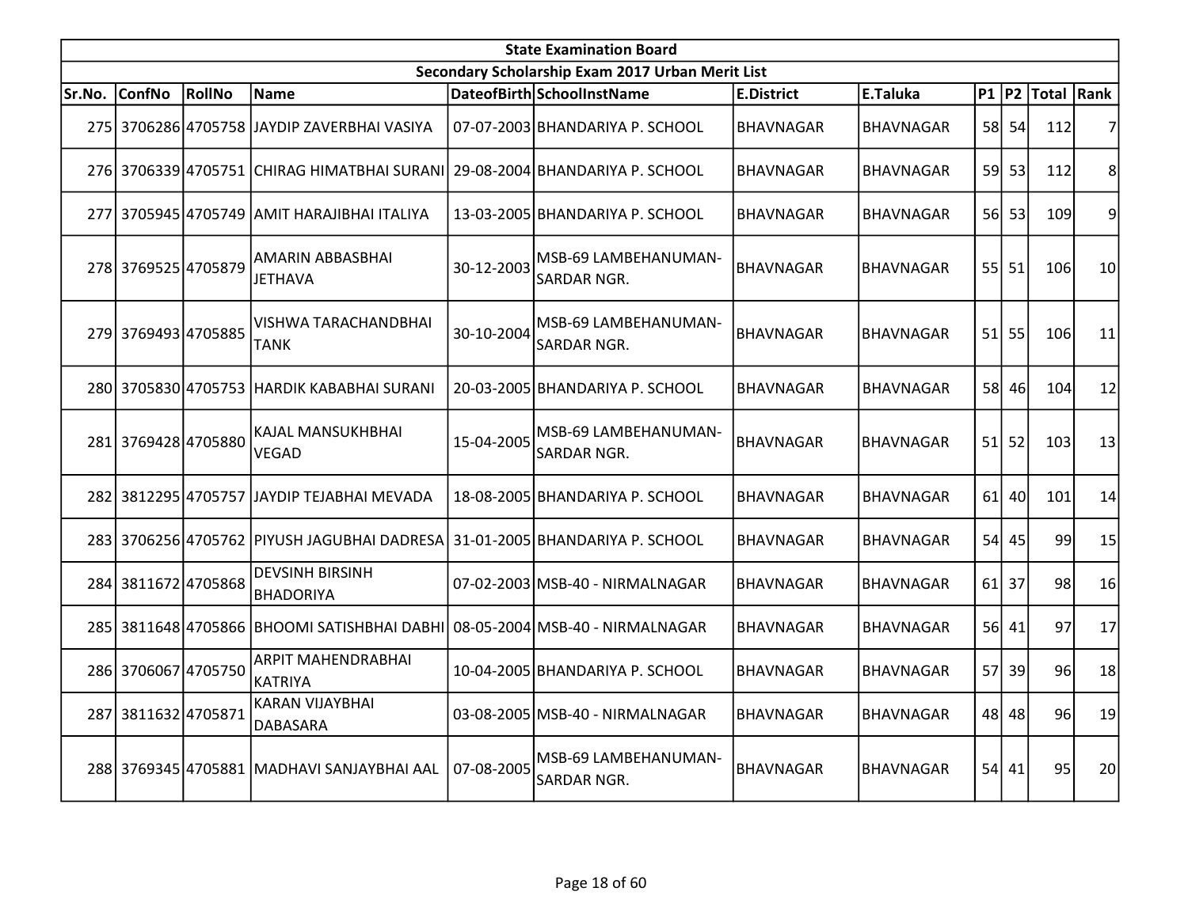| State Examination Board | | | | | | | | | | | |
|---|---|---|---|---|---|---|---|---|---|---|---|
| Secondary Scholarship Exam 2017 Urban Merit List | | | | | | | | | | | |
| Sr.No. | ConfNo | RollNo | Name | DateofBirth | SchoolInstName | E.District | E.Taluka | P1 | P2 | Total | Rank |
| 275 | 3706286 | 4705758 | JAYDIP ZAVERBHAI VASIYA | 07-07-2003 | BHANDARIYA P. SCHOOL | BHAVNAGAR | BHAVNAGAR | 58 | 54 | 112 | 7 |
| 276 | 3706339 | 4705751 | CHIRAG HIMATBHAI SURANI | 29-08-2004 | BHANDARIYA P. SCHOOL | BHAVNAGAR | BHAVNAGAR | 59 | 53 | 112 | 8 |
| 277 | 3705945 | 4705749 | AMIT HARAJIBHAI ITALIYA | 13-03-2005 | BHANDARIYA P. SCHOOL | BHAVNAGAR | BHAVNAGAR | 56 | 53 | 109 | 9 |
| 278 | 3769525 | 4705879 | AMARIN ABBASBHAI JETHAVA | 30-12-2003 | MSB-69 LAMBEHANUMAN-SARDAR NGR. | BHAVNAGAR | BHAVNAGAR | 55 | 51 | 106 | 10 |
| 279 | 3769493 | 4705885 | VISHWA TARACHANDBHAI TANK | 30-10-2004 | MSB-69 LAMBEHANUMAN-SARDAR NGR. | BHAVNAGAR | BHAVNAGAR | 51 | 55 | 106 | 11 |
| 280 | 3705830 | 4705753 | HARDIK KABABHAI SURANI | 20-03-2005 | BHANDARIYA P. SCHOOL | BHAVNAGAR | BHAVNAGAR | 58 | 46 | 104 | 12 |
| 281 | 3769428 | 4705880 | KAJAL MANSUKHBHAI VEGAD | 15-04-2005 | MSB-69 LAMBEHANUMAN-SARDAR NGR. | BHAVNAGAR | BHAVNAGAR | 51 | 52 | 103 | 13 |
| 282 | 3812295 | 4705757 | JAYDIP TEJABHAI MEVADA | 18-08-2005 | BHANDARIYA P. SCHOOL | BHAVNAGAR | BHAVNAGAR | 61 | 40 | 101 | 14 |
| 283 | 3706256 | 4705762 | PIYUSH JAGUBHAI DADRESA | 31-01-2005 | BHANDARIYA P. SCHOOL | BHAVNAGAR | BHAVNAGAR | 54 | 45 | 99 | 15 |
| 284 | 3811672 | 4705868 | DEVSINH BIRSINH BHADORIYA | 07-02-2003 | MSB-40 - NIRMALNAGAR | BHAVNAGAR | BHAVNAGAR | 61 | 37 | 98 | 16 |
| 285 | 3811648 | 4705866 | BHOOMI SATISHBHAI DABHI | 08-05-2004 | MSB-40 - NIRMALNAGAR | BHAVNAGAR | BHAVNAGAR | 56 | 41 | 97 | 17 |
| 286 | 3706067 | 4705750 | ARPIT MAHENDRABHAI KATRIYA | 10-04-2005 | BHANDARIYA P. SCHOOL | BHAVNAGAR | BHAVNAGAR | 57 | 39 | 96 | 18 |
| 287 | 3811632 | 4705871 | KARAN VIJAYBHAI DABASARA | 03-08-2005 | MSB-40 - NIRMALNAGAR | BHAVNAGAR | BHAVNAGAR | 48 | 48 | 96 | 19 |
| 288 | 3769345 | 4705881 | MADHAVI SANJAYBHAI AAL | 07-08-2005 | MSB-69 LAMBEHANUMAN-SARDAR NGR. | BHAVNAGAR | BHAVNAGAR | 54 | 41 | 95 | 20 |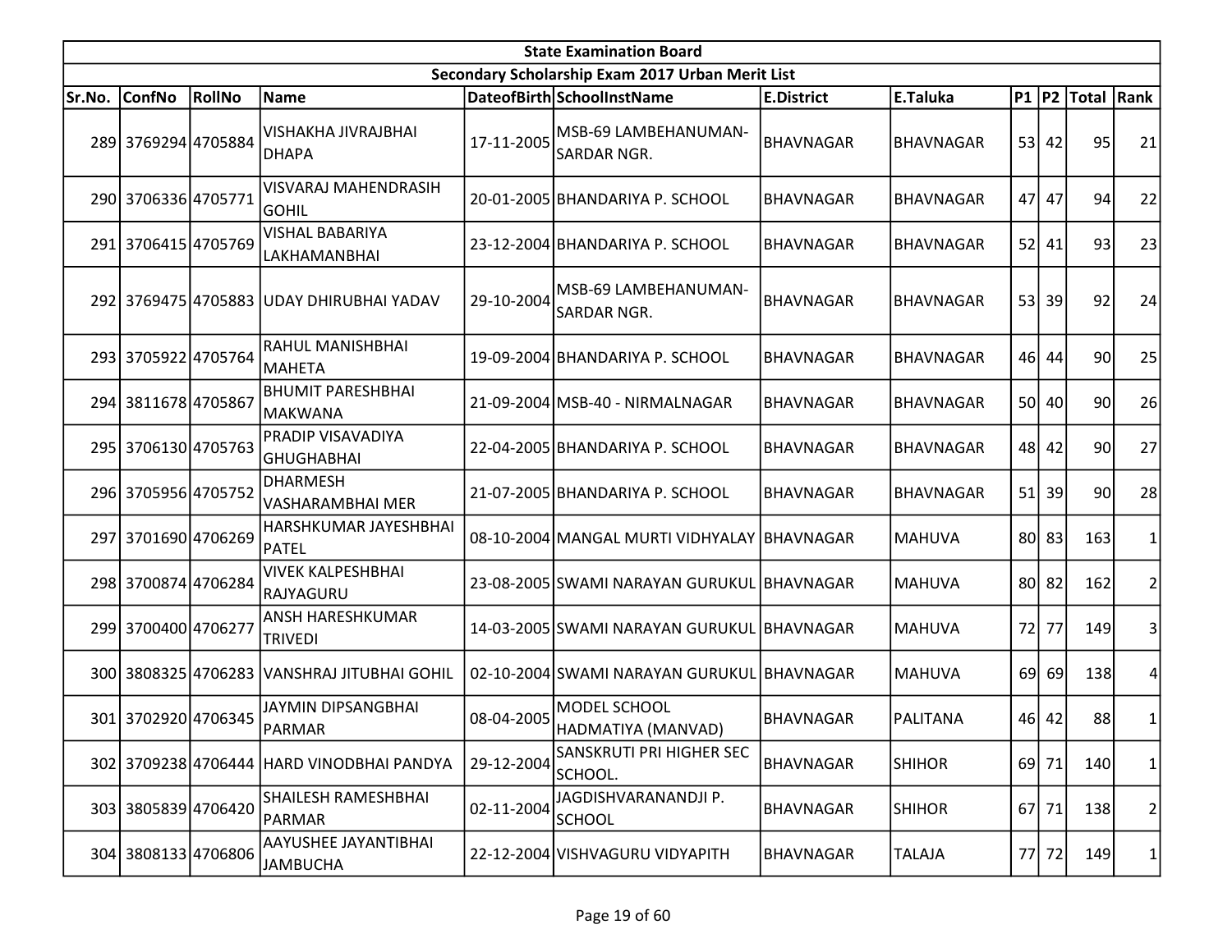| State Examination Board | | | | | | | | | | | |
|---|---|---|---|---|---|---|---|---|---|---|---|
| Secondary Scholarship Exam 2017 Urban Merit List | | | | | | | | | | | |
| Sr.No. | ConfNo | RollNo | Name | DateofBirth | SchoolInstName | E.District | E.Taluka | P1 | P2 | Total | Rank |
| 289 | 3769294 | 4705884 | VISHAKHA JIVRAJBHAI DHAPA | 17-11-2005 | MSB-69 LAMBEHANUMAN-SARDAR NGR. | BHAVNAGAR | BHAVNAGAR | 53 | 42 | 95 | 21 |
| 290 | 3706336 | 4705771 | VISVARAJ MAHENDRASIH GOHIL | 20-01-2005 | BHANDARIYA P. SCHOOL | BHAVNAGAR | BHAVNAGAR | 47 | 47 | 94 | 22 |
| 291 | 3706415 | 4705769 | VISHAL BABARIYA LAKHAMANBHAI | 23-12-2004 | BHANDARIYA P. SCHOOL | BHAVNAGAR | BHAVNAGAR | 52 | 41 | 93 | 23 |
| 292 | 3769475 | 4705883 | UDAY DHIRUBHAI YADAV | 29-10-2004 | MSB-69 LAMBEHANUMAN-SARDAR NGR. | BHAVNAGAR | BHAVNAGAR | 53 | 39 | 92 | 24 |
| 293 | 3705922 | 4705764 | RAHUL MANISHBHAI MAHETA | 19-09-2004 | BHANDARIYA P. SCHOOL | BHAVNAGAR | BHAVNAGAR | 46 | 44 | 90 | 25 |
| 294 | 3811678 | 4705867 | BHUMIT PARESHBHAI MAKWANA | 21-09-2004 | MSB-40 - NIRMALNAGAR | BHAVNAGAR | BHAVNAGAR | 50 | 40 | 90 | 26 |
| 295 | 3706130 | 4705763 | PRADIP VISAVADIYA GHUGHABHAI | 22-04-2005 | BHANDARIYA P. SCHOOL | BHAVNAGAR | BHAVNAGAR | 48 | 42 | 90 | 27 |
| 296 | 3705956 | 4705752 | DHARMESH VASHARAMBHAI MER | 21-07-2005 | BHANDARIYA P. SCHOOL | BHAVNAGAR | BHAVNAGAR | 51 | 39 | 90 | 28 |
| 297 | 3701690 | 4706269 | HARSHKUMAR JAYESHBHAI PATEL | 08-10-2004 | MANGAL MURTI VIDHYALAY | BHAVNAGAR | MAHUVA | 80 | 83 | 163 | 1 |
| 298 | 3700874 | 4706284 | VIVEK KALPESHBHAI RAJYAGURU | 23-08-2005 | SWAMI NARAYAN GURUKUL | BHAVNAGAR | MAHUVA | 80 | 82 | 162 | 2 |
| 299 | 3700400 | 4706277 | ANSH HARESHKUMAR TRIVEDI | 14-03-2005 | SWAMI NARAYAN GURUKUL | BHAVNAGAR | MAHUVA | 72 | 77 | 149 | 3 |
| 300 | 3808325 | 4706283 | VANSHRAJ JITUBHAI GOHIL | 02-10-2004 | SWAMI NARAYAN GURUKUL | BHAVNAGAR | MAHUVA | 69 | 69 | 138 | 4 |
| 301 | 3702920 | 4706345 | JAYMIN DIPSANGBHAI PARMAR | 08-04-2005 | MODEL SCHOOL HADMATIYA (MANVAD) | BHAVNAGAR | PALITANA | 46 | 42 | 88 | 1 |
| 302 | 3709238 | 4706444 | HARD VINODBHAI PANDYA | 29-12-2004 | SANSKRUTI PRI HIGHER SEC SCHOOL. | BHAVNAGAR | SHIHOR | 69 | 71 | 140 | 1 |
| 303 | 3805839 | 4706420 | SHAILESH RAMESHBHAI PARMAR | 02-11-2004 | JAGDISHVARANANDJI P. SCHOOL | BHAVNAGAR | SHIHOR | 67 | 71 | 138 | 2 |
| 304 | 3808133 | 4706806 | AAYUSHEE JAYANTIBHAI JAMBUCHA | 22-12-2004 | VISHVAGURU VIDYAPITH | BHAVNAGAR | TALAJA | 77 | 72 | 149 | 1 |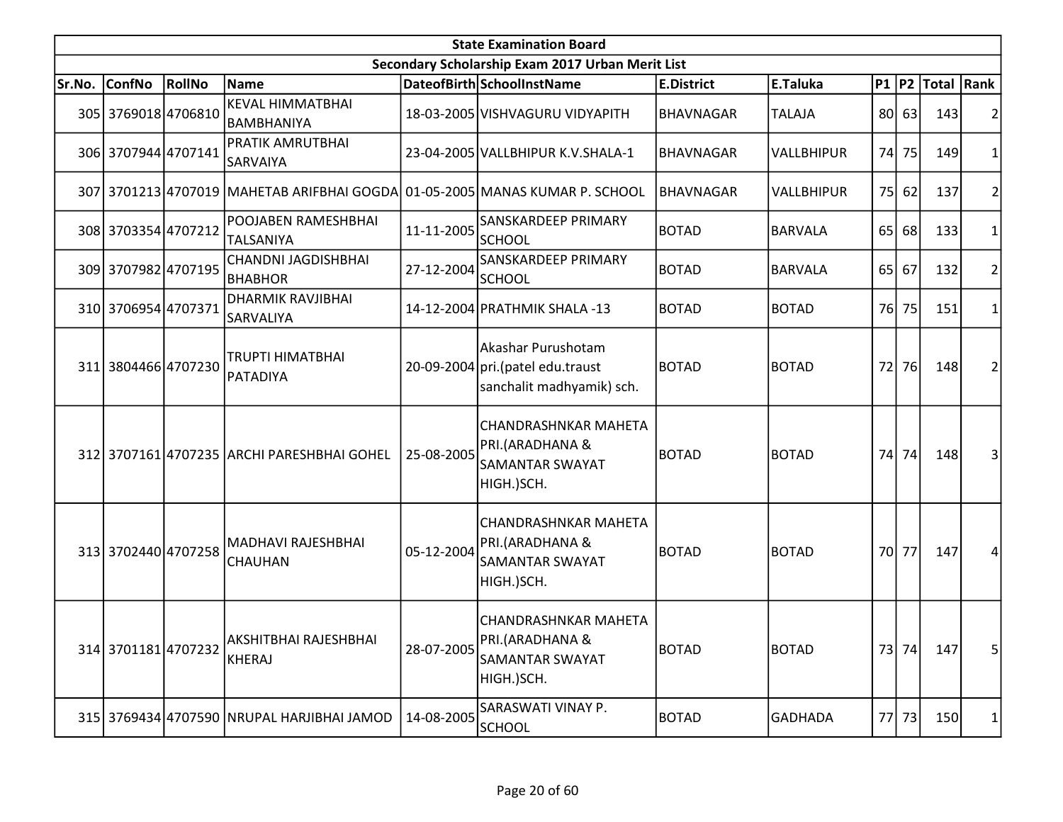| State Examination Board | | | | | | | | | | | |
|---|---|---|---|---|---|---|---|---|---|---|---|
| Secondary Scholarship Exam 2017 Urban Merit List | | | | | | | | | | | |
| Sr.No. | ConfNo | RollNo | Name | DateofBirth | SchoolInstName | E.District | E.Taluka | P1 | P2 | Total | Rank |
| 305 | 3769018 | 4706810 | KEVAL HIMMATBHAI BAMBHANIYA | 18-03-2005 | VISHVAGURU VIDYAPITH | BHAVNAGAR | TALAJA | 80 | 63 | 143 | 2 |
| 306 | 3707944 | 4707141 | PRATIK AMRUTBHAI SARVAIYA | 23-04-2005 | VALLBHIPUR K.V.SHALA-1 | BHAVNAGAR | VALLBHIPUR | 74 | 75 | 149 | 1 |
| 307 | 3701213 | 4707019 | MAHETAB ARIFBHAI GOGDA | 01-05-2005 | MANAS KUMAR P. SCHOOL | BHAVNAGAR | VALLBHIPUR | 75 | 62 | 137 | 2 |
| 308 | 3703354 | 4707212 | POOJABEN RAMESHBHAI TALSANIYA | 11-11-2005 | SANSKARDEEP PRIMARY SCHOOL | BOTAD | BARVALA | 65 | 68 | 133 | 1 |
| 309 | 3707982 | 4707195 | CHANDNI JAGDISHBHAI BHABHOR | 27-12-2004 | SANSKARDEEP PRIMARY SCHOOL | BOTAD | BARVALA | 65 | 67 | 132 | 2 |
| 310 | 3706954 | 4707371 | DHARMIK RAVJIBHAI SARVALIYA | 14-12-2004 | PRATHMIK SHALA -13 | BOTAD | BOTAD | 76 | 75 | 151 | 1 |
| 311 | 3804466 | 4707230 | TRUPTI HIMATBHAI PATADIYA | 20-09-2004 | Akashar Purushotam pri.(patel edu.traust sanchalit madhyamik) sch. | BOTAD | BOTAD | 72 | 76 | 148 | 2 |
| 312 | 3707161 | 4707235 | ARCHI PARESHBHAI GOHEL | 25-08-2005 | CHANDRASHNKAR MAHETA PRI.(ARADHANA & SAMANTAR SWAYAT HIGH.)SCH. | BOTAD | BOTAD | 74 | 74 | 148 | 3 |
| 313 | 3702440 | 4707258 | MADHAVI RAJESHBHAI CHAUHAN | 05-12-2004 | CHANDRASHNKAR MAHETA PRI.(ARADHANA & SAMANTAR SWAYAT HIGH.)SCH. | BOTAD | BOTAD | 70 | 77 | 147 | 4 |
| 314 | 3701181 | 4707232 | AKSHITBHAI RAJESHBHAI KHERAJ | 28-07-2005 | CHANDRASHNKAR MAHETA PRI.(ARADHANA & SAMANTAR SWAYAT HIGH.)SCH. | BOTAD | BOTAD | 73 | 74 | 147 | 5 |
| 315 | 3769434 | 4707590 | NRUPAL HARJIBHAI JAMOD | 14-08-2005 | SARASWATI VINAY P. SCHOOL | BOTAD | GADHADA | 77 | 73 | 150 | 1 |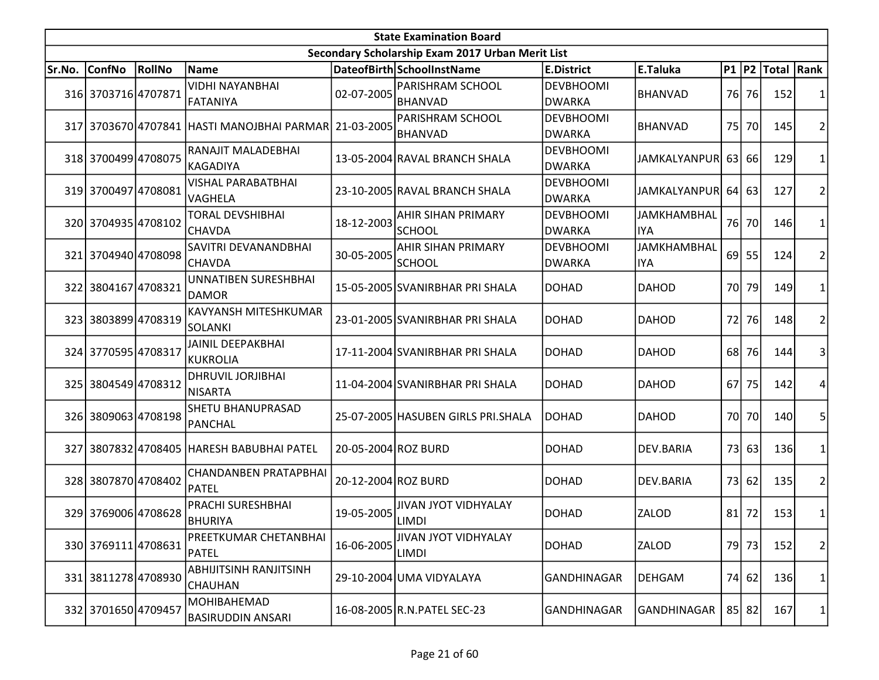## State Examination Board

### Secondary Scholarship Exam 2017 Urban Merit List

| Sr.No. | ConfNo | RollNo | Name | DateofBirth | SchoolInstName | E.District | E.Taluka | P1 | P2 | Total | Rank |
|---|---|---|---|---|---|---|---|---|---|---|---|
| 316 | 3703716 | 4707871 | VIDHI NAYANBHAI FATANIYA | 02-07-2005 | PARISHRAM SCHOOL BHANVAD | DEVBHOOMI DWARKA | BHANVAD | 76 | 76 | 152 | 1 |
| 317 | 3703670 | 4707841 | HASTI MANOJBHAI PARMAR | 21-03-2005 | PARISHRAM SCHOOL BHANVAD | DEVBHOOMI DWARKA | BHANVAD | 75 | 70 | 145 | 2 |
| 318 | 3700499 | 4708075 | RANAJIT MALADEBHAI KAGADIYA | 13-05-2004 | RAVAL BRANCH SHALA | DEVBHOOMI DWARKA | JAMKALYANPUR | 63 | 66 | 129 | 1 |
| 319 | 3700497 | 4708081 | VISHAL PARABATBHAI VAGHELA | 23-10-2005 | RAVAL BRANCH SHALA | DEVBHOOMI DWARKA | JAMKALYANPUR | 64 | 63 | 127 | 2 |
| 320 | 3704935 | 4708102 | TORAL DEVSHIBHAI CHAVDA | 18-12-2003 | AHIR SIHAN PRIMARY SCHOOL | DEVBHOOMI DWARKA | JAMKHAMBHALIYA | 76 | 70 | 146 | 1 |
| 321 | 3704940 | 4708098 | SAVITRI DEVANANDBHAI CHAVDA | 30-05-2005 | AHIR SIHAN PRIMARY SCHOOL | DEVBHOOMI DWARKA | JAMKHAMBHALIYA | 69 | 55 | 124 | 2 |
| 322 | 3804167 | 4708321 | UNNATIBEN SURESHBHAI DAMOR | 15-05-2005 | SVANIRBHAR PRI SHALA | DOHAD | DAHOD | 70 | 79 | 149 | 1 |
| 323 | 3803899 | 4708319 | KAVYANSH MITESHKUMAR SOLANKI | 23-01-2005 | SVANIRBHAR PRI SHALA | DOHAD | DAHOD | 72 | 76 | 148 | 2 |
| 324 | 3770595 | 4708317 | JAINIL DEEPAKBHAI KUKROLIA | 17-11-2004 | SVANIRBHAR PRI SHALA | DOHAD | DAHOD | 68 | 76 | 144 | 3 |
| 325 | 3804549 | 4708312 | DHRUVIL JORJIBHAI NISARTA | 11-04-2004 | SVANIRBHAR PRI SHALA | DOHAD | DAHOD | 67 | 75 | 142 | 4 |
| 326 | 3809063 | 4708198 | SHETU BHANUPRASAD PANCHAL | 25-07-2005 | HASUBEN GIRLS PRI.SHALA | DOHAD | DAHOD | 70 | 70 | 140 | 5 |
| 327 | 3807832 | 4708405 | HARESH BABUBHAI PATEL | 20-05-2004 | ROZ BURD | DOHAD | DEV.BARIA | 73 | 63 | 136 | 1 |
| 328 | 3807870 | 4708402 | CHANDANBEN PRATAPBHAI PATEL | 20-12-2004 | ROZ BURD | DOHAD | DEV.BARIA | 73 | 62 | 135 | 2 |
| 329 | 3769006 | 4708628 | PRACHI SURESHBHAI BHURIYA | 19-05-2005 | JIVAN JYOT VIDHYALAY LIMDI | DOHAD | ZALOD | 81 | 72 | 153 | 1 |
| 330 | 3769111 | 4708631 | PREETKUMAR CHETANBHAI PATEL | 16-06-2005 | JIVAN JYOT VIDHYALAY LIMDI | DOHAD | ZALOD | 79 | 73 | 152 | 2 |
| 331 | 3811278 | 4708930 | ABHIJITSINH RANJITSINH CHAUHAN | 29-10-2004 | UMA VIDYALAYA | GANDHINAGAR | DEHGAM | 74 | 62 | 136 | 1 |
| 332 | 3701650 | 4709457 | MOHIBAHEMAD BASIRUDDIN ANSARI | 16-08-2005 | R.N.PATEL SEC-23 | GANDHINAGAR | GANDHINAGAR | 85 | 82 | 167 | 1 |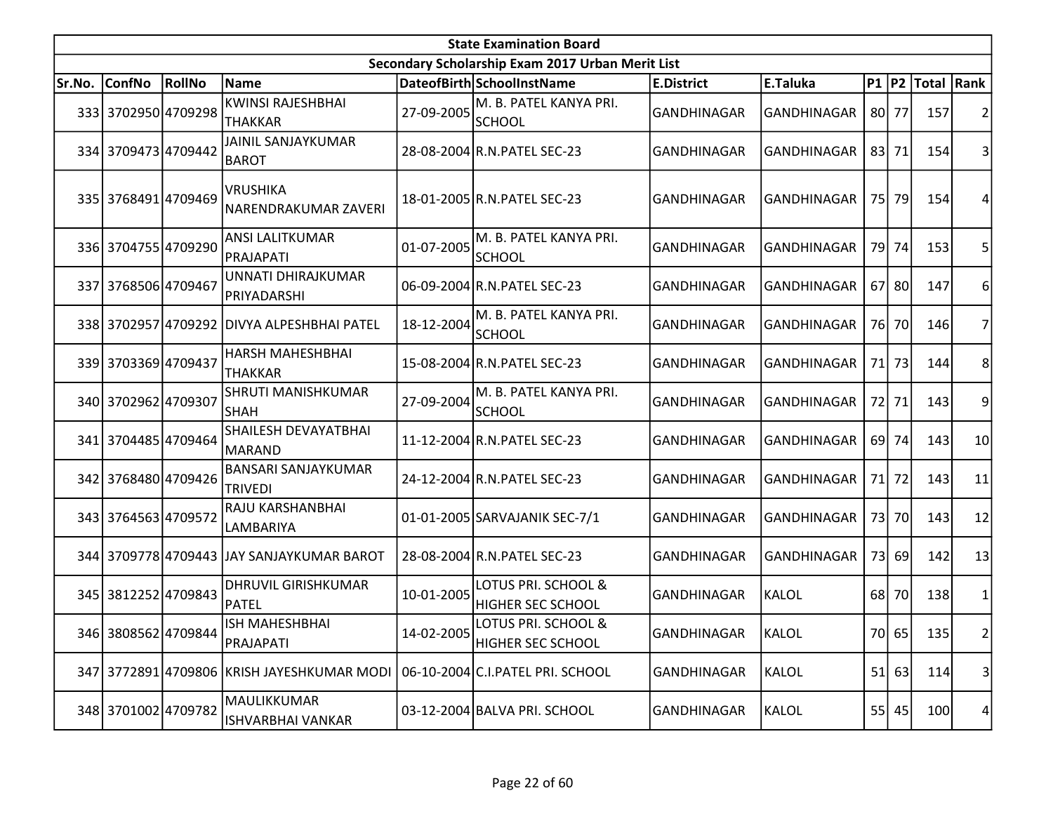| State Examination Board | | | | | | | | | | | |
|---|---|---|---|---|---|---|---|---|---|---|---|
| Secondary Scholarship Exam 2017 Urban Merit List | | | | | | | | | | | |
| Sr.No. | ConfNo | RollNo | Name | DateofBirth | SchoolInstName | E.District | E.Taluka | P1 | P2 | Total | Rank |
| 333 | 3702950 | 4709298 | KWINSI RAJESHBHAI THAKKAR | 27-09-2005 | M. B. PATEL KANYA PRI. SCHOOL | GANDHINAGAR | GANDHINAGAR | 80 | 77 | 157 | 2 |
| 334 | 3709473 | 4709442 | JAINIL SANJAYKUMAR BAROT | 28-08-2004 | R.N.PATEL SEC-23 | GANDHINAGAR | GANDHINAGAR | 83 | 71 | 154 | 3 |
| 335 | 3768491 | 4709469 | VRUSHIKA NARENDRAKUMAR ZAVERI | 18-01-2005 | R.N.PATEL SEC-23 | GANDHINAGAR | GANDHINAGAR | 75 | 79 | 154 | 4 |
| 336 | 3704755 | 4709290 | ANSI LALITKUMAR PRAJAPATI | 01-07-2005 | M. B. PATEL KANYA PRI. SCHOOL | GANDHINAGAR | GANDHINAGAR | 79 | 74 | 153 | 5 |
| 337 | 3768506 | 4709467 | UNNATI DHIRAJKUMAR PRIYADARSHI | 06-09-2004 | R.N.PATEL SEC-23 | GANDHINAGAR | GANDHINAGAR | 67 | 80 | 147 | 6 |
| 338 | 3702957 | 4709292 | DIVYA ALPESHBHAI PATEL | 18-12-2004 | M. B. PATEL KANYA PRI. SCHOOL | GANDHINAGAR | GANDHINAGAR | 76 | 70 | 146 | 7 |
| 339 | 3703369 | 4709437 | HARSH MAHESHBHAI THAKKAR | 15-08-2004 | R.N.PATEL SEC-23 | GANDHINAGAR | GANDHINAGAR | 71 | 73 | 144 | 8 |
| 340 | 3702962 | 4709307 | SHRUTI MANISHKUMAR SHAH | 27-09-2004 | M. B. PATEL KANYA PRI. SCHOOL | GANDHINAGAR | GANDHINAGAR | 72 | 71 | 143 | 9 |
| 341 | 3704485 | 4709464 | SHAILESH DEVAYATBHAI MARAND | 11-12-2004 | R.N.PATEL SEC-23 | GANDHINAGAR | GANDHINAGAR | 69 | 74 | 143 | 10 |
| 342 | 3768480 | 4709426 | BANSARI SANJAYKUMAR TRIVEDI | 24-12-2004 | R.N.PATEL SEC-23 | GANDHINAGAR | GANDHINAGAR | 71 | 72 | 143 | 11 |
| 343 | 3764563 | 4709572 | RAJU KARSHANBHAI LAMBARIYA | 01-01-2005 | SARVAJANIK SEC-7/1 | GANDHINAGAR | GANDHINAGAR | 73 | 70 | 143 | 12 |
| 344 | 3709778 | 4709443 | JAY SANJAYKUMAR BAROT | 28-08-2004 | R.N.PATEL SEC-23 | GANDHINAGAR | GANDHINAGAR | 73 | 69 | 142 | 13 |
| 345 | 3812252 | 4709843 | DHRUVIL GIRISHKUMAR PATEL | 10-01-2005 | LOTUS PRI. SCHOOL & HIGHER SEC SCHOOL | GANDHINAGAR | KALOL | 68 | 70 | 138 | 1 |
| 346 | 3808562 | 4709844 | ISH MAHESHBHAI PRAJAPATI | 14-02-2005 | LOTUS PRI. SCHOOL & HIGHER SEC SCHOOL | GANDHINAGAR | KALOL | 70 | 65 | 135 | 2 |
| 347 | 3772891 | 4709806 | KRISH JAYESHKUMAR MODI | 06-10-2004 | C.I.PATEL PRI. SCHOOL | GANDHINAGAR | KALOL | 51 | 63 | 114 | 3 |
| 348 | 3701002 | 4709782 | MAULIKKUMAR ISHVARBHAI VANKAR | 03-12-2004 | BALVA PRI. SCHOOL | GANDHINAGAR | KALOL | 55 | 45 | 100 | 4 |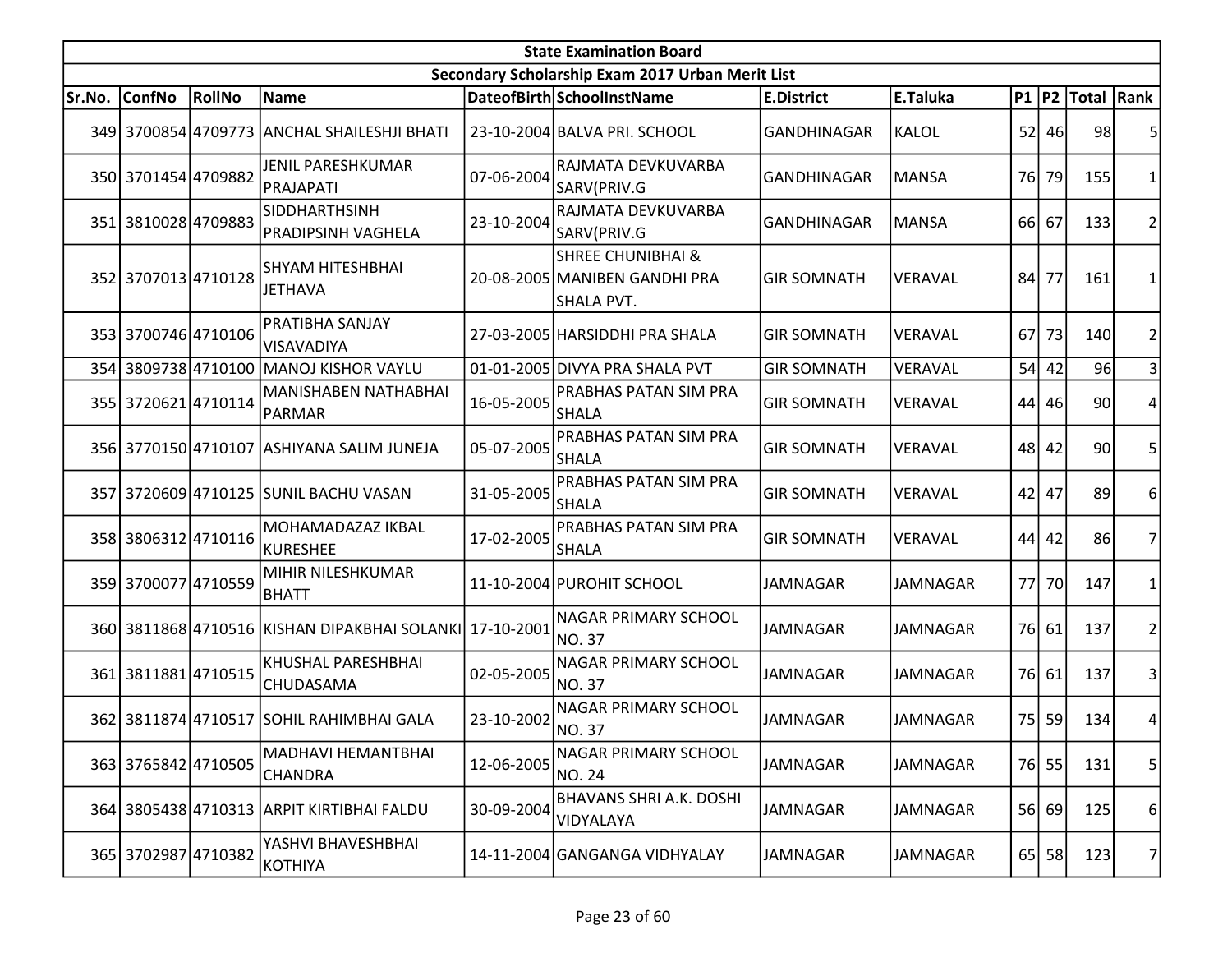| State Examination Board | | | | | | | | | | | |
|---|---|---|---|---|---|---|---|---|---|---|---|
| Secondary Scholarship Exam 2017 Urban Merit List | | | | | | | | | | | |
| Sr.No. | ConfNo | RollNo | Name | DateofBirth | SchoolInstName | E.District | E.Taluka | P1 | P2 | Total | Rank |
| 349 | 3700854 | 4709773 | ANCHAL SHAILESHJI BHATI | 23-10-2004 | BALVA PRI. SCHOOL | GANDHINAGAR | KALOL | 52 | 46 | 98 | 5 |
| 350 | 3701454 | 4709882 | JENIL PARESHKUMAR PRAJAPATI | 07-06-2004 | RAJMATA DEVKUVARBA SARV(PRIV.G | GANDHINAGAR | MANSA | 76 | 79 | 155 | 1 |
| 351 | 3810028 | 4709883 | SIDDHARTHSINH PRADIPSINH VAGHELA | 23-10-2004 | RAJMATA DEVKUVARBA SARV(PRIV.G | GANDHINAGAR | MANSA | 66 | 67 | 133 | 2 |
| 352 | 3707013 | 4710128 | SHYAM HITESHBHAI JETHAVA | 20-08-2005 | SHREE CHUNIBHAI & MANIBEN GANDHI PRA SHALA PVT. | GIR SOMNATH | VERAVAL | 84 | 77 | 161 | 1 |
| 353 | 3700746 | 4710106 | PRATIBHA SANJAY VISAVADIYA | 27-03-2005 | HARSIDDHI PRA SHALA | GIR SOMNATH | VERAVAL | 67 | 73 | 140 | 2 |
| 354 | 3809738 | 4710100 | MANOJ KISHOR VAYLU | 01-01-2005 | DIVYA PRA SHALA PVT | GIR SOMNATH | VERAVAL | 54 | 42 | 96 | 3 |
| 355 | 3720621 | 4710114 | MANISHABEN NATHABHAI PARMAR | 16-05-2005 | PRABHAS PATAN SIM PRA SHALA | GIR SOMNATH | VERAVAL | 44 | 46 | 90 | 4 |
| 356 | 3770150 | 4710107 | ASHIYANA SALIM JUNEJA | 05-07-2005 | PRABHAS PATAN SIM PRA SHALA | GIR SOMNATH | VERAVAL | 48 | 42 | 90 | 5 |
| 357 | 3720609 | 4710125 | SUNIL BACHU VASAN | 31-05-2005 | PRABHAS PATAN SIM PRA SHALA | GIR SOMNATH | VERAVAL | 42 | 47 | 89 | 6 |
| 358 | 3806312 | 4710116 | MOHAMADAZAZ IKBAL KURESHEE | 17-02-2005 | PRABHAS PATAN SIM PRA SHALA | GIR SOMNATH | VERAVAL | 44 | 42 | 86 | 7 |
| 359 | 3700077 | 4710559 | MIHIR NILESHKUMAR BHATT | 11-10-2004 | PUROHIT SCHOOL | JAMNAGAR | JAMNAGAR | 77 | 70 | 147 | 1 |
| 360 | 3811868 | 4710516 | KISHAN DIPAKBHAI SOLANKI | 17-10-2001 | NAGAR PRIMARY SCHOOL NO. 37 | JAMNAGAR | JAMNAGAR | 76 | 61 | 137 | 2 |
| 361 | 3811881 | 4710515 | KHUSHAL PARESHBHAI CHUDASAMA | 02-05-2005 | NAGAR PRIMARY SCHOOL NO. 37 | JAMNAGAR | JAMNAGAR | 76 | 61 | 137 | 3 |
| 362 | 3811874 | 4710517 | SOHIL RAHIMBHAI GALA | 23-10-2002 | NAGAR PRIMARY SCHOOL NO. 37 | JAMNAGAR | JAMNAGAR | 75 | 59 | 134 | 4 |
| 363 | 3765842 | 4710505 | MADHAVI HEMANTBHAI CHANDRA | 12-06-2005 | NAGAR PRIMARY SCHOOL NO. 24 | JAMNAGAR | JAMNAGAR | 76 | 55 | 131 | 5 |
| 364 | 3805438 | 4710313 | ARPIT KIRTIBHAI FALDU | 30-09-2004 | BHAVANS SHRI A.K. DOSHI VIDYALAYA | JAMNAGAR | JAMNAGAR | 56 | 69 | 125 | 6 |
| 365 | 3702987 | 4710382 | YASHVI BHAVESHBHAI KOTHIYA | 14-11-2004 | GANGANGA VIDHYALAY | JAMNAGAR | JAMNAGAR | 65 | 58 | 123 | 7 |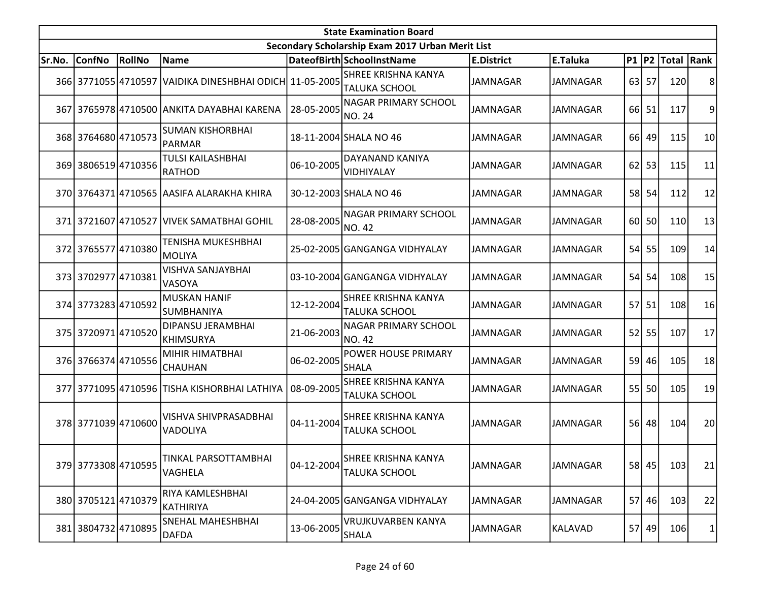| State Examination Board | | | | | | | | | | | | |
|---|---|---|---|---|---|---|---|---|---|---|---|---|
| Secondary Scholarship Exam 2017 Urban Merit List | | | | | | | | | | | | |
| Sr.No. | ConfNo | RollNo | Name | DateofBirth | SchoolInstName | E.District | E.Taluka | P1 | P2 | Total | Rank |
| 366 | 3771055 | 4710597 | VAIDIKA DINESHBHAI ODICH | 11-05-2005 | SHREE KRISHNA KANYA TALUKA SCHOOL | JAMNAGAR | JAMNAGAR | 63 | 57 | 120 | 8 |
| 367 | 3765978 | 4710500 | ANKITA DAYABHAI KARENA | 28-05-2005 | NAGAR PRIMARY SCHOOL NO. 24 | JAMNAGAR | JAMNAGAR | 66 | 51 | 117 | 9 |
| 368 | 3764680 | 4710573 | SUMAN KISHORBHAI PARMAR | 18-11-2004 | SHALA NO 46 | JAMNAGAR | JAMNAGAR | 66 | 49 | 115 | 10 |
| 369 | 3806519 | 4710356 | TULSI KAILASHBHAI RATHOD | 06-10-2005 | DAYANAND KANIYA VIDHIYALAY | JAMNAGAR | JAMNAGAR | 62 | 53 | 115 | 11 |
| 370 | 3764371 | 4710565 | AASIFA ALARAKHA KHIRA | 30-12-2003 | SHALA NO 46 | JAMNAGAR | JAMNAGAR | 58 | 54 | 112 | 12 |
| 371 | 3721607 | 4710527 | VIVEK SAMATBHAI GOHIL | 28-08-2005 | NAGAR PRIMARY SCHOOL NO. 42 | JAMNAGAR | JAMNAGAR | 60 | 50 | 110 | 13 |
| 372 | 3765577 | 4710380 | TENISHA MUKESHBHAI MOLIYA | 25-02-2005 | GANGANGA VIDHYALAY | JAMNAGAR | JAMNAGAR | 54 | 55 | 109 | 14 |
| 373 | 3702977 | 4710381 | VISHVA SANJAYBHAI VASOYA | 03-10-2004 | GANGANGA VIDHYALAY | JAMNAGAR | JAMNAGAR | 54 | 54 | 108 | 15 |
| 374 | 3773283 | 4710592 | MUSKAN HANIF SUMBHANIYA | 12-12-2004 | SHREE KRISHNA KANYA TALUKA SCHOOL | JAMNAGAR | JAMNAGAR | 57 | 51 | 108 | 16 |
| 375 | 3720971 | 4710520 | DIPANSU JERAMBHAI KHIMSURYA | 21-06-2003 | NAGAR PRIMARY SCHOOL NO. 42 | JAMNAGAR | JAMNAGAR | 52 | 55 | 107 | 17 |
| 376 | 3766374 | 4710556 | MIHIR HIMATBHAI CHAUHAN | 06-02-2005 | POWER HOUSE PRIMARY SHALA | JAMNAGAR | JAMNAGAR | 59 | 46 | 105 | 18 |
| 377 | 3771095 | 4710596 | TISHA KISHORBHAI LATHIYA | 08-09-2005 | SHREE KRISHNA KANYA TALUKA SCHOOL | JAMNAGAR | JAMNAGAR | 55 | 50 | 105 | 19 |
| 378 | 3771039 | 4710600 | VISHVA SHIVPRASADBHAI VADOLIYA | 04-11-2004 | SHREE KRISHNA KANYA TALUKA SCHOOL | JAMNAGAR | JAMNAGAR | 56 | 48 | 104 | 20 |
| 379 | 3773308 | 4710595 | TINKAL PARSOTTAMBHAI VAGHELA | 04-12-2004 | SHREE KRISHNA KANYA TALUKA SCHOOL | JAMNAGAR | JAMNAGAR | 58 | 45 | 103 | 21 |
| 380 | 3705121 | 4710379 | RIYA KAMLESHBHAI KATHIRIYA | 24-04-2005 | GANGANGA VIDHYALAY | JAMNAGAR | JAMNAGAR | 57 | 46 | 103 | 22 |
| 381 | 3804732 | 4710895 | SNEHAL MAHESHBHAI DAFDA | 13-06-2005 | VRUJKUVARBEN KANYA SHALA | JAMNAGAR | KALAVAD | 57 | 49 | 106 | 1 |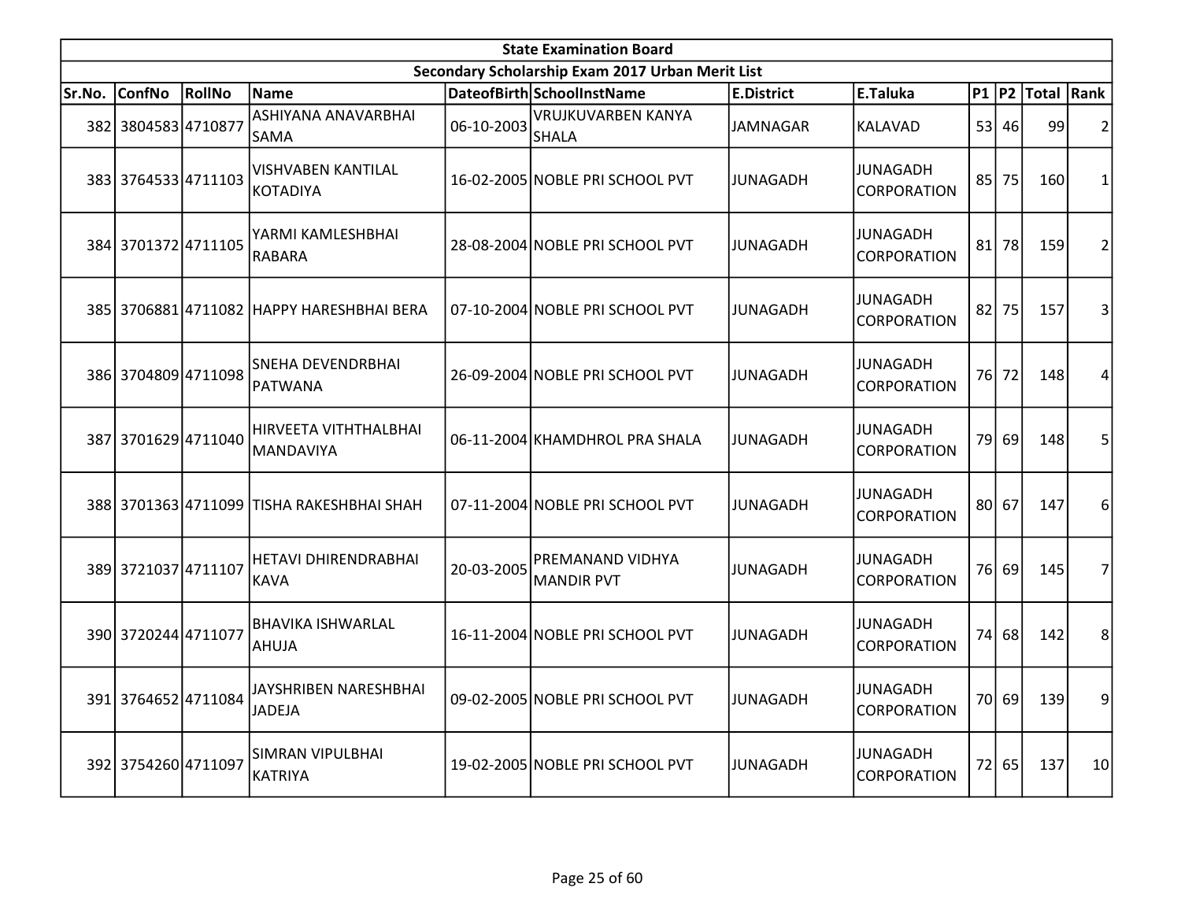| State Examination Board | | | | | | | | | | | | |
|---|---|---|---|---|---|---|---|---|---|---|---|---|
| Secondary Scholarship Exam 2017 Urban Merit List | | | | | | | | | | | | |
| Sr.No. | ConfNo | RollNo | Name | DateofBirth | SchoolInstName | E.District | E.Taluka | P1 | P2 | Total | Rank |
| 382 | 3804583 | 4710877 | ASHIYANA ANAVARBHAI SAMA | 06-10-2003 | VRUJKUVARBEN KANYA SHALA | JAMNAGAR | KALAVAD | 53 | 46 | 99 | 2 |
| 383 | 3764533 | 4711103 | VISHVABEN KANTILAL KOTADIYA | 16-02-2005 | NOBLE PRI SCHOOL PVT | JUNAGADH | JUNAGADH CORPORATION | 85 | 75 | 160 | 1 |
| 384 | 3701372 | 4711105 | YARMI KAMLESHBHAI RABARA | 28-08-2004 | NOBLE PRI SCHOOL PVT | JUNAGADH | JUNAGADH CORPORATION | 81 | 78 | 159 | 2 |
| 385 | 3706881 | 4711082 | HAPPY HARESHBHAI BERA | 07-10-2004 | NOBLE PRI SCHOOL PVT | JUNAGADH | JUNAGADH CORPORATION | 82 | 75 | 157 | 3 |
| 386 | 3704809 | 4711098 | SNEHA DEVENDRBHAI PATWANA | 26-09-2004 | NOBLE PRI SCHOOL PVT | JUNAGADH | JUNAGADH CORPORATION | 76 | 72 | 148 | 4 |
| 387 | 3701629 | 4711040 | HIRVEETA VITHTHALBHAI MANDAVIYA | 06-11-2004 | KHAMDHROL PRA SHALA | JUNAGADH | JUNAGADH CORPORATION | 79 | 69 | 148 | 5 |
| 388 | 3701363 | 4711099 | TISHA RAKESHBHAI SHAH | 07-11-2004 | NOBLE PRI SCHOOL PVT | JUNAGADH | JUNAGADH CORPORATION | 80 | 67 | 147 | 6 |
| 389 | 3721037 | 4711107 | HETAVI DHIRENDRABHAI KAVA | 20-03-2005 | PREMANAND VIDHYA MANDIR PVT | JUNAGADH | JUNAGADH CORPORATION | 76 | 69 | 145 | 7 |
| 390 | 3720244 | 4711077 | BHAVIKA ISHWARLAL AHUJA | 16-11-2004 | NOBLE PRI SCHOOL PVT | JUNAGADH | JUNAGADH CORPORATION | 74 | 68 | 142 | 8 |
| 391 | 3764652 | 4711084 | JAYSHRIBEN NARESHBHAI JADEJA | 09-02-2005 | NOBLE PRI SCHOOL PVT | JUNAGADH | JUNAGADH CORPORATION | 70 | 69 | 139 | 9 |
| 392 | 3754260 | 4711097 | SIMRAN VIPULBHAI KATRIYA | 19-02-2005 | NOBLE PRI SCHOOL PVT | JUNAGADH | JUNAGADH CORPORATION | 72 | 65 | 137 | 10 |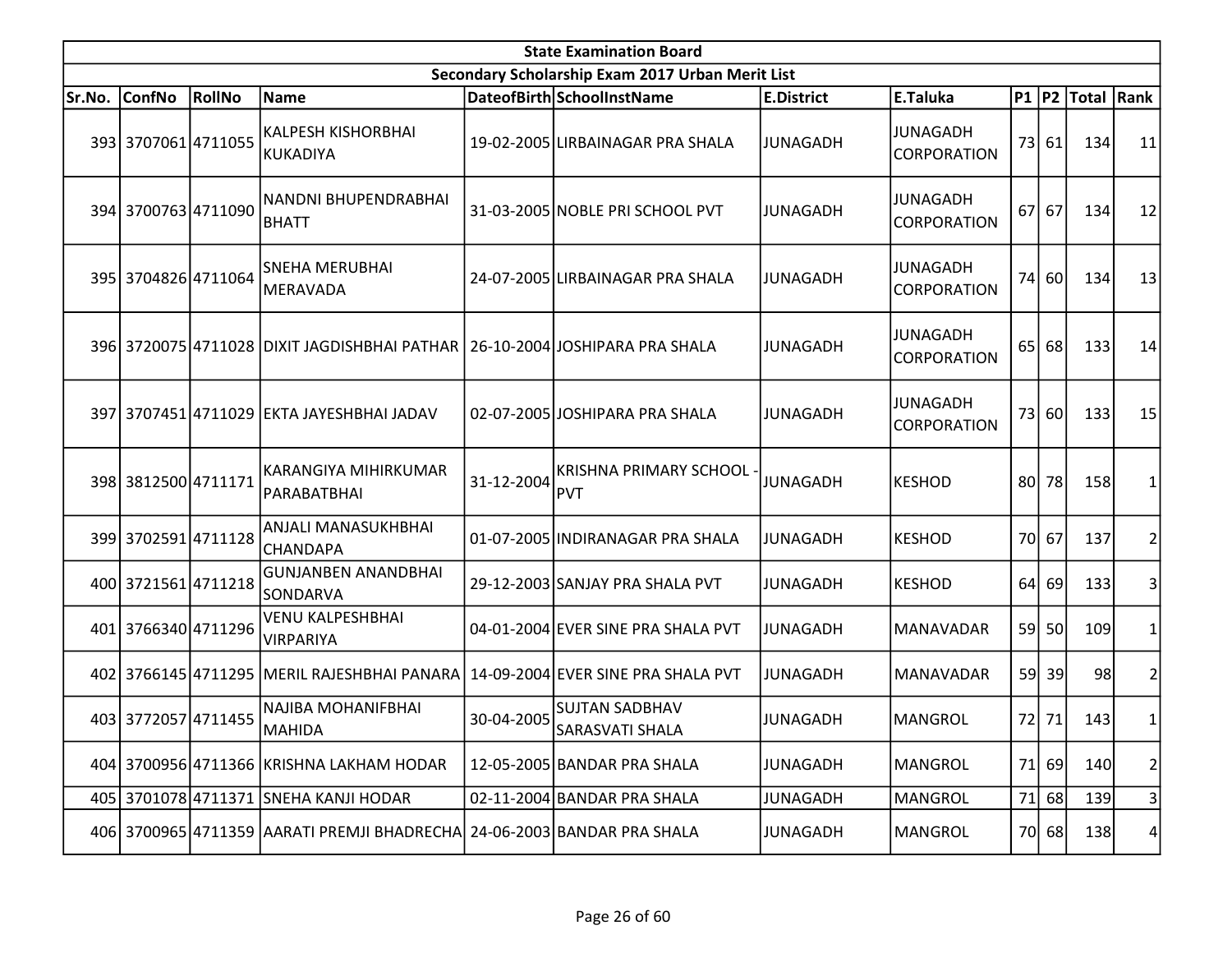| State Examination Board | | | | | | | | | | | |
|---|---|---|---|---|---|---|---|---|---|---|---|
| Secondary Scholarship Exam 2017 Urban Merit List | | | | | | | | | | | |
| Sr.No. | ConfNo | RollNo | Name | DateofBirth | SchoolInstName | E.District | E.Taluka | P1 | P2 | Total | Rank |
| 393 | 3707061 | 4711055 | KALPESH KISHORBHAI KUKADIYA | 19-02-2005 | LIRBAINAGAR PRA SHALA | JUNAGADH | JUNAGADH CORPORATION | 73 | 61 | 134 | 11 |
| 394 | 3700763 | 4711090 | NANDNI BHUPENDRABHAI BHATT | 31-03-2005 | NOBLE PRI SCHOOL PVT | JUNAGADH | JUNAGADH CORPORATION | 67 | 67 | 134 | 12 |
| 395 | 3704826 | 4711064 | SNEHA MERUBHAI MERAVADA | 24-07-2005 | LIRBAINAGAR PRA SHALA | JUNAGADH | JUNAGADH CORPORATION | 74 | 60 | 134 | 13 |
| 396 | 3720075 | 4711028 | DIXIT JAGDISHBHAI PATHAR | 26-10-2004 | JOSHIPARA PRA SHALA | JUNAGADH | JUNAGADH CORPORATION | 65 | 68 | 133 | 14 |
| 397 | 3707451 | 4711029 | EKTA JAYESHBHAI JADAV | 02-07-2005 | JOSHIPARA PRA SHALA | JUNAGADH | JUNAGADH CORPORATION | 73 | 60 | 133 | 15 |
| 398 | 3812500 | 4711171 | KARANGIYA MIHIRKUMAR PARABATBHAI | 31-12-2004 | KRISHNA PRIMARY SCHOOL - PVT | JUNAGADH | KESHOD | 80 | 78 | 158 | 1 |
| 399 | 3702591 | 4711128 | ANJALI MANASUKHBHAI CHANDAPA | 01-07-2005 | INDIRANAGAR PRA SHALA | JUNAGADH | KESHOD | 70 | 67 | 137 | 2 |
| 400 | 3721561 | 4711218 | GUNJANBEN ANANDBHAI SONDARVA | 29-12-2003 | SANJAY PRA SHALA PVT | JUNAGADH | KESHOD | 64 | 69 | 133 | 3 |
| 401 | 3766340 | 4711296 | VENU KALPESHBHAI VIRPARIYA | 04-01-2004 | EVER SINE PRA SHALA PVT | JUNAGADH | MANAVADAR | 59 | 50 | 109 | 1 |
| 402 | 3766145 | 4711295 | MERIL RAJESHBHAI PANARA | 14-09-2004 | EVER SINE PRA SHALA PVT | JUNAGADH | MANAVADAR | 59 | 39 | 98 | 2 |
| 403 | 3772057 | 4711455 | NAJIBA MOHANIFBHAI MAHIDA | 30-04-2005 | SUJTAN SADBHAV SARASVATI SHALA | JUNAGADH | MANGROL | 72 | 71 | 143 | 1 |
| 404 | 3700956 | 4711366 | KRISHNA LAKHAM HODAR | 12-05-2005 | BANDAR PRA SHALA | JUNAGADH | MANGROL | 71 | 69 | 140 | 2 |
| 405 | 3701078 | 4711371 | SNEHA KANJI HODAR | 02-11-2004 | BANDAR PRA SHALA | JUNAGADH | MANGROL | 71 | 68 | 139 | 3 |
| 406 | 3700965 | 4711359 | AARATI PREMJI BHADRECHA | 24-06-2003 | BANDAR PRA SHALA | JUNAGADH | MANGROL | 70 | 68 | 138 | 4 |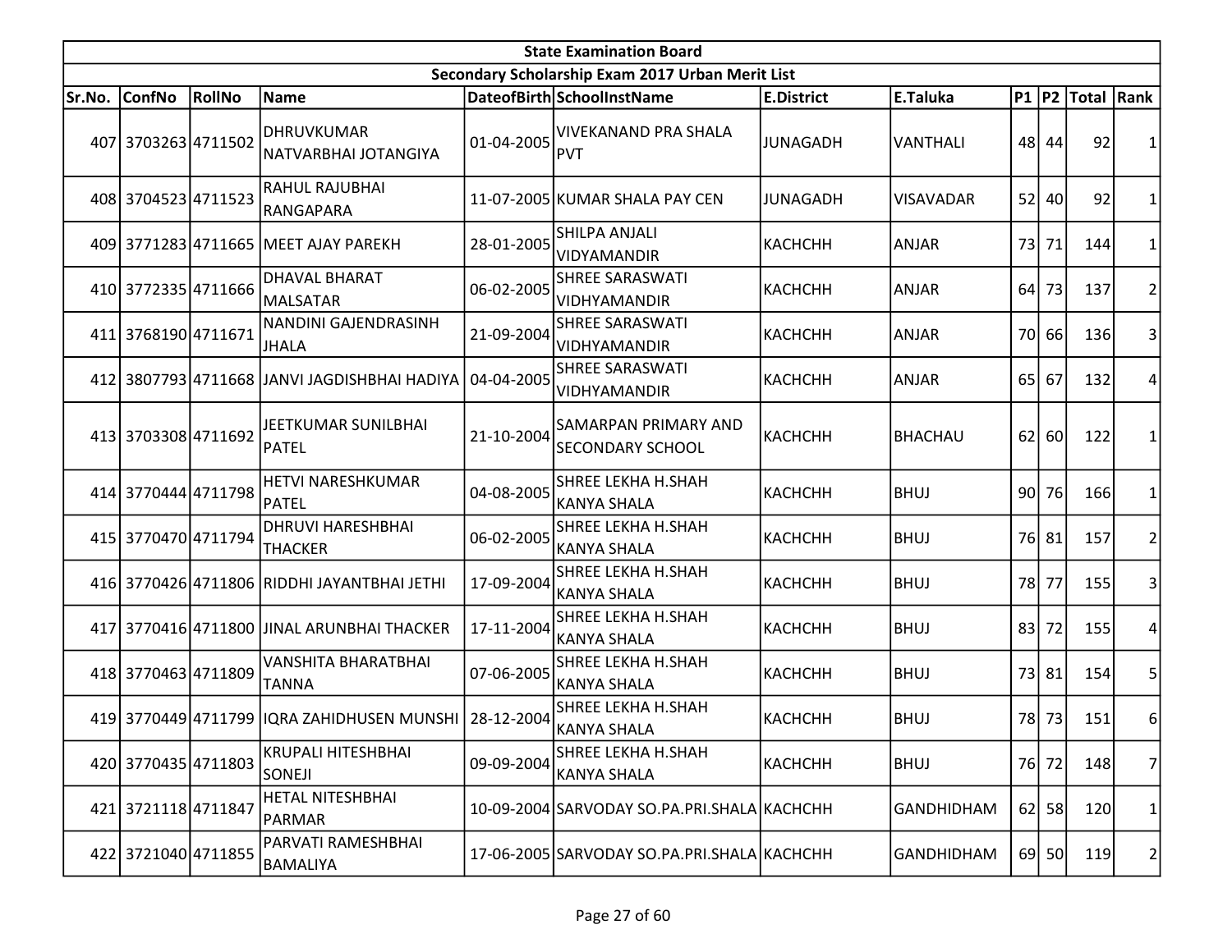| State Examination Board | | | | | | | | | | | |
|---|---|---|---|---|---|---|---|---|---|---|---|
| Secondary Scholarship Exam 2017 Urban Merit List | | | | | | | | | | | |
| Sr.No. | ConfNo | RollNo | Name | DateofBirth | SchoolInstName | E.District | E.Taluka | P1 | P2 | Total | Rank |
| 407 | 3703263 | 4711502 | DHRUVKUMAR NATVARBHAI JOTANGIYA | 01-04-2005 | VIVEKANAND PRA SHALA PVT | JUNAGADH | VANTHALI | 48 | 44 | 92 | 1 |
| 408 | 3704523 | 4711523 | RAHUL RAJUBHAI RANGAPARA | 11-07-2005 | KUMAR SHALA PAY CEN | JUNAGADH | VISAVADAR | 52 | 40 | 92 | 1 |
| 409 | 3771283 | 4711665 | MEET AJAY PAREKH | 28-01-2005 | SHILPA ANJALI VIDYAMANDIR | KACHCHH | ANJAR | 73 | 71 | 144 | 1 |
| 410 | 3772335 | 4711666 | DHAVAL BHARAT MALSATAR | 06-02-2005 | SHREE SARASWATI VIDHYAMANDIR | KACHCHH | ANJAR | 64 | 73 | 137 | 2 |
| 411 | 3768190 | 4711671 | NANDINI GAJENDRASINH JHALA | 21-09-2004 | SHREE SARASWATI VIDHYAMANDIR | KACHCHH | ANJAR | 70 | 66 | 136 | 3 |
| 412 | 3807793 | 4711668 | JANVI JAGDISHBHAI HADIYA | 04-04-2005 | SHREE SARASWATI VIDHYAMANDIR | KACHCHH | ANJAR | 65 | 67 | 132 | 4 |
| 413 | 3703308 | 4711692 | JEETKUMAR SUNILBHAI PATEL | 21-10-2004 | SAMARPAN PRIMARY AND SECONDARY SCHOOL | KACHCHH | BHACHAU | 62 | 60 | 122 | 1 |
| 414 | 3770444 | 4711798 | HETVI NARESHKUMAR PATEL | 04-08-2005 | SHREE LEKHA H.SHAH KANYA SHALA | KACHCHH | BHUJ | 90 | 76 | 166 | 1 |
| 415 | 3770470 | 4711794 | DHRUVI HARESHBHAI THACKER | 06-02-2005 | SHREE LEKHA H.SHAH KANYA SHALA | KACHCHH | BHUJ | 76 | 81 | 157 | 2 |
| 416 | 3770426 | 4711806 | RIDDHI JAYANTBHAI JETHI | 17-09-2004 | SHREE LEKHA H.SHAH KANYA SHALA | KACHCHH | BHUJ | 78 | 77 | 155 | 3 |
| 417 | 3770416 | 4711800 | JINAL ARUNBHAI THACKER | 17-11-2004 | SHREE LEKHA H.SHAH KANYA SHALA | KACHCHH | BHUJ | 83 | 72 | 155 | 4 |
| 418 | 3770463 | 4711809 | VANSHITA BHARATBHAI TANNA | 07-06-2005 | SHREE LEKHA H.SHAH KANYA SHALA | KACHCHH | BHUJ | 73 | 81 | 154 | 5 |
| 419 | 3770449 | 4711799 | IQRA ZAHIDHUSEN MUNSHI | 28-12-2004 | SHREE LEKHA H.SHAH KANYA SHALA | KACHCHH | BHUJ | 78 | 73 | 151 | 6 |
| 420 | 3770435 | 4711803 | KRUPALI HITESHBHAI SONEJI | 09-09-2004 | SHREE LEKHA H.SHAH KANYA SHALA | KACHCHH | BHUJ | 76 | 72 | 148 | 7 |
| 421 | 3721118 | 4711847 | HETAL NITESHBHAI PARMAR | 10-09-2004 | SARVODAY SO.PA.PRI.SHALA | KACHCHH | GANDHIDHAM | 62 | 58 | 120 | 1 |
| 422 | 3721040 | 4711855 | PARVATI RAMESHBHAI BAMALIYA | 17-06-2005 | SARVODAY SO.PA.PRI.SHALA | KACHCHH | GANDHIDHAM | 69 | 50 | 119 | 2 |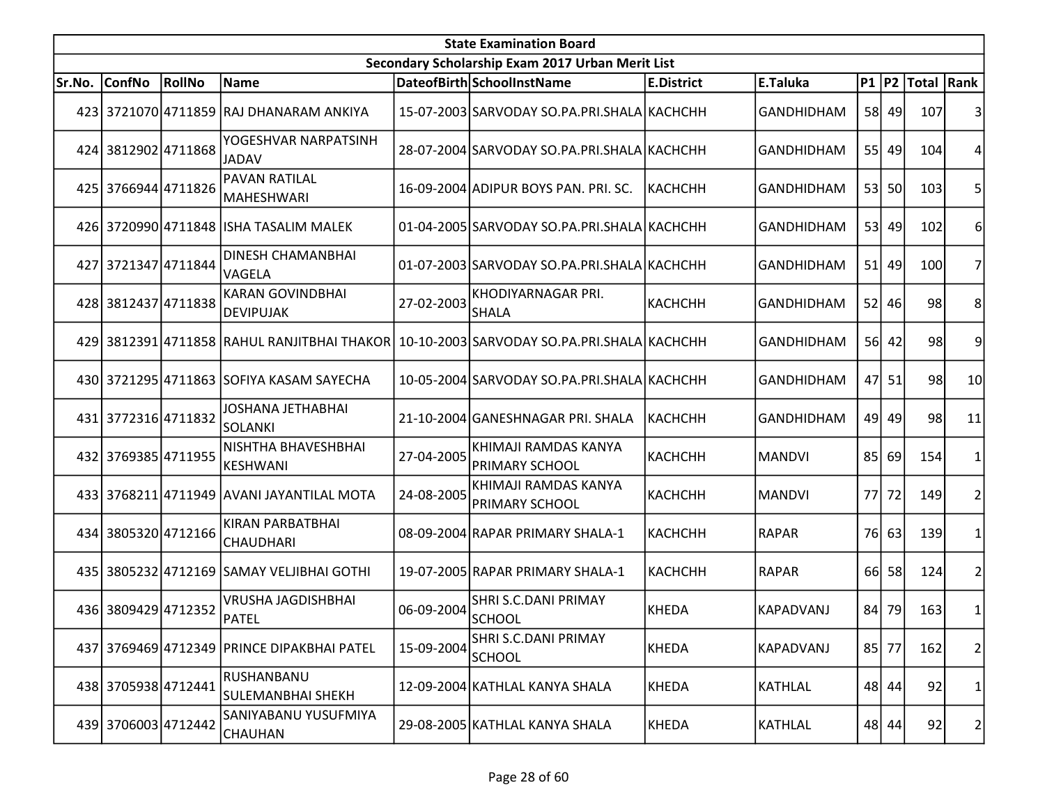| State Examination Board | | | | | | | | | | | |
|---|---|---|---|---|---|---|---|---|---|---|---|
| Secondary Scholarship Exam 2017 Urban Merit List | | | | | | | | | | | |
| Sr.No. | ConfNo | RollNo | Name | DateofBirth | SchoolInstName | E.District | E.Taluka | P1 | P2 | Total | Rank |
| 423 | 3721070 | 4711859 | RAJ DHANARAM ANKIYA | 15-07-2003 | SARVODAY SO.PA.PRI.SHALA | KACHCHH | GANDHIDHAM | 58 | 49 | 107 | 3 |
| 424 | 3812902 | 4711868 | YOGESHVAR NARPATSINH JADAV | 28-07-2004 | SARVODAY SO.PA.PRI.SHALA | KACHCHH | GANDHIDHAM | 55 | 49 | 104 | 4 |
| 425 | 3766944 | 4711826 | PAVAN RATILAL MAHESHWARI | 16-09-2004 | ADIPUR BOYS PAN. PRI. SC. | KACHCHH | GANDHIDHAM | 53 | 50 | 103 | 5 |
| 426 | 3720990 | 4711848 | ISHA TASALIM MALEK | 01-04-2005 | SARVODAY SO.PA.PRI.SHALA | KACHCHH | GANDHIDHAM | 53 | 49 | 102 | 6 |
| 427 | 3721347 | 4711844 | DINESH CHAMANBHAI VAGELA | 01-07-2003 | SARVODAY SO.PA.PRI.SHALA | KACHCHH | GANDHIDHAM | 51 | 49 | 100 | 7 |
| 428 | 3812437 | 4711838 | KARAN GOVINDBHAI DEVIPUJAK | 27-02-2003 | KHODIYARNAGAR PRI. SHALA | KACHCHH | GANDHIDHAM | 52 | 46 | 98 | 8 |
| 429 | 3812391 | 4711858 | RAHUL RANJITBHAI THAKOR | 10-10-2003 | SARVODAY SO.PA.PRI.SHALA | KACHCHH | GANDHIDHAM | 56 | 42 | 98 | 9 |
| 430 | 3721295 | 4711863 | SOFIYA KASAM SAYECHA | 10-05-2004 | SARVODAY SO.PA.PRI.SHALA | KACHCHH | GANDHIDHAM | 47 | 51 | 98 | 10 |
| 431 | 3772316 | 4711832 | JOSHANA JETHABHAI SOLANKI | 21-10-2004 | GANESHNAGAR PRI. SHALA | KACHCHH | GANDHIDHAM | 49 | 49 | 98 | 11 |
| 432 | 3769385 | 4711955 | NISHTHA BHAVESHBHAI KESHWANI | 27-04-2005 | KHIMAJI RAMDAS KANYA PRIMARY SCHOOL | KACHCHH | MANDVI | 85 | 69 | 154 | 1 |
| 433 | 3768211 | 4711949 | AVANI JAYANTILAL MOTA | 24-08-2005 | KHIMAJI RAMDAS KANYA PRIMARY SCHOOL | KACHCHH | MANDVI | 77 | 72 | 149 | 2 |
| 434 | 3805320 | 4712166 | KIRAN PARBATBHAI CHAUDHARI | 08-09-2004 | RAPAR PRIMARY SHALA-1 | KACHCHH | RAPAR | 76 | 63 | 139 | 1 |
| 435 | 3805232 | 4712169 | SAMAY VELJIBHAI GOTHI | 19-07-2005 | RAPAR PRIMARY SHALA-1 | KACHCHH | RAPAR | 66 | 58 | 124 | 2 |
| 436 | 3809429 | 4712352 | VRUSHA JAGDISHBHAI PATEL | 06-09-2004 | SHRI S.C.DANI PRIMAY SCHOOL | KHEDA | KAPADVANJ | 84 | 79 | 163 | 1 |
| 437 | 3769469 | 4712349 | PRINCE DIPAKBHAI PATEL | 15-09-2004 | SHRI S.C.DANI PRIMAY SCHOOL | KHEDA | KAPADVANJ | 85 | 77 | 162 | 2 |
| 438 | 3705938 | 4712441 | RUSHANBANU SULEMANBHAI SHEKH | 12-09-2004 | KATHLAL KANYA SHALA | KHEDA | KATHLAL | 48 | 44 | 92 | 1 |
| 439 | 3706003 | 4712442 | SANIYABANU YUSUFMIYA CHAUHAN | 29-08-2005 | KATHLAL KANYA SHALA | KHEDA | KATHLAL | 48 | 44 | 92 | 2 |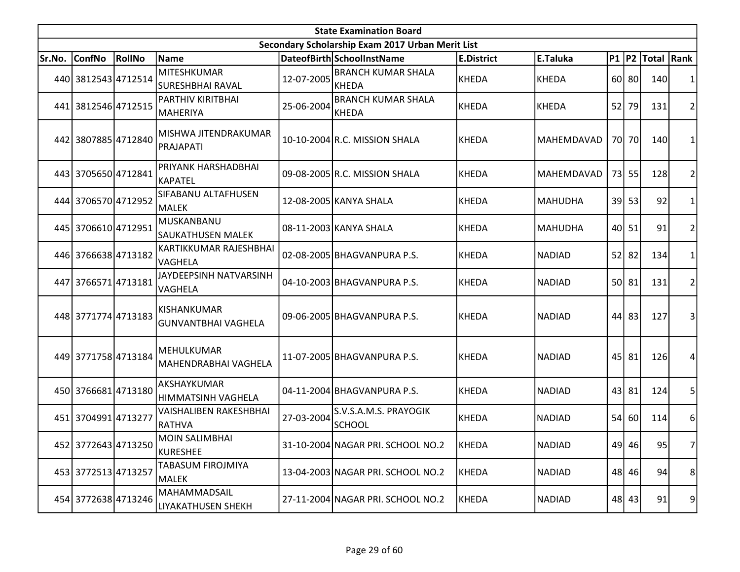| State Examination Board | | | | | | | | | | | |
|---|---|---|---|---|---|---|---|---|---|---|---|
| Secondary Scholarship Exam 2017 Urban Merit List | | | | | | | | | | | |
| Sr.No. | ConfNo | RollNo | Name | DateofBirth | SchoolInstName | E.District | E.Taluka | P1 | P2 | Total | Rank |
| 440 | 3812543 | 4712514 | MITESHKUMAR SURESHBHAI RAVAL | 12-07-2005 | BRANCH KUMAR SHALA KHEDA | KHEDA | KHEDA | 60 | 80 | 140 | 1 |
| 441 | 3812546 | 4712515 | PARTHIV KIRITBHAI MAHERIYA | 25-06-2004 | BRANCH KUMAR SHALA KHEDA | KHEDA | KHEDA | 52 | 79 | 131 | 2 |
| 442 | 3807885 | 4712840 | MISHWA JITENDRAKUMAR PRAJAPATI | 10-10-2004 | R.C. MISSION SHALA | KHEDA | MAHEMDAVAD | 70 | 70 | 140 | 1 |
| 443 | 3705650 | 4712841 | PRIYANK HARSHADBHAI KAPATEL | 09-08-2005 | R.C. MISSION SHALA | KHEDA | MAHEMDAVAD | 73 | 55 | 128 | 2 |
| 444 | 3706570 | 4712952 | SIFABANU ALTAFHUSEN MALEK | 12-08-2005 | KANYA SHALA | KHEDA | MAHUDHA | 39 | 53 | 92 | 1 |
| 445 | 3706610 | 4712951 | MUSKANBANU SAUKATHUSEN MALEK | 08-11-2003 | KANYA SHALA | KHEDA | MAHUDHA | 40 | 51 | 91 | 2 |
| 446 | 3766638 | 4713182 | KARTIKKUMAR RAJESHBHAI VAGHELA | 02-08-2005 | BHAGVANPURA P.S. | KHEDA | NADIAD | 52 | 82 | 134 | 1 |
| 447 | 3766571 | 4713181 | JAYDEEPSINH NATVARSINH VAGHELA | 04-10-2003 | BHAGVANPURA P.S. | KHEDA | NADIAD | 50 | 81 | 131 | 2 |
| 448 | 3771774 | 4713183 | KISHANKUMAR GUNVANTBHAI VAGHELA | 09-06-2005 | BHAGVANPURA P.S. | KHEDA | NADIAD | 44 | 83 | 127 | 3 |
| 449 | 3771758 | 4713184 | MEHULKUMAR MAHENDRABHAI VAGHELA | 11-07-2005 | BHAGVANPURA P.S. | KHEDA | NADIAD | 45 | 81 | 126 | 4 |
| 450 | 3766681 | 4713180 | AKSHAYKUMAR HIMMATSINH VAGHELA | 04-11-2004 | BHAGVANPURA P.S. | KHEDA | NADIAD | 43 | 81 | 124 | 5 |
| 451 | 3704991 | 4713277 | VAISHALIBEN RAKESHBHAI RATHVA | 27-03-2004 | S.V.S.A.M.S. PRAYOGIK SCHOOL | KHEDA | NADIAD | 54 | 60 | 114 | 6 |
| 452 | 3772643 | 4713250 | MOIN SALIMBHAI KURESHEE | 31-10-2004 | NAGAR PRI. SCHOOL NO.2 | KHEDA | NADIAD | 49 | 46 | 95 | 7 |
| 453 | 3772513 | 4713257 | TABASUM FIROJMIYA MALEK | 13-04-2003 | NAGAR PRI. SCHOOL NO.2 | KHEDA | NADIAD | 48 | 46 | 94 | 8 |
| 454 | 3772638 | 4713246 | MAHAMMADSAIL LIYAKATHUSEN SHEKH | 27-11-2004 | NAGAR PRI. SCHOOL NO.2 | KHEDA | NADIAD | 48 | 43 | 91 | 9 |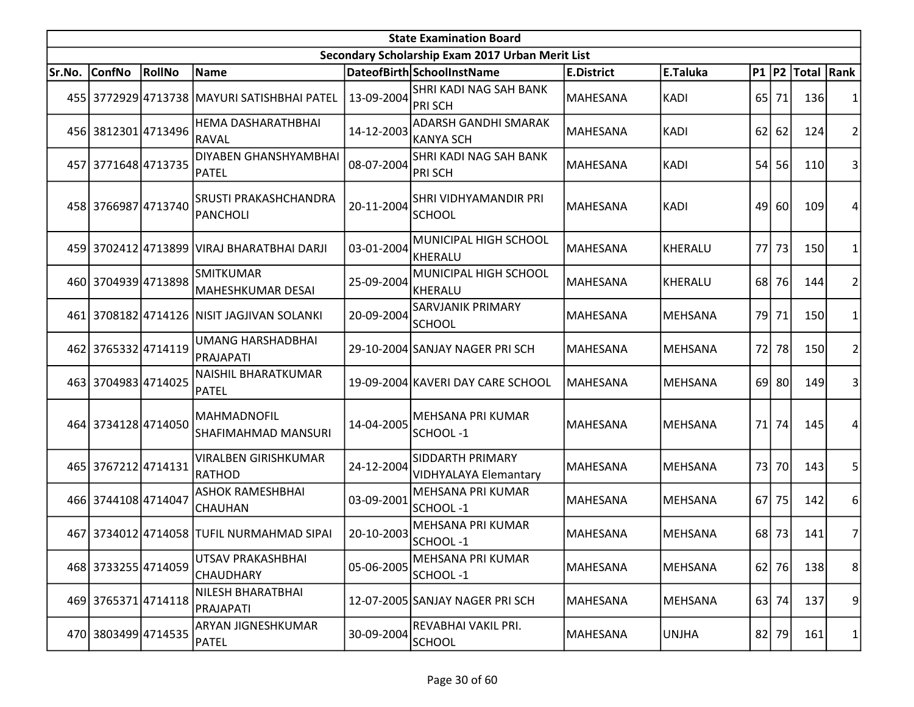| State Examination Board | | | | | | | | | | | |
|---|---|---|---|---|---|---|---|---|---|---|---|
| Secondary Scholarship Exam 2017 Urban Merit List | | | | | | | | | | | |
| Sr.No. | ConfNo | RollNo | Name | DateofBirth | SchoolInstName | E.District | E.Taluka | P1 | P2 | Total | Rank |
| 455 | 3772929 | 4713738 | MAYURI SATISHBHAI PATEL | 13-09-2004 | SHRI KADI NAG SAH BANK PRI SCH | MAHESANA | KADI | 65 | 71 | 136 | 1 |
| 456 | 3812301 | 4713496 | HEMA DASHARATHBHAI RAVAL | 14-12-2003 | ADARSH GANDHI SMARAK KANYA SCH | MAHESANA | KADI | 62 | 62 | 124 | 2 |
| 457 | 3771648 | 4713735 | DIYABEN GHANSHYAMBHAI PATEL | 08-07-2004 | SHRI KADI NAG SAH BANK PRI SCH | MAHESANA | KADI | 54 | 56 | 110 | 3 |
| 458 | 3766987 | 4713740 | SRUSTI PRAKASHCHANDRA PANCHOLI | 20-11-2004 | SHRI VIDHYAMANDIR PRI SCHOOL | MAHESANA | KADI | 49 | 60 | 109 | 4 |
| 459 | 3702412 | 4713899 | VIRAJ BHARATBHAI DARJI | 03-01-2004 | MUNICIPAL HIGH SCHOOL KHERALU | MAHESANA | KHERALU | 77 | 73 | 150 | 1 |
| 460 | 3704939 | 4713898 | SMITKUMAR MAHESHKUMAR DESAI | 25-09-2004 | MUNICIPAL HIGH SCHOOL KHERALU | MAHESANA | KHERALU | 68 | 76 | 144 | 2 |
| 461 | 3708182 | 4714126 | NISIT JAGJIVAN SOLANKI | 20-09-2004 | SARVJANIK PRIMARY SCHOOL | MAHESANA | MEHSANA | 79 | 71 | 150 | 1 |
| 462 | 3765332 | 4714119 | UMANG HARSHADBHAI PRAJAPATI | 29-10-2004 | SANJAY NAGER PRI SCH | MAHESANA | MEHSANA | 72 | 78 | 150 | 2 |
| 463 | 3704983 | 4714025 | NAISHIL BHARATKUMAR PATEL | 19-09-2004 | KAVERI DAY CARE SCHOOL | MAHESANA | MEHSANA | 69 | 80 | 149 | 3 |
| 464 | 3734128 | 4714050 | MAHMADNOFIL SHAFIMAHMAD MANSURI | 14-04-2005 | MEHSANA PRI KUMAR SCHOOL -1 | MAHESANA | MEHSANA | 71 | 74 | 145 | 4 |
| 465 | 3767212 | 4714131 | VIRALBEN GIRISHKUMAR RATHOD | 24-12-2004 | SIDDARTH PRIMARY VIDHYALAYA Elemantary | MAHESANA | MEHSANA | 73 | 70 | 143 | 5 |
| 466 | 3744108 | 4714047 | ASHOK RAMESHBHAI CHAUHAN | 03-09-2001 | MEHSANA PRI KUMAR SCHOOL -1 | MAHESANA | MEHSANA | 67 | 75 | 142 | 6 |
| 467 | 3734012 | 4714058 | TUFIL NURMAHMAD SIPAI | 20-10-2003 | MEHSANA PRI KUMAR SCHOOL -1 | MAHESANA | MEHSANA | 68 | 73 | 141 | 7 |
| 468 | 3733255 | 4714059 | UTSAV PRAKASHBHAI CHAUDHARY | 05-06-2005 | MEHSANA PRI KUMAR SCHOOL -1 | MAHESANA | MEHSANA | 62 | 76 | 138 | 8 |
| 469 | 3765371 | 4714118 | NILESH BHARATBHAI PRAJAPATI | 12-07-2005 | SANJAY NAGER PRI SCH | MAHESANA | MEHSANA | 63 | 74 | 137 | 9 |
| 470 | 3803499 | 4714535 | ARYAN JIGNESHKUMAR PATEL | 30-09-2004 | REVABHAI VAKIL PRI. SCHOOL | MAHESANA | UNJHA | 82 | 79 | 161 | 1 |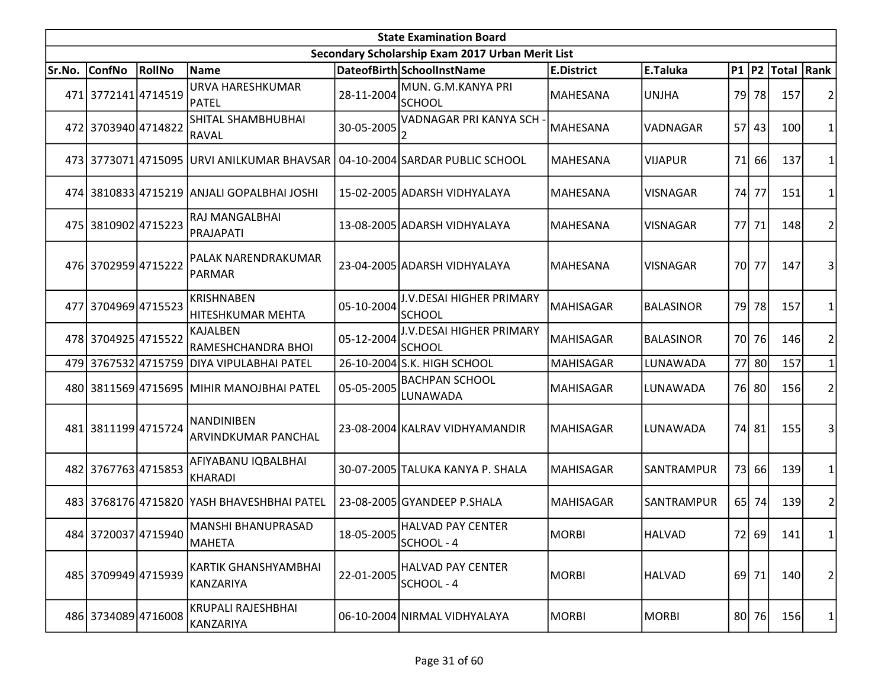| State Examination Board | | | | | | | | | | | | |
|---|---|---|---|---|---|---|---|---|---|---|---|---|
| Secondary Scholarship Exam 2017 Urban Merit List | | | | | | | | | | | | |
| Sr.No. | ConfNo | RollNo | Name | DateofBirth | SchoolInstName | E.District | E.Taluka | P1 | P2 | Total | Rank |
| 471 | 3772141 | 4714519 | URVA HARESHKUMAR PATEL | 28-11-2004 | MUN. G.M.KANYA PRI SCHOOL | MAHESANA | UNJHA | 79 | 78 | 157 | 2 |
| 472 | 3703940 | 4714822 | SHITAL SHAMBHUBHAI RAVAL | 30-05-2005 | VADNAGAR PRI KANYA SCH - 2 | MAHESANA | VADNAGAR | 57 | 43 | 100 | 1 |
| 473 | 3773071 | 4715095 | URVI ANILKUMAR BHAVSAR | 04-10-2004 | SARDAR PUBLIC SCHOOL | MAHESANA | VIJAPUR | 71 | 66 | 137 | 1 |
| 474 | 3810833 | 4715219 | ANJALI GOPALBHAI JOSHI | 15-02-2005 | ADARSH VIDHYALAYA | MAHESANA | VISNAGAR | 74 | 77 | 151 | 1 |
| 475 | 3810902 | 4715223 | RAJ MANGALBHAI PRAJAPATI | 13-08-2005 | ADARSH VIDHYALAYA | MAHESANA | VISNAGAR | 77 | 71 | 148 | 2 |
| 476 | 3702959 | 4715222 | PALAK NARENDRAKUMAR PARMAR | 23-04-2005 | ADARSH VIDHYALAYA | MAHESANA | VISNAGAR | 70 | 77 | 147 | 3 |
| 477 | 3704969 | 4715523 | KRISHNABEN HITESHKUMAR MEHTA | 05-10-2004 | J.V.DESAI HIGHER PRIMARY SCHOOL | MAHISAGAR | BALASINOR | 79 | 78 | 157 | 1 |
| 478 | 3704925 | 4715522 | KAJALBEN RAMESHCHANDRA BHOI | 05-12-2004 | J.V.DESAI HIGHER PRIMARY SCHOOL | MAHISAGAR | BALASINOR | 70 | 76 | 146 | 2 |
| 479 | 3767532 | 4715759 | DIYA VIPULABHAI PATEL | 26-10-2004 | S.K. HIGH SCHOOL | MAHISAGAR | LUNAWADA | 77 | 80 | 157 | 1 |
| 480 | 3811569 | 4715695 | MIHIR MANOJBHAI PATEL | 05-05-2005 | BACHPAN SCHOOL LUNAWADA | MAHISAGAR | LUNAWADA | 76 | 80 | 156 | 2 |
| 481 | 3811199 | 4715724 | NANDINIBEN ARVINDKUMAR PANCHAL | 23-08-2004 | KALRAV VIDHYAMANDIR | MAHISAGAR | LUNAWADA | 74 | 81 | 155 | 3 |
| 482 | 3767763 | 4715853 | AFIYABANU IQBALBHAI KHARADI | 30-07-2005 | TALUKA KANYA P. SHALA | MAHISAGAR | SANTRAMPUR | 73 | 66 | 139 | 1 |
| 483 | 3768176 | 4715820 | YASH BHAVESHBHAI PATEL | 23-08-2005 | GYANDEEP P.SHALA | MAHISAGAR | SANTRAMPUR | 65 | 74 | 139 | 2 |
| 484 | 3720037 | 4715940 | MANSHI BHANUPRASAD MAHETA | 18-05-2005 | HALVAD PAY CENTER SCHOOL - 4 | MORBI | HALVAD | 72 | 69 | 141 | 1 |
| 485 | 3709949 | 4715939 | KARTIK GHANSHYAMBHAI KANZARIYA | 22-01-2005 | HALVAD PAY CENTER SCHOOL - 4 | MORBI | HALVAD | 69 | 71 | 140 | 2 |
| 486 | 3734089 | 4716008 | KRUPALI RAJESHBHAI KANZARIYA | 06-10-2004 | NIRMAL VIDHYALAYA | MORBI | MORBI | 80 | 76 | 156 | 1 |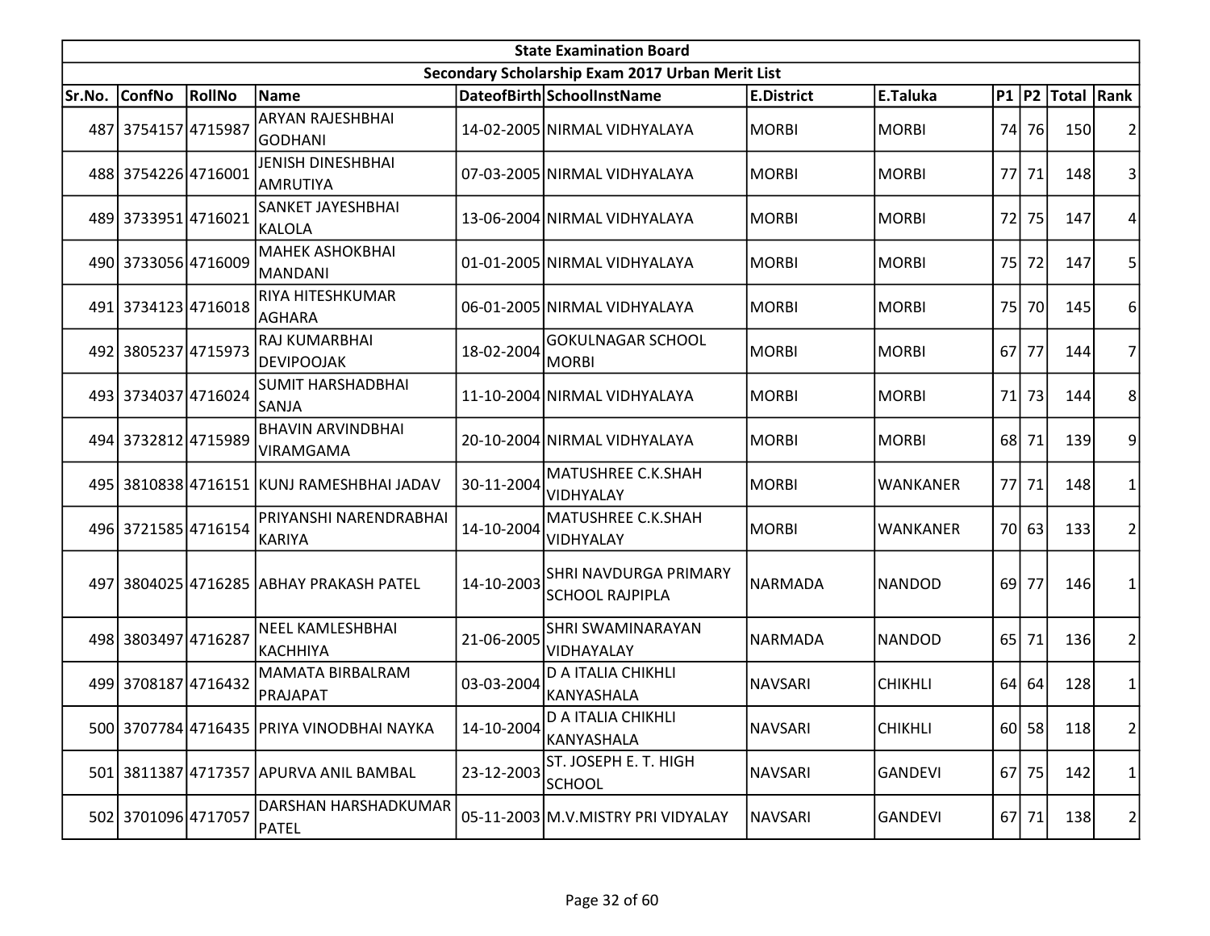| State Examination Board | | | | | | | | | | | |
|---|---|---|---|---|---|---|---|---|---|---|---|
| Secondary Scholarship Exam 2017 Urban Merit List | | | | | | | | | | | |
| Sr.No. | ConfNo | RollNo | Name | DateofBirth | SchoolInstName | E.District | E.Taluka | P1 | P2 | Total | Rank |
| 487 | 3754157 | 4715987 | ARYAN RAJESHBHAI GODHANI | 14-02-2005 | NIRMAL VIDHYALAYA | MORBI | MORBI | 74 | 76 | 150 | 2 |
| 488 | 3754226 | 4716001 | JENISH DINESHBHAI AMRUTIYA | 07-03-2005 | NIRMAL VIDHYALAYA | MORBI | MORBI | 77 | 71 | 148 | 3 |
| 489 | 3733951 | 4716021 | SANKET JAYESHBHAI KALOLA | 13-06-2004 | NIRMAL VIDHYALAYA | MORBI | MORBI | 72 | 75 | 147 | 4 |
| 490 | 3733056 | 4716009 | MAHEK ASHOKBHAI MANDANI | 01-01-2005 | NIRMAL VIDHYALAYA | MORBI | MORBI | 75 | 72 | 147 | 5 |
| 491 | 3734123 | 4716018 | RIYA HITESHKUMAR AGHARA | 06-01-2005 | NIRMAL VIDHYALAYA | MORBI | MORBI | 75 | 70 | 145 | 6 |
| 492 | 3805237 | 4715973 | RAJ KUMARBHAI DEVIPOOJAK | 18-02-2004 | GOKULNAGAR SCHOOL MORBI | MORBI | MORBI | 67 | 77 | 144 | 7 |
| 493 | 3734037 | 4716024 | SUMIT HARSHADBHAI SANJA | 11-10-2004 | NIRMAL VIDHYALAYA | MORBI | MORBI | 71 | 73 | 144 | 8 |
| 494 | 3732812 | 4715989 | BHAVIN ARVINDBHAI VIRAMGAMA | 20-10-2004 | NIRMAL VIDHYALAYA | MORBI | MORBI | 68 | 71 | 139 | 9 |
| 495 | 3810838 | 4716151 | KUNJ RAMESHBHAI JADAV | 30-11-2004 | MATUSHREE C.K.SHAH VIDHYALAY | MORBI | WANKANER | 77 | 71 | 148 | 1 |
| 496 | 3721585 | 4716154 | PRIYANSHI NARENDRABHAI KARIYA | 14-10-2004 | MATUSHREE C.K.SHAH VIDHYALAY | MORBI | WANKANER | 70 | 63 | 133 | 2 |
| 497 | 3804025 | 4716285 | ABHAY PRAKASH PATEL | 14-10-2003 | SHRI NAVDURGA PRIMARY SCHOOL RAJPIPLA | NARMADA | NANDOD | 69 | 77 | 146 | 1 |
| 498 | 3803497 | 4716287 | NEEL KAMLESHBHAI KACHHIYA | 21-06-2005 | SHRI SWAMINARAYAN VIDHAYALAY | NARMADA | NANDOD | 65 | 71 | 136 | 2 |
| 499 | 3708187 | 4716432 | MAMATA BIRBALRAM PRAJAPAT | 03-03-2004 | D A ITALIA CHIKHLI KANYASHALA | NAVSARI | CHIKHLI | 64 | 64 | 128 | 1 |
| 500 | 3707784 | 4716435 | PRIYA VINODBHAI NAYKA | 14-10-2004 | D A ITALIA CHIKHLI KANYASHALA | NAVSARI | CHIKHLI | 60 | 58 | 118 | 2 |
| 501 | 3811387 | 4717357 | APURVA ANIL BAMBAL | 23-12-2003 | ST. JOSEPH E. T. HIGH SCHOOL | NAVSARI | GANDEVI | 67 | 75 | 142 | 1 |
| 502 | 3701096 | 4717057 | DARSHAN HARSHADKUMAR PATEL | 05-11-2003 | M.V.MISTRY PRI VIDYALAY | NAVSARI | GANDEVI | 67 | 71 | 138 | 2 |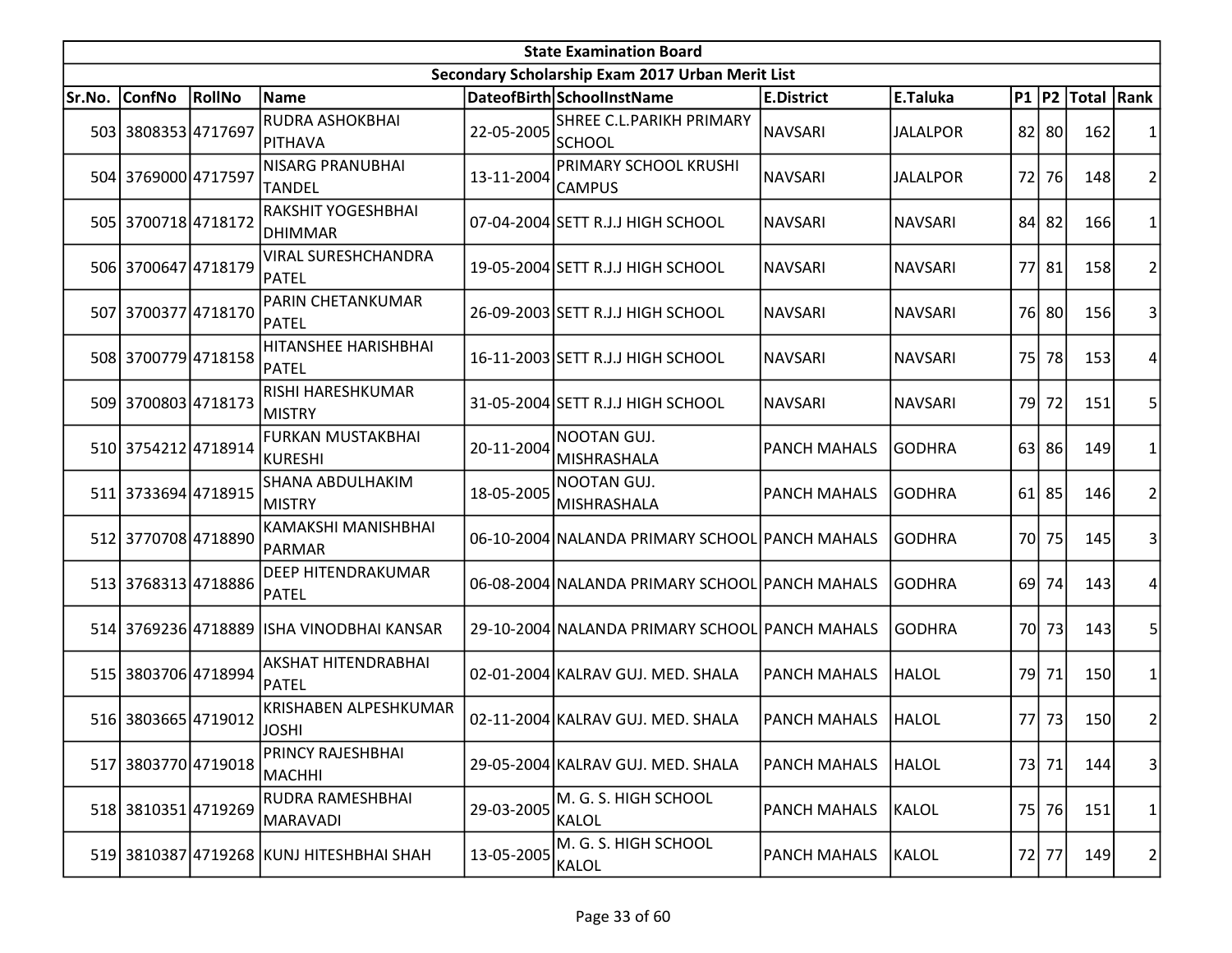| State Examination Board | | | | | | | | | | | |
|---|---|---|---|---|---|---|---|---|---|---|---|
| Secondary Scholarship Exam 2017 Urban Merit List | | | | | | | | | | | |
| Sr.No. | ConfNo | RollNo | Name | DateofBirth | SchoolInstName | E.District | E.Taluka | P1 | P2 | Total | Rank |
| 503 | 3808353 | 4717697 | RUDRA ASHOKBHAI PITHAVA | 22-05-2005 | SHREE C.L.PARIKH PRIMARY SCHOOL | NAVSARI | JALALPOR | 82 | 80 | 162 | 1 |
| 504 | 3769000 | 4717597 | NISARG PRANUBHAI TANDEL | 13-11-2004 | PRIMARY SCHOOL KRUSHI CAMPUS | NAVSARI | JALALPOR | 72 | 76 | 148 | 2 |
| 505 | 3700718 | 4718172 | RAKSHIT YOGESHBHAI DHIMMAR | 07-04-2004 | SETT R.J.J HIGH SCHOOL | NAVSARI | NAVSARI | 84 | 82 | 166 | 1 |
| 506 | 3700647 | 4718179 | VIRAL SURESHCHANDRA PATEL | 19-05-2004 | SETT R.J.J HIGH SCHOOL | NAVSARI | NAVSARI | 77 | 81 | 158 | 2 |
| 507 | 3700377 | 4718170 | PARIN CHETANKUMAR PATEL | 26-09-2003 | SETT R.J.J HIGH SCHOOL | NAVSARI | NAVSARI | 76 | 80 | 156 | 3 |
| 508 | 3700779 | 4718158 | HITANSHEE HARISHBHAI PATEL | 16-11-2003 | SETT R.J.J HIGH SCHOOL | NAVSARI | NAVSARI | 75 | 78 | 153 | 4 |
| 509 | 3700803 | 4718173 | RISHI HARESHKUMAR MISTRY | 31-05-2004 | SETT R.J.J HIGH SCHOOL | NAVSARI | NAVSARI | 79 | 72 | 151 | 5 |
| 510 | 3754212 | 4718914 | FURKAN MUSTAKBHAI KURESHI | 20-11-2004 | NOOTAN GUJ. MISHRASHALA | PANCH MAHALS | GODHRA | 63 | 86 | 149 | 1 |
| 511 | 3733694 | 4718915 | SHANA ABDULHAKIM MISTRY | 18-05-2005 | NOOTAN GUJ. MISHRASHALA | PANCH MAHALS | GODHRA | 61 | 85 | 146 | 2 |
| 512 | 3770708 | 4718890 | KAMAKSHI MANISHBHAI PARMAR | 06-10-2004 | NALANDA PRIMARY SCHOOL | PANCH MAHALS | GODHRA | 70 | 75 | 145 | 3 |
| 513 | 3768313 | 4718886 | DEEP HITENDRAKUMAR PATEL | 06-08-2004 | NALANDA PRIMARY SCHOOL | PANCH MAHALS | GODHRA | 69 | 74 | 143 | 4 |
| 514 | 3769236 | 4718889 | ISHA VINODBHAI KANSAR | 29-10-2004 | NALANDA PRIMARY SCHOOL | PANCH MAHALS | GODHRA | 70 | 73 | 143 | 5 |
| 515 | 3803706 | 4718994 | AKSHAT HITENDRABHAI PATEL | 02-01-2004 | KALRAV GUJ. MED. SHALA | PANCH MAHALS | HALOL | 79 | 71 | 150 | 1 |
| 516 | 3803665 | 4719012 | KRISHABEN ALPESHKUMAR JOSHI | 02-11-2004 | KALRAV GUJ. MED. SHALA | PANCH MAHALS | HALOL | 77 | 73 | 150 | 2 |
| 517 | 3803770 | 4719018 | PRINCY RAJESHBHAI MACHHI | 29-05-2004 | KALRAV GUJ. MED. SHALA | PANCH MAHALS | HALOL | 73 | 71 | 144 | 3 |
| 518 | 3810351 | 4719269 | RUDRA RAMESHBHAI MARAVADI | 29-03-2005 | M. G. S. HIGH SCHOOL KALOL | PANCH MAHALS | KALOL | 75 | 76 | 151 | 1 |
| 519 | 3810387 | 4719268 | KUNJ HITESHBHAI SHAH | 13-05-2005 | M. G. S. HIGH SCHOOL KALOL | PANCH MAHALS | KALOL | 72 | 77 | 149 | 2 |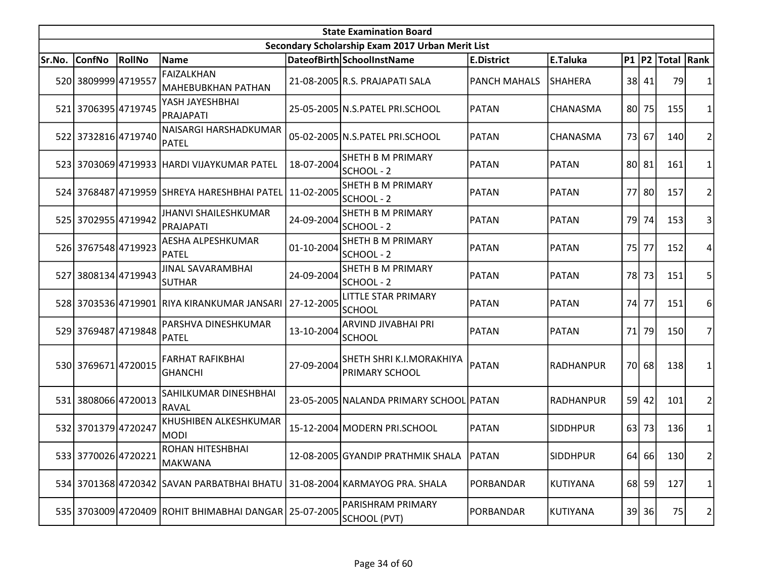| State Examination Board | | | | | | | | | | | |
|---|---|---|---|---|---|---|---|---|---|---|---|
| Secondary Scholarship Exam 2017 Urban Merit List | | | | | | | | | | | |
| Sr.No. | ConfNo | RollNo | Name | DateofBirth | SchoolInstName | E.District | E.Taluka | P1 | P2 | Total | Rank |
| 520 | 3809999 | 4719557 | FAIZALKHAN MAHEBUBKHAN PATHAN | 21-08-2005 | R.S. PRAJAPATI SALA | PANCH MAHALS | SHAHERA | 38 | 41 | 79 | 1 |
| 521 | 3706395 | 4719745 | YASH JAYESHBHAI PRAJAPATI | 25-05-2005 | N.S.PATEL PRI.SCHOOL | PATAN | CHANASMA | 80 | 75 | 155 | 1 |
| 522 | 3732816 | 4719740 | NAISARGI HARSHADKUMAR PATEL | 05-02-2005 | N.S.PATEL PRI.SCHOOL | PATAN | CHANASMA | 73 | 67 | 140 | 2 |
| 523 | 3703069 | 4719933 | HARDI VIJAYKUMAR PATEL | 18-07-2004 | SHETH B M PRIMARY SCHOOL - 2 | PATAN | PATAN | 80 | 81 | 161 | 1 |
| 524 | 3768487 | 4719959 | SHREYA HARESHBHAI PATEL | 11-02-2005 | SHETH B M PRIMARY SCHOOL - 2 | PATAN | PATAN | 77 | 80 | 157 | 2 |
| 525 | 3702955 | 4719942 | JHANVI SHAILESHKUMAR PRAJAPATI | 24-09-2004 | SHETH B M PRIMARY SCHOOL - 2 | PATAN | PATAN | 79 | 74 | 153 | 3 |
| 526 | 3767548 | 4719923 | AESHA ALPESHKUMAR PATEL | 01-10-2004 | SHETH B M PRIMARY SCHOOL - 2 | PATAN | PATAN | 75 | 77 | 152 | 4 |
| 527 | 3808134 | 4719943 | JINAL SAVARAMBHAI SUTHAR | 24-09-2004 | SHETH B M PRIMARY SCHOOL - 2 | PATAN | PATAN | 78 | 73 | 151 | 5 |
| 528 | 3703536 | 4719901 | RIYA KIRANKUMAR JANSARI | 27-12-2005 | LITTLE STAR PRIMARY SCHOOL | PATAN | PATAN | 74 | 77 | 151 | 6 |
| 529 | 3769487 | 4719848 | PARSHVA DINESHKUMAR PATEL | 13-10-2004 | ARVIND JIVABHAI PRI SCHOOL | PATAN | PATAN | 71 | 79 | 150 | 7 |
| 530 | 3769671 | 4720015 | FARHAT RAFIKBHAI GHANCHI | 27-09-2004 | SHETH SHRI K.I.MORAKHIYA PRIMARY SCHOOL | PATAN | RADHANPUR | 70 | 68 | 138 | 1 |
| 531 | 3808066 | 4720013 | SAHILKUMAR DINESHBHAI RAVAL | 23-05-2005 | NALANDA PRIMARY SCHOOL | PATAN | RADHANPUR | 59 | 42 | 101 | 2 |
| 532 | 3701379 | 4720247 | KHUSHIBEN ALKESHKUMAR MODI | 15-12-2004 | MODERN PRI.SCHOOL | PATAN | SIDDHPUR | 63 | 73 | 136 | 1 |
| 533 | 3770026 | 4720221 | ROHAN HITESHBHAI MAKWANA | 12-08-2005 | GYANDIP PRATHMIK SHALA | PATAN | SIDDHPUR | 64 | 66 | 130 | 2 |
| 534 | 3701368 | 4720342 | SAVAN PARBATBHAI BHATU | 31-08-2004 | KARMAYOG PRA. SHALA | PORBANDAR | KUTIYANA | 68 | 59 | 127 | 1 |
| 535 | 3703009 | 4720409 | ROHIT BHIMABHAI DANGAR | 25-07-2005 | PARISHRAM PRIMARY SCHOOL (PVT) | PORBANDAR | KUTIYANA | 39 | 36 | 75 | 2 |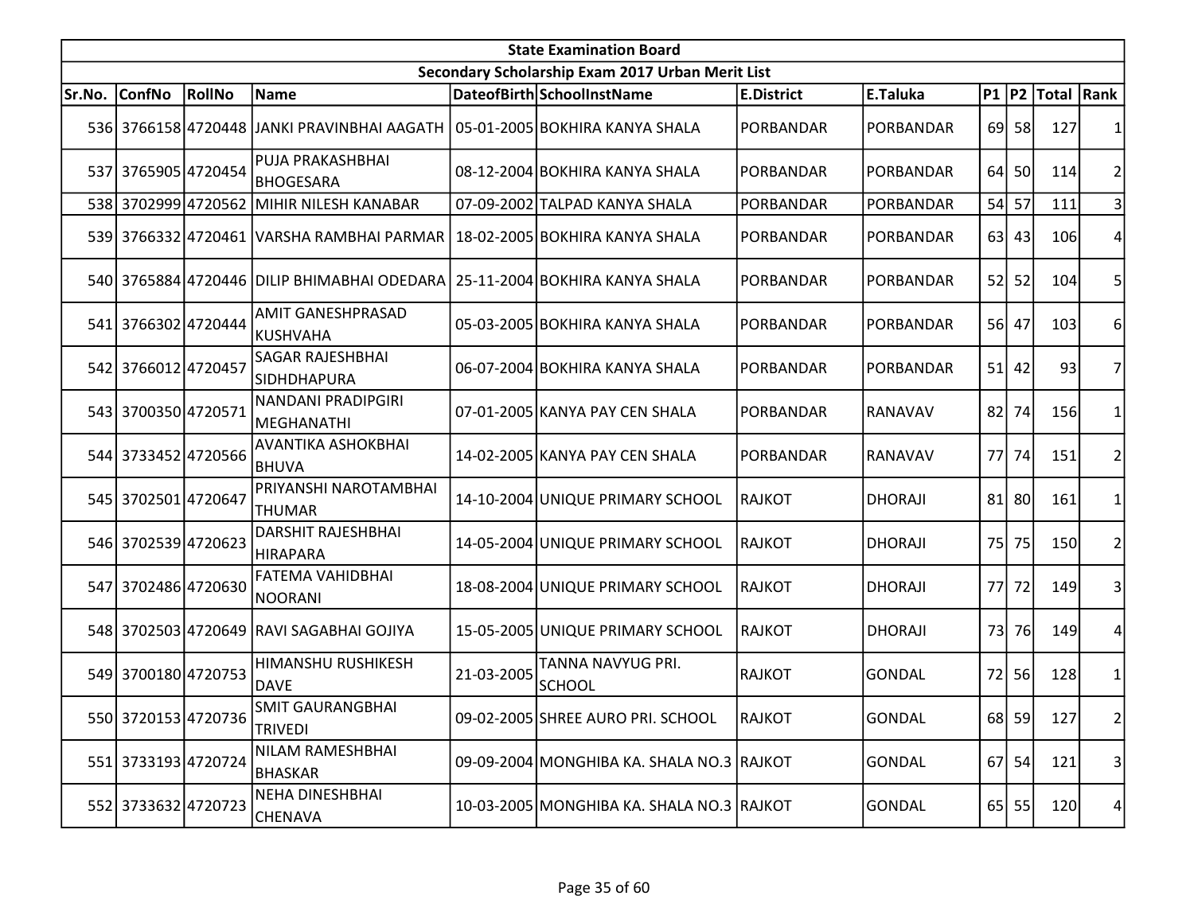| State Examination Board | | | | | | | | | | | |
|---|---|---|---|---|---|---|---|---|---|---|---|
| Secondary Scholarship Exam 2017 Urban Merit List | | | | | | | | | | | |
| Sr.No. | ConfNo | RollNo | Name | DateofBirth | SchoolInstName | E.District | E.Taluka | P1 | P2 | Total | Rank |
| 536 | 3766158 | 4720448 | JANKI PRAVINBHAI AAGATH | 05-01-2005 | BOKHIRA KANYA SHALA | PORBANDAR | PORBANDAR | 69 | 58 | 127 | 1 |
| 537 | 3765905 | 4720454 | PUJA PRAKASHBHAI BHOGESARA | 08-12-2004 | BOKHIRA KANYA SHALA | PORBANDAR | PORBANDAR | 64 | 50 | 114 | 2 |
| 538 | 3702999 | 4720562 | MIHIR NILESH KANABAR | 07-09-2002 | TALPAD KANYA SHALA | PORBANDAR | PORBANDAR | 54 | 57 | 111 | 3 |
| 539 | 3766332 | 4720461 | VARSHA RAMBHAI PARMAR | 18-02-2005 | BOKHIRA KANYA SHALA | PORBANDAR | PORBANDAR | 63 | 43 | 106 | 4 |
| 540 | 3765884 | 4720446 | DILIP BHIMABHAI ODEDARA | 25-11-2004 | BOKHIRA KANYA SHALA | PORBANDAR | PORBANDAR | 52 | 52 | 104 | 5 |
| 541 | 3766302 | 4720444 | AMIT GANESHPRASAD KUSHVAHA | 05-03-2005 | BOKHIRA KANYA SHALA | PORBANDAR | PORBANDAR | 56 | 47 | 103 | 6 |
| 542 | 3766012 | 4720457 | SAGAR RAJESHBHAI SIDHDHAPURA | 06-07-2004 | BOKHIRA KANYA SHALA | PORBANDAR | PORBANDAR | 51 | 42 | 93 | 7 |
| 543 | 3700350 | 4720571 | NANDANI PRADIPGIRI MEGHANATHI | 07-01-2005 | KANYA PAY CEN SHALA | PORBANDAR | RANAVAV | 82 | 74 | 156 | 1 |
| 544 | 3733452 | 4720566 | AVANTIKA ASHOKBHAI BHUVA | 14-02-2005 | KANYA PAY CEN SHALA | PORBANDAR | RANAVAV | 77 | 74 | 151 | 2 |
| 545 | 3702501 | 4720647 | PRIYANSHI NAROTAMBHAI THUMAR | 14-10-2004 | UNIQUE PRIMARY SCHOOL | RAJKOT | DHORAJI | 81 | 80 | 161 | 1 |
| 546 | 3702539 | 4720623 | DARSHIT RAJESHBHAI HIRAPARA | 14-05-2004 | UNIQUE PRIMARY SCHOOL | RAJKOT | DHORAJI | 75 | 75 | 150 | 2 |
| 547 | 3702486 | 4720630 | FATEMA VAHIDBHAI NOORANI | 18-08-2004 | UNIQUE PRIMARY SCHOOL | RAJKOT | DHORAJI | 77 | 72 | 149 | 3 |
| 548 | 3702503 | 4720649 | RAVI SAGABHAI GOJIYA | 15-05-2005 | UNIQUE PRIMARY SCHOOL | RAJKOT | DHORAJI | 73 | 76 | 149 | 4 |
| 549 | 3700180 | 4720753 | HIMANSHU RUSHIKESH DAVE | 21-03-2005 | TANNA NAVYUG PRI. SCHOOL | RAJKOT | GONDAL | 72 | 56 | 128 | 1 |
| 550 | 3720153 | 4720736 | SMIT GAURANGBHAI TRIVEDI | 09-02-2005 | SHREE AURO PRI. SCHOOL | RAJKOT | GONDAL | 68 | 59 | 127 | 2 |
| 551 | 3733193 | 4720724 | NILAM RAMESHBHAI BHASKAR | 09-09-2004 | MONGHIBA KA. SHALA NO.3 | RAJKOT | GONDAL | 67 | 54 | 121 | 3 |
| 552 | 3733632 | 4720723 | NEHA DINESHBHAI CHENAVA | 10-03-2005 | MONGHIBA KA. SHALA NO.3 | RAJKOT | GONDAL | 65 | 55 | 120 | 4 |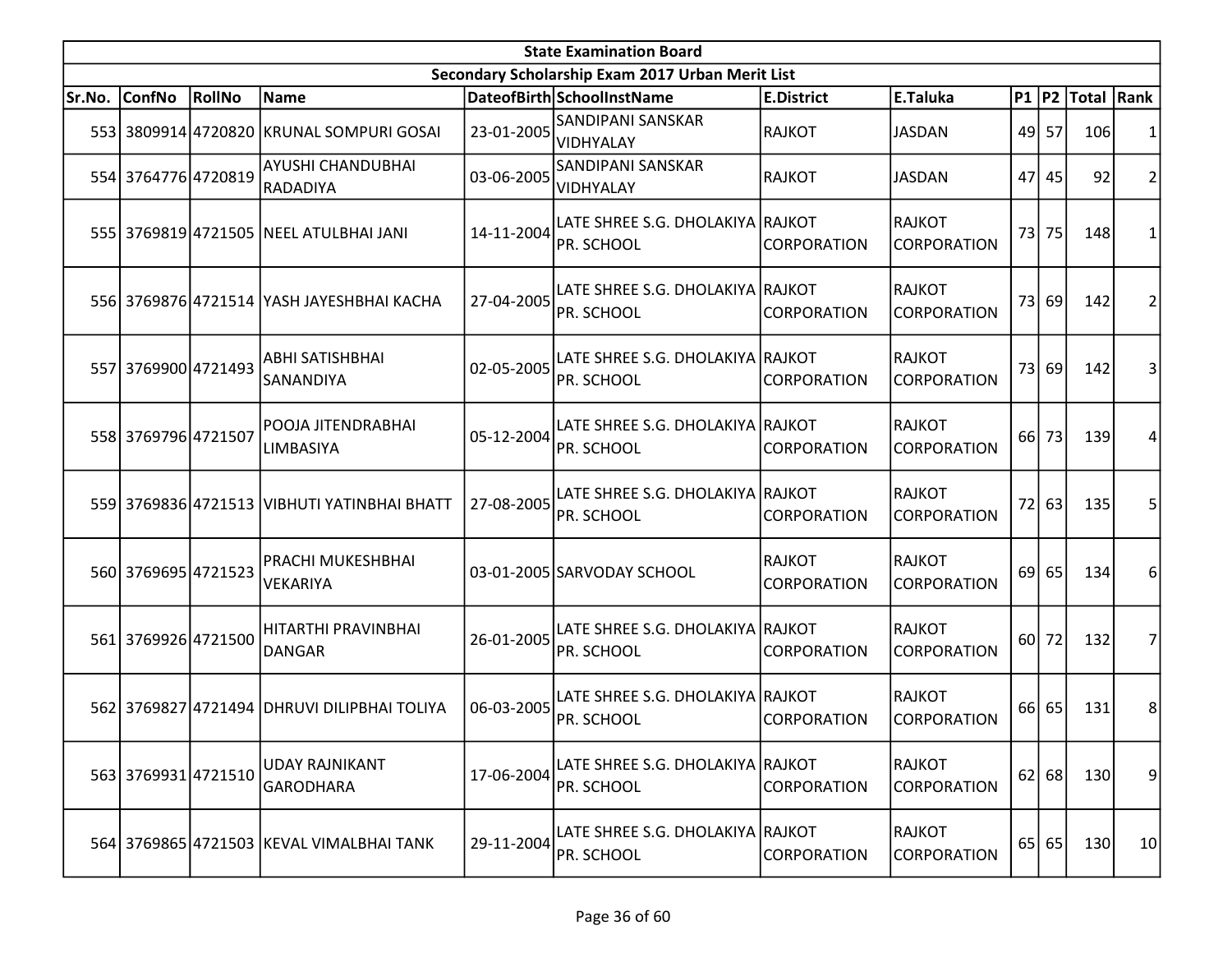| State Examination Board | | | | | | | | | | | | |
|---|---|---|---|---|---|---|---|---|---|---|---|---|
| Secondary Scholarship Exam 2017 Urban Merit List | | | | | | | | | | | | |
| Sr.No. | ConfNo | RollNo | Name | DateofBirth | SchoolInstName | E.District | E.Taluka | P1 | P2 | Total | Rank |
| 553 | 3809914 | 4720820 | KRUNAL SOMPURI GOSAI | 23-01-2005 | SANDIPANI SANSKAR VIDHYALAY | RAJKOT | JASDAN | 49 | 57 | 106 | 1 |
| 554 | 3764776 | 4720819 | AYUSHI CHANDUBHAI RADADIYA | 03-06-2005 | SANDIPANI SANSKAR VIDHYALAY | RAJKOT | JASDAN | 47 | 45 | 92 | 2 |
| 555 | 3769819 | 4721505 | NEEL ATULBHAI JANI | 14-11-2004 | LATE SHREE S.G. DHOLAKIYA PR. SCHOOL | RAJKOT CORPORATION | RAJKOT CORPORATION | 73 | 75 | 148 | 1 |
| 556 | 3769876 | 4721514 | YASH JAYESHBHAI KACHA | 27-04-2005 | LATE SHREE S.G. DHOLAKIYA PR. SCHOOL | RAJKOT CORPORATION | RAJKOT CORPORATION | 73 | 69 | 142 | 2 |
| 557 | 3769900 | 4721493 | ABHI SATISHBHAI SANANDIYA | 02-05-2005 | LATE SHREE S.G. DHOLAKIYA PR. SCHOOL | RAJKOT CORPORATION | RAJKOT CORPORATION | 73 | 69 | 142 | 3 |
| 558 | 3769796 | 4721507 | POOJA JITENDRABHAI LIMBASIYA | 05-12-2004 | LATE SHREE S.G. DHOLAKIYA PR. SCHOOL | RAJKOT CORPORATION | RAJKOT CORPORATION | 66 | 73 | 139 | 4 |
| 559 | 3769836 | 4721513 | VIBHUTI YATINBHAI BHATT | 27-08-2005 | LATE SHREE S.G. DHOLAKIYA PR. SCHOOL | RAJKOT CORPORATION | RAJKOT CORPORATION | 72 | 63 | 135 | 5 |
| 560 | 3769695 | 4721523 | PRACHI MUKESHBHAI VEKARIYA | 03-01-2005 | SARVODAY SCHOOL | RAJKOT CORPORATION | RAJKOT CORPORATION | 69 | 65 | 134 | 6 |
| 561 | 3769926 | 4721500 | HITARTHI PRAVINBHAI DANGAR | 26-01-2005 | LATE SHREE S.G. DHOLAKIYA PR. SCHOOL | RAJKOT CORPORATION | RAJKOT CORPORATION | 60 | 72 | 132 | 7 |
| 562 | 3769827 | 4721494 | DHRUVI DILIPBHAI TOLIYA | 06-03-2005 | LATE SHREE S.G. DHOLAKIYA PR. SCHOOL | RAJKOT CORPORATION | RAJKOT CORPORATION | 66 | 65 | 131 | 8 |
| 563 | 3769931 | 4721510 | UDAY RAJNIKANT GARODHARA | 17-06-2004 | LATE SHREE S.G. DHOLAKIYA PR. SCHOOL | RAJKOT CORPORATION | RAJKOT CORPORATION | 62 | 68 | 130 | 9 |
| 564 | 3769865 | 4721503 | KEVAL VIMALBHAI TANK | 29-11-2004 | LATE SHREE S.G. DHOLAKIYA PR. SCHOOL | RAJKOT CORPORATION | RAJKOT CORPORATION | 65 | 65 | 130 | 10 |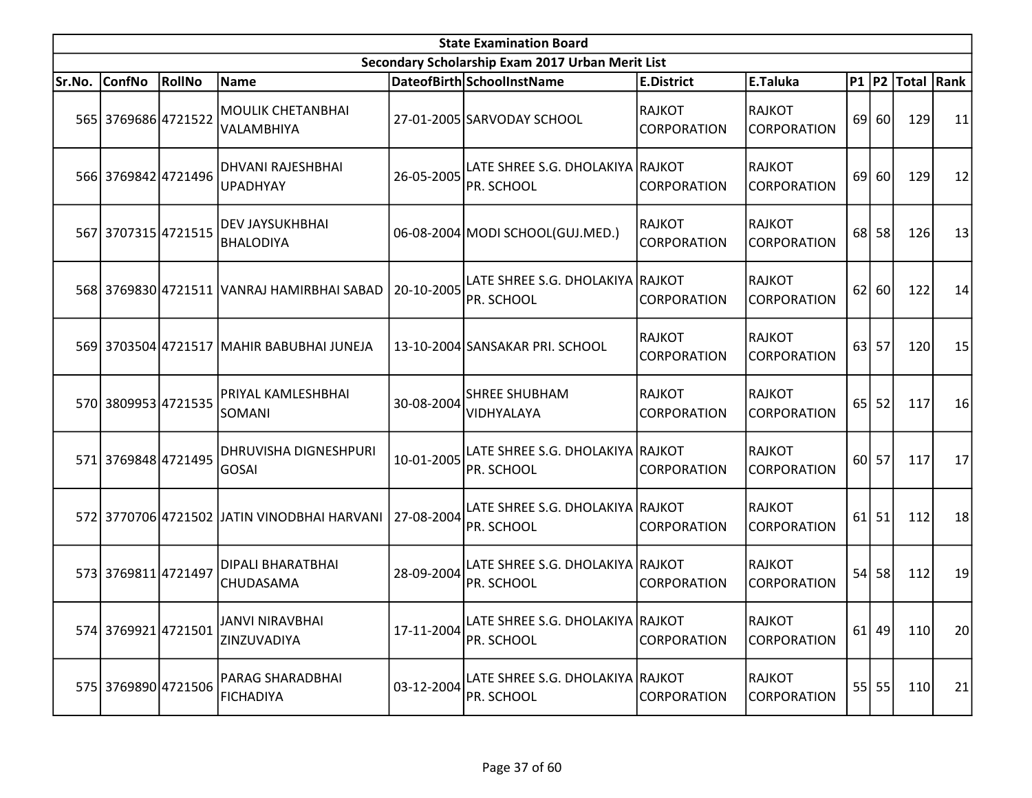| State Examination Board | | | | | | | | | | | |
|---|---|---|---|---|---|---|---|---|---|---|---|
| Secondary Scholarship Exam 2017 Urban Merit List | | | | | | | | | | | |
| Sr.No. | ConfNo | RollNo | Name | DateofBirth | SchoolInstName | E.District | E.Taluka | P1 | P2 | Total | Rank |
| 565 | 3769686 | 4721522 | MOULIK CHETANBHAI VALAMBHIYA | 27-01-2005 | SARVODAY SCHOOL | RAJKOT CORPORATION | RAJKOT CORPORATION | 69 | 60 | 129 | 11 |
| 566 | 3769842 | 4721496 | DHVANI RAJESHBHAI UPADHYAY | 26-05-2005 | LATE SHREE S.G. DHOLAKIYA PR. SCHOOL | RAJKOT CORPORATION | RAJKOT CORPORATION | 69 | 60 | 129 | 12 |
| 567 | 3707315 | 4721515 | DEV JAYSUKHBHAI BHALODIYA | 06-08-2004 | MODI SCHOOL(GUJ.MED.) | RAJKOT CORPORATION | RAJKOT CORPORATION | 68 | 58 | 126 | 13 |
| 568 | 3769830 | 4721511 | VANRAJ HAMIRBHAI SABAD | 20-10-2005 | LATE SHREE S.G. DHOLAKIYA PR. SCHOOL | RAJKOT CORPORATION | RAJKOT CORPORATION | 62 | 60 | 122 | 14 |
| 569 | 3703504 | 4721517 | MAHIR BABUBHAI JUNEJA | 13-10-2004 | SANSAKAR PRI. SCHOOL | RAJKOT CORPORATION | RAJKOT CORPORATION | 63 | 57 | 120 | 15 |
| 570 | 3809953 | 4721535 | PRIYAL KAMLESHBHAI SOMANI | 30-08-2004 | SHREE SHUBHAM VIDHYALAYA | RAJKOT CORPORATION | RAJKOT CORPORATION | 65 | 52 | 117 | 16 |
| 571 | 3769848 | 4721495 | DHRUVISHA DIGNESHPURI GOSAI | 10-01-2005 | LATE SHREE S.G. DHOLAKIYA PR. SCHOOL | RAJKOT CORPORATION | RAJKOT CORPORATION | 60 | 57 | 117 | 17 |
| 572 | 3770706 | 4721502 | JATIN VINODBHAI HARVANI | 27-08-2004 | LATE SHREE S.G. DHOLAKIYA PR. SCHOOL | RAJKOT CORPORATION | RAJKOT CORPORATION | 61 | 51 | 112 | 18 |
| 573 | 3769811 | 4721497 | DIPALI BHARATBHAI CHUDASAMA | 28-09-2004 | LATE SHREE S.G. DHOLAKIYA PR. SCHOOL | RAJKOT CORPORATION | RAJKOT CORPORATION | 54 | 58 | 112 | 19 |
| 574 | 3769921 | 4721501 | JANVI NIRAVBHAI ZINZUVADIYA | 17-11-2004 | LATE SHREE S.G. DHOLAKIYA PR. SCHOOL | RAJKOT CORPORATION | RAJKOT CORPORATION | 61 | 49 | 110 | 20 |
| 575 | 3769890 | 4721506 | PARAG SHARADBHAI FICHADIYA | 03-12-2004 | LATE SHREE S.G. DHOLAKIYA PR. SCHOOL | RAJKOT CORPORATION | RAJKOT CORPORATION | 55 | 55 | 110 | 21 |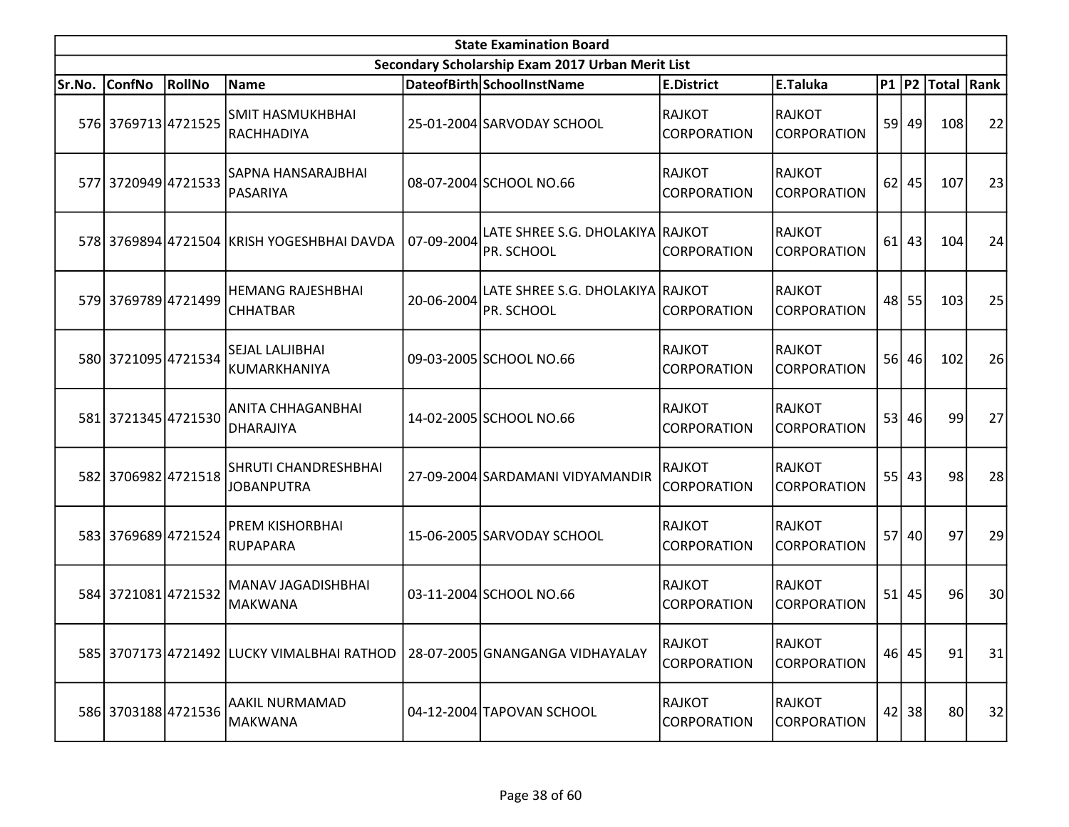| State Examination Board | | | | | | | | | | | |
|---|---|---|---|---|---|---|---|---|---|---|---|
| Secondary Scholarship Exam 2017 Urban Merit List | | | | | | | | | | | |
| Sr.No. | ConfNo | RollNo | Name | DateofBirth | SchoolInstName | E.District | E.Taluka | P1 | P2 | Total | Rank |
| 576 | 3769713 | 4721525 | SMIT HASMUKHBHAI RACHHADIYA | 25-01-2004 | SARVODAY SCHOOL | RAJKOT CORPORATION | RAJKOT CORPORATION | 59 | 49 | 108 | 22 |
| 577 | 3720949 | 4721533 | SAPNA HANSARAJBHAI PASARIYA | 08-07-2004 | SCHOOL NO.66 | RAJKOT CORPORATION | RAJKOT CORPORATION | 62 | 45 | 107 | 23 |
| 578 | 3769894 | 4721504 | KRISH YOGESHBHAI DAVDA | 07-09-2004 | LATE SHREE S.G. DHOLAKIYA PR. SCHOOL | RAJKOT CORPORATION | RAJKOT CORPORATION | 61 | 43 | 104 | 24 |
| 579 | 3769789 | 4721499 | HEMANG RAJESHBHAI CHHATBAR | 20-06-2004 | LATE SHREE S.G. DHOLAKIYA PR. SCHOOL | RAJKOT CORPORATION | RAJKOT CORPORATION | 48 | 55 | 103 | 25 |
| 580 | 3721095 | 4721534 | SEJAL LALJIBHAI KUMARKHANIYA | 09-03-2005 | SCHOOL NO.66 | RAJKOT CORPORATION | RAJKOT CORPORATION | 56 | 46 | 102 | 26 |
| 581 | 3721345 | 4721530 | ANITA CHHAGANBHAI DHARAJIYA | 14-02-2005 | SCHOOL NO.66 | RAJKOT CORPORATION | RAJKOT CORPORATION | 53 | 46 | 99 | 27 |
| 582 | 3706982 | 4721518 | SHRUTI CHANDRESHBHAI JOBANPUTRA | 27-09-2004 | SARDAMANI VIDYAMANDIR | RAJKOT CORPORATION | RAJKOT CORPORATION | 55 | 43 | 98 | 28 |
| 583 | 3769689 | 4721524 | PREM KISHORBHAI RUPAPARA | 15-06-2005 | SARVODAY SCHOOL | RAJKOT CORPORATION | RAJKOT CORPORATION | 57 | 40 | 97 | 29 |
| 584 | 3721081 | 4721532 | MANAV JAGADISHBHAI MAKWANA | 03-11-2004 | SCHOOL NO.66 | RAJKOT CORPORATION | RAJKOT CORPORATION | 51 | 45 | 96 | 30 |
| 585 | 3707173 | 4721492 | LUCKY VIMALBHAI RATHOD | 28-07-2005 | GNANGANGA VIDHAYALAY | RAJKOT CORPORATION | RAJKOT CORPORATION | 46 | 45 | 91 | 31 |
| 586 | 3703188 | 4721536 | AAKIL NURMAMAD MAKWANA | 04-12-2004 | TAPOVAN SCHOOL | RAJKOT CORPORATION | RAJKOT CORPORATION | 42 | 38 | 80 | 32 |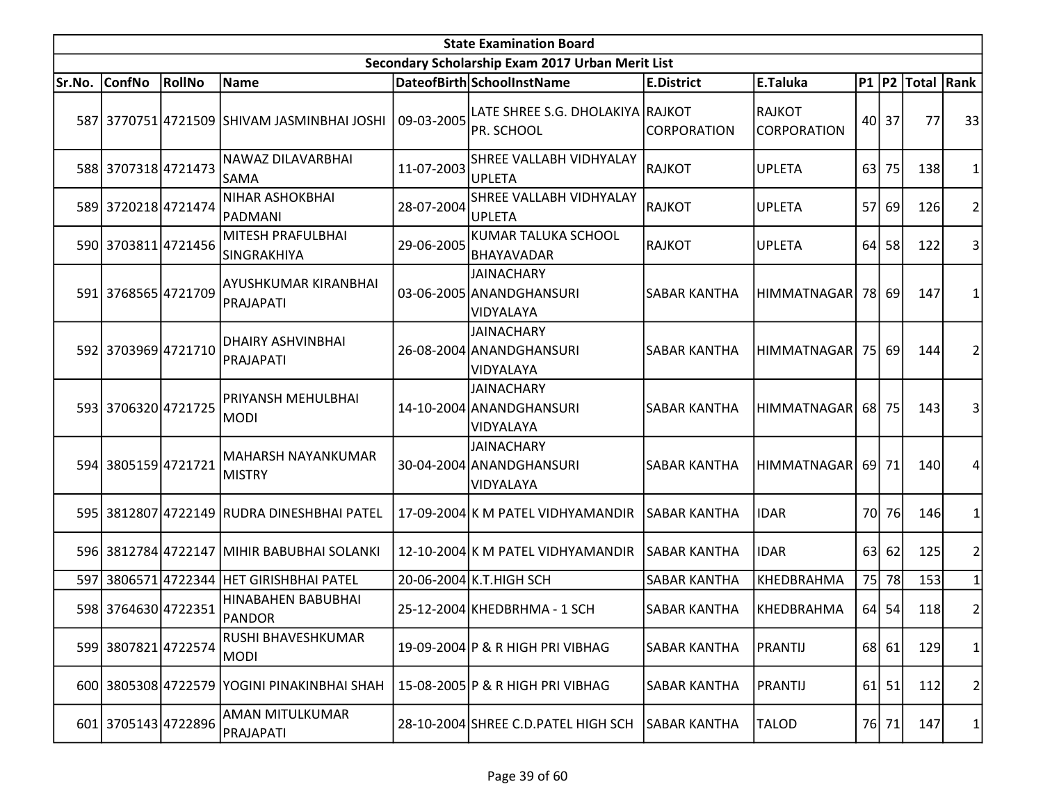| State Examination Board | | | | | | | | | | | |
|---|---|---|---|---|---|---|---|---|---|---|---|
| Secondary Scholarship Exam 2017 Urban Merit List | | | | | | | | | | | |
| Sr.No. | ConfNo | RollNo | Name | DateofBirth | SchoolInstName | E.District | E.Taluka | P1 | P2 | Total | Rank |
| 587 | 3770751 | 4721509 | SHIVAM JASMINBHAI JOSHI | 09-03-2005 | LATE SHREE S.G. DHOLAKIYA PR. SCHOOL | RAJKOT CORPORATION | RAJKOT CORPORATION | 40 | 37 | 77 | 33 |
| 588 | 3707318 | 4721473 | NAWAZ DILAVARBHAI SAMA | 11-07-2003 | SHREE VALLABH VIDHYALAY UPLETA | RAJKOT | UPLETA | 63 | 75 | 138 | 1 |
| 589 | 3720218 | 4721474 | NIHAR ASHOKBHAI PADMANI | 28-07-2004 | SHREE VALLABH VIDHYALAY UPLETA | RAJKOT | UPLETA | 57 | 69 | 126 | 2 |
| 590 | 3703811 | 4721456 | MITESH PRAFULBHAI SINGRAKHIYA | 29-06-2005 | KUMAR TALUKA SCHOOL BHAYAVADAR | RAJKOT | UPLETA | 64 | 58 | 122 | 3 |
| 591 | 3768565 | 4721709 | AYUSHKUMAR KIRANBHAI PRAJAPATI | 03-06-2005 | JAINACHARY ANANDGHANSURI VIDYALAYA | SABAR KANTHA | HIMMATNAGAR | 78 | 69 | 147 | 1 |
| 592 | 3703969 | 4721710 | DHAIRY ASHVINBHAI PRAJAPATI | 26-08-2004 | JAINACHARY ANANDGHANSURI VIDYALAYA | SABAR KANTHA | HIMMATNAGAR | 75 | 69 | 144 | 2 |
| 593 | 3706320 | 4721725 | PRIYANSH MEHULBHAI MODI | 14-10-2004 | JAINACHARY ANANDGHANSURI VIDYALAYA | SABAR KANTHA | HIMMATNAGAR | 68 | 75 | 143 | 3 |
| 594 | 3805159 | 4721721 | MAHARSH NAYANKUMAR MISTRY | 30-04-2004 | JAINACHARY ANANDGHANSURI VIDYALAYA | SABAR KANTHA | HIMMATNAGAR | 69 | 71 | 140 | 4 |
| 595 | 3812807 | 4722149 | RUDRA DINESHBHAI PATEL | 17-09-2004 | K M PATEL VIDHYAMANDIR | SABAR KANTHA | IDAR | 70 | 76 | 146 | 1 |
| 596 | 3812784 | 4722147 | MIHIR BABUBHAI SOLANKI | 12-10-2004 | K M PATEL VIDHYAMANDIR | SABAR KANTHA | IDAR | 63 | 62 | 125 | 2 |
| 597 | 3806571 | 4722344 | HET GIRISHBHAI PATEL | 20-06-2004 | K.T.HIGH SCH | SABAR KANTHA | KHEDBRAHMA | 75 | 78 | 153 | 1 |
| 598 | 3764630 | 4722351 | HINABAHEN BABUBHAI PANDOR | 25-12-2004 | KHEDBRHMA - 1 SCH | SABAR KANTHA | KHEDBRAHMA | 64 | 54 | 118 | 2 |
| 599 | 3807821 | 4722574 | RUSHI BHAVESHKUMAR MODI | 19-09-2004 | P & R HIGH PRI VIBHAG | SABAR KANTHA | PRANTIJ | 68 | 61 | 129 | 1 |
| 600 | 3805308 | 4722579 | YOGINI PINAKINBHAI SHAH | 15-08-2005 | P & R HIGH PRI VIBHAG | SABAR KANTHA | PRANTIJ | 61 | 51 | 112 | 2 |
| 601 | 3705143 | 4722896 | AMAN MITULKUMAR PRAJAPATI | 28-10-2004 | SHREE C.D.PATEL HIGH SCH | SABAR KANTHA | TALOD | 76 | 71 | 147 | 1 |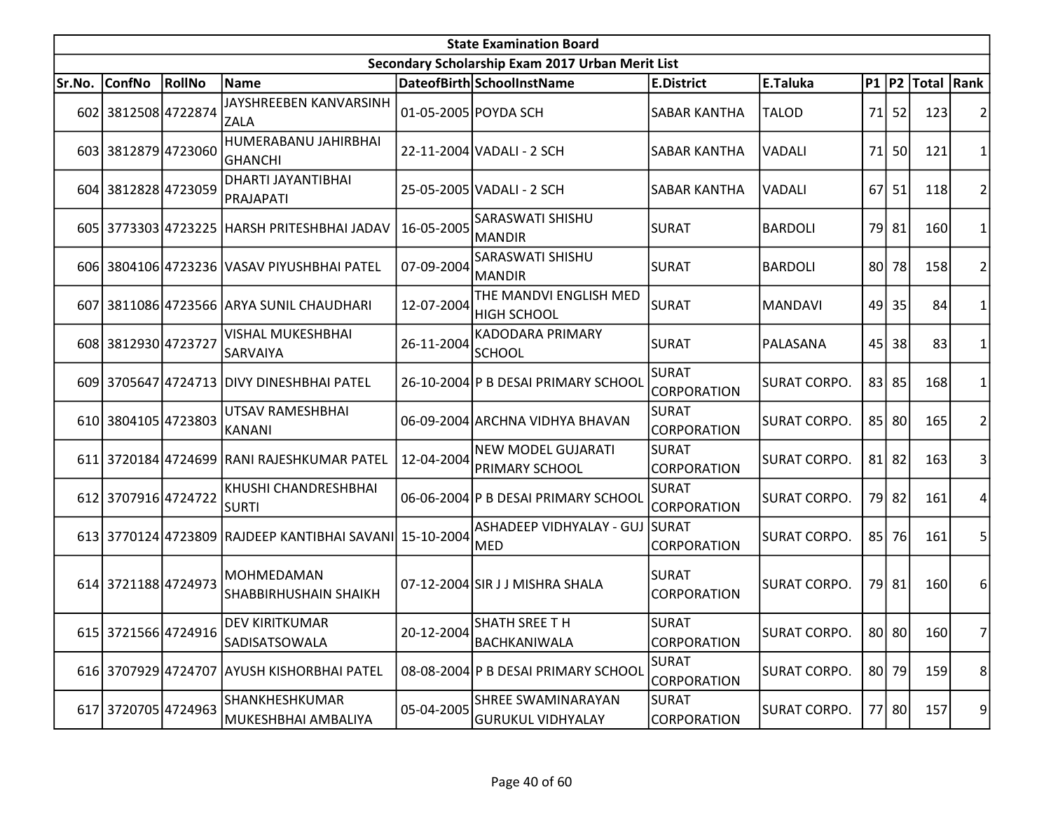| State Examination Board | | | | | | | | | | | |
|---|---|---|---|---|---|---|---|---|---|---|---|
| Secondary Scholarship Exam 2017 Urban Merit List | | | | | | | | | | | |
| Sr.No. | ConfNo | RollNo | Name | DateofBirth | SchoolInstName | E.District | E.Taluka | P1 | P2 | Total | Rank |
| 602 | 3812508 | 4722874 | JAYSHREEBEN KANVARSINH ZALA | 01-05-2005 | POYDA SCH | SABAR KANTHA | TALOD | 71 | 52 | 123 | 2 |
| 603 | 3812879 | 4723060 | HUMERABANU JAHIRBHAI GHANCHI | 22-11-2004 | VADALI - 2 SCH | SABAR KANTHA | VADALI | 71 | 50 | 121 | 1 |
| 604 | 3812828 | 4723059 | DHARTI JAYANTIBHAI PRAJAPATI | 25-05-2005 | VADALI - 2 SCH | SABAR KANTHA | VADALI | 67 | 51 | 118 | 2 |
| 605 | 3773303 | 4723225 | HARSH PRITESHBHAI JADAV | 16-05-2005 | SARASWATI SHISHU MANDIR | SURAT | BARDOLI | 79 | 81 | 160 | 1 |
| 606 | 3804106 | 4723236 | VASAV PIYUSHBHAI PATEL | 07-09-2004 | SARASWATI SHISHU MANDIR | SURAT | BARDOLI | 80 | 78 | 158 | 2 |
| 607 | 3811086 | 4723566 | ARYA SUNIL CHAUDHARI | 12-07-2004 | THE MANDVI ENGLISH MED HIGH SCHOOL | SURAT | MANDAVI | 49 | 35 | 84 | 1 |
| 608 | 3812930 | 4723727 | VISHAL MUKESHBHAI SARVAIYA | 26-11-2004 | KADODARA PRIMARY SCHOOL | SURAT | PALASANA | 45 | 38 | 83 | 1 |
| 609 | 3705647 | 4724713 | DIVY DINESHBHAI PATEL | 26-10-2004 | P B DESAI PRIMARY SCHOOL | SURAT CORPORATION | SURAT CORPO. | 83 | 85 | 168 | 1 |
| 610 | 3804105 | 4723803 | UTSAV RAMESHBHAI KANANI | 06-09-2004 | ARCHNA VIDHYA BHAVAN | SURAT CORPORATION | SURAT CORPO. | 85 | 80 | 165 | 2 |
| 611 | 3720184 | 4724699 | RANI RAJESHKUMAR PATEL | 12-04-2004 | NEW MODEL GUJARATI PRIMARY SCHOOL | SURAT CORPORATION | SURAT CORPO. | 81 | 82 | 163 | 3 |
| 612 | 3707916 | 4724722 | KHUSHI CHANDRESHBHAI SURTI | 06-06-2004 | P B DESAI PRIMARY SCHOOL | SURAT CORPORATION | SURAT CORPO. | 79 | 82 | 161 | 4 |
| 613 | 3770124 | 4723809 | RAJDEEP KANTIBHAI SAVANI | 15-10-2004 | ASHADEEP VIDHYALAY - GUJ MED | SURAT CORPORATION | SURAT CORPO. | 85 | 76 | 161 | 5 |
| 614 | 3721188 | 4724973 | MOHMEDAMAN SHABBIRHUSHAIN SHAIKH | 07-12-2004 | SIR J J MISHRA SHALA | SURAT CORPORATION | SURAT CORPO. | 79 | 81 | 160 | 6 |
| 615 | 3721566 | 4724916 | DEV KIRITKUMAR SADISATSOWALA | 20-12-2004 | SHATH SREE T H BACHKANIWALA | SURAT CORPORATION | SURAT CORPO. | 80 | 80 | 160 | 7 |
| 616 | 3707929 | 4724707 | AYUSH KISHORBHAI PATEL | 08-08-2004 | P B DESAI PRIMARY SCHOOL | SURAT CORPORATION | SURAT CORPO. | 80 | 79 | 159 | 8 |
| 617 | 3720705 | 4724963 | SHANKHESHKUMAR MUKESHBHAI AMBALIYA | 05-04-2005 | SHREE SWAMINARAYAN GURUKUL VIDHYALAY | SURAT CORPORATION | SURAT CORPO. | 77 | 80 | 157 | 9 |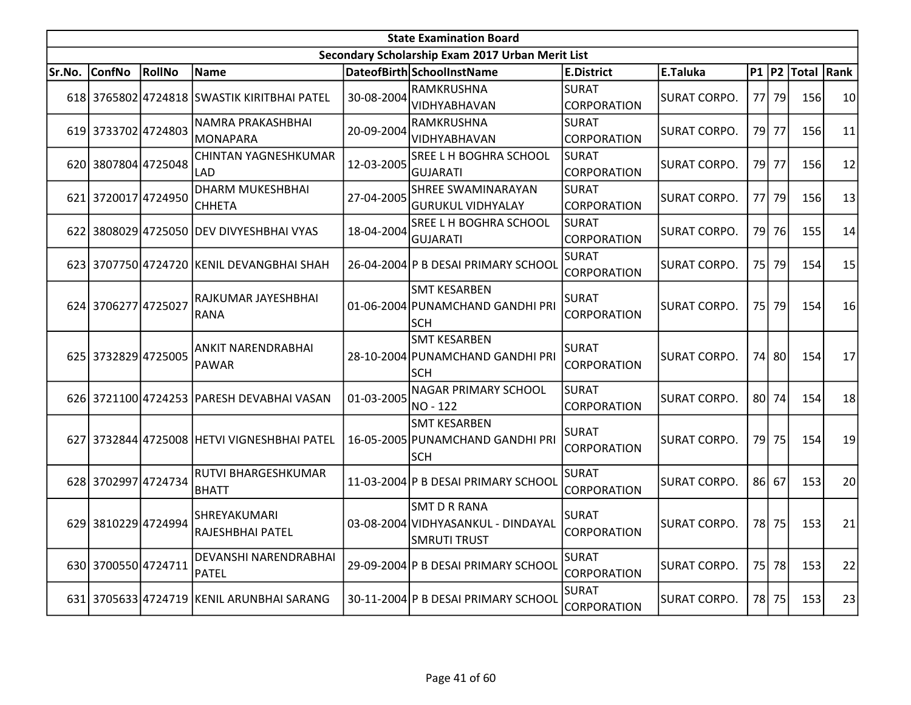| State Examination Board | | | | | | | | | | | |
|---|---|---|---|---|---|---|---|---|---|---|---|
| Secondary Scholarship Exam 2017 Urban Merit List | | | | | | | | | | | |
| Sr.No. | ConfNo | RollNo | Name | DateofBirth | SchoolInstName | E.District | E.Taluka | P1 | P2 | Total | Rank |
| 618 | 3765802 | 4724818 | SWASTIK KIRITBHAI PATEL | 30-08-2004 | RAMKRUSHNA VIDHYABHAVAN | SURAT CORPORATION | SURAT CORPO. | 77 | 79 | 156 | 10 |
| 619 | 3733702 | 4724803 | NAMRA PRAKASHBHAI MONAPARA | 20-09-2004 | RAMKRUSHNA VIDHYABHAVAN | SURAT CORPORATION | SURAT CORPO. | 79 | 77 | 156 | 11 |
| 620 | 3807804 | 4725048 | CHINTAN YAGNESHKUMAR LAD | 12-03-2005 | SREE L H BOGHRA SCHOOL GUJARATI | SURAT CORPORATION | SURAT CORPO. | 79 | 77 | 156 | 12 |
| 621 | 3720017 | 4724950 | DHARM MUKESHBHAI CHHETA | 27-04-2005 | SHREE SWAMINARAYAN GURUKUL VIDHYALAY | SURAT CORPORATION | SURAT CORPO. | 77 | 79 | 156 | 13 |
| 622 | 3808029 | 4725050 | DEV DIVYESHBHAI VYAS | 18-04-2004 | SREE L H BOGHRA SCHOOL GUJARATI | SURAT CORPORATION | SURAT CORPO. | 79 | 76 | 155 | 14 |
| 623 | 3707750 | 4724720 | KENIL DEVANGBHAI SHAH | 26-04-2004 | P B DESAI PRIMARY SCHOOL | SURAT CORPORATION | SURAT CORPO. | 75 | 79 | 154 | 15 |
| 624 | 3706277 | 4725027 | RAJKUMAR JAYESHBHAI RANA | 01-06-2004 | SMT KESARBEN PUNAMCHAND GANDHI PRI SCH | SURAT CORPORATION | SURAT CORPO. | 75 | 79 | 154 | 16 |
| 625 | 3732829 | 4725005 | ANKIT NARENDRABHAI PAWAR | 28-10-2004 | SMT KESARBEN PUNAMCHAND GANDHI PRI SCH | SURAT CORPORATION | SURAT CORPO. | 74 | 80 | 154 | 17 |
| 626 | 3721100 | 4724253 | PARESH DEVABHAI VASAN | 01-03-2005 | NAGAR PRIMARY SCHOOL NO - 122 | SURAT CORPORATION | SURAT CORPO. | 80 | 74 | 154 | 18 |
| 627 | 3732844 | 4725008 | HETVI VIGNESHBHAI PATEL | 16-05-2005 | SMT KESARBEN PUNAMCHAND GANDHI PRI SCH | SURAT CORPORATION | SURAT CORPO. | 79 | 75 | 154 | 19 |
| 628 | 3702997 | 4724734 | RUTVI BHARGESHKUMAR BHATT | 11-03-2004 | P B DESAI PRIMARY SCHOOL | SURAT CORPORATION | SURAT CORPO. | 86 | 67 | 153 | 20 |
| 629 | 3810229 | 4724994 | SHREYAKUMARI RAJESHBHAI PATEL | 03-08-2004 | SMT D R RANA VIDHYASANKUL - DINDAYAL SMRUTI TRUST | SURAT CORPORATION | SURAT CORPO. | 78 | 75 | 153 | 21 |
| 630 | 3700550 | 4724711 | DEVANSHI NARENDRABHAI PATEL | 29-09-2004 | P B DESAI PRIMARY SCHOOL | SURAT CORPORATION | SURAT CORPO. | 75 | 78 | 153 | 22 |
| 631 | 3705633 | 4724719 | KENIL ARUNBHAI SARANG | 30-11-2004 | P B DESAI PRIMARY SCHOOL | SURAT CORPORATION | SURAT CORPO. | 78 | 75 | 153 | 23 |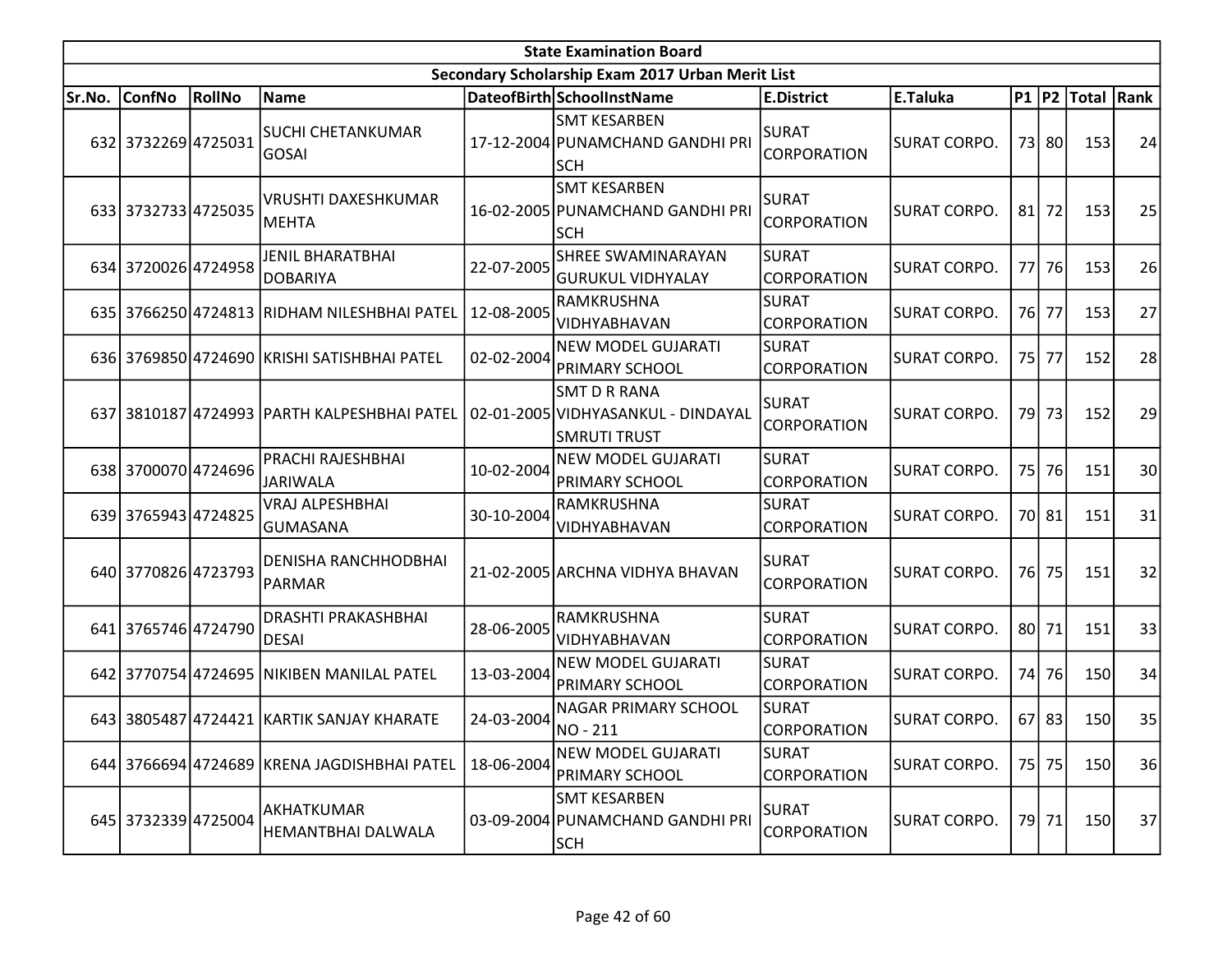| State Examination Board | | | | | | | | | | | | |
|---|---|---|---|---|---|---|---|---|---|---|---|---|
| Secondary Scholarship Exam 2017 Urban Merit List | | | | | | | | | | | | |
| Sr.No. | ConfNo | RollNo | Name | DateofBirth | SchoolInstName | E.District | E.Taluka | P1 | P2 | Total | Rank |
| 632 | 3732269 | 4725031 | SUCHI CHETANKUMAR GOSAI | 17-12-2004 | SMT KESARBEN PUNAMCHAND GANDHI PRI SCH | SURAT CORPORATION | SURAT CORPO. | 73 | 80 | 153 | 24 |
| 633 | 3732733 | 4725035 | VRUSHTI DAXESHKUMAR MEHTA | 16-02-2005 | SMT KESARBEN PUNAMCHAND GANDHI PRI SCH | SURAT CORPORATION | SURAT CORPO. | 81 | 72 | 153 | 25 |
| 634 | 3720026 | 4724958 | JENIL BHARATBHAI DOBARIYA | 22-07-2005 | SHREE SWAMINARAYAN GURUKUL VIDHYALAY | SURAT CORPORATION | SURAT CORPO. | 77 | 76 | 153 | 26 |
| 635 | 3766250 | 4724813 | RIDHAM NILESHBHAI PATEL | 12-08-2005 | RAMKRUSHNA VIDHYABHAVAN | SURAT CORPORATION | SURAT CORPO. | 76 | 77 | 153 | 27 |
| 636 | 3769850 | 4724690 | KRISHI SATISHBHAI PATEL | 02-02-2004 | NEW MODEL GUJARATI PRIMARY SCHOOL | SURAT CORPORATION | SURAT CORPO. | 75 | 77 | 152 | 28 |
| 637 | 3810187 | 4724993 | PARTH KALPESHBHAI PATEL | 02-01-2005 | SMT D R RANA VIDHYASANKUL - DINDAYAL SMRUTI TRUST | SURAT CORPORATION | SURAT CORPO. | 79 | 73 | 152 | 29 |
| 638 | 3700070 | 4724696 | PRACHI RAJESHBHAI JARIWALA | 10-02-2004 | NEW MODEL GUJARATI PRIMARY SCHOOL | SURAT CORPORATION | SURAT CORPO. | 75 | 76 | 151 | 30 |
| 639 | 3765943 | 4724825 | VRAJ ALPESHBHAI GUMASANA | 30-10-2004 | RAMKRUSHNA VIDHYABHAVAN | SURAT CORPORATION | SURAT CORPO. | 70 | 81 | 151 | 31 |
| 640 | 3770826 | 4723793 | DENISHA RANCHHODBHAI PARMAR | 21-02-2005 | ARCHNA VIDHYA BHAVAN | SURAT CORPORATION | SURAT CORPO. | 76 | 75 | 151 | 32 |
| 641 | 3765746 | 4724790 | DRASHTI PRAKASHBHAI DESAI | 28-06-2005 | RAMKRUSHNA VIDHYABHAVAN | SURAT CORPORATION | SURAT CORPO. | 80 | 71 | 151 | 33 |
| 642 | 3770754 | 4724695 | NIKIBEN MANILAL PATEL | 13-03-2004 | NEW MODEL GUJARATI PRIMARY SCHOOL | SURAT CORPORATION | SURAT CORPO. | 74 | 76 | 150 | 34 |
| 643 | 3805487 | 4724421 | KARTIK SANJAY KHARATE | 24-03-2004 | NAGAR PRIMARY SCHOOL NO - 211 | SURAT CORPORATION | SURAT CORPO. | 67 | 83 | 150 | 35 |
| 644 | 3766694 | 4724689 | KRENA JAGDISHBHAI PATEL | 18-06-2004 | NEW MODEL GUJARATI PRIMARY SCHOOL | SURAT CORPORATION | SURAT CORPO. | 75 | 75 | 150 | 36 |
| 645 | 3732339 | 4725004 | AKHATKUMAR HEMANTBHAI DALWALA | 03-09-2004 | SMT KESARBEN PUNAMCHAND GANDHI PRI SCH | SURAT CORPORATION | SURAT CORPO. | 79 | 71 | 150 | 37 |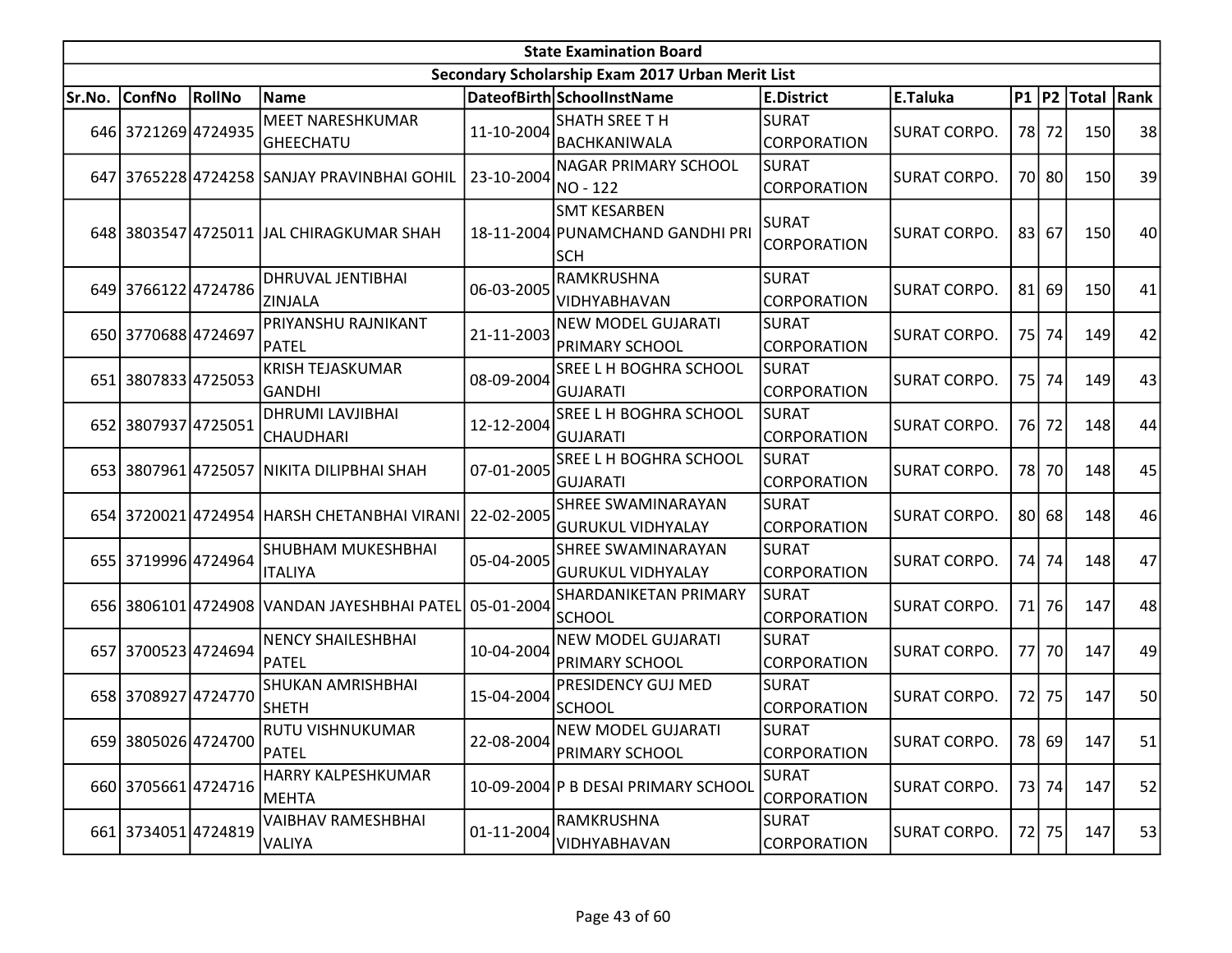| State Examination Board | | | | | | | | | | | |
|---|---|---|---|---|---|---|---|---|---|---|---|
| Secondary Scholarship Exam 2017 Urban Merit List | | | | | | | | | | | |
| Sr.No. | ConfNo | RollNo | Name | DateofBirth | SchoolInstName | E.District | E.Taluka | P1 | P2 | Total | Rank |
| 646 | 3721269 | 4724935 | MEET NARESHKUMAR GHEECHATU | 11-10-2004 | SHATH SREE T H BACHKANIWALA | SURAT CORPORATION | SURAT CORPO. | 78 | 72 | 150 | 38 |
| 647 | 3765228 | 4724258 | SANJAY PRAVINBHAI GOHIL | 23-10-2004 | NAGAR PRIMARY SCHOOL NO - 122 | SURAT CORPORATION | SURAT CORPO. | 70 | 80 | 150 | 39 |
| 648 | 3803547 | 4725011 | JAL CHIRAGKUMAR SHAH | 18-11-2004 | SMT KESARBEN PUNAMCHAND GANDHI PRI SCH | SURAT CORPORATION | SURAT CORPO. | 83 | 67 | 150 | 40 |
| 649 | 3766122 | 4724786 | DHRUVAL JENTIBHAI ZINJALA | 06-03-2005 | RAMKRUSHNA VIDHYABHAVAN | SURAT CORPORATION | SURAT CORPO. | 81 | 69 | 150 | 41 |
| 650 | 3770688 | 4724697 | PRIYANSHU RAJNIKANT PATEL | 21-11-2003 | NEW MODEL GUJARATI PRIMARY SCHOOL | SURAT CORPORATION | SURAT CORPO. | 75 | 74 | 149 | 42 |
| 651 | 3807833 | 4725053 | KRISH TEJASKUMAR GANDHI | 08-09-2004 | SREE L H BOGHRA SCHOOL GUJARATI | SURAT CORPORATION | SURAT CORPO. | 75 | 74 | 149 | 43 |
| 652 | 3807937 | 4725051 | DHRUMI LAVJIBHAI CHAUDHARI | 12-12-2004 | SREE L H BOGHRA SCHOOL GUJARATI | SURAT CORPORATION | SURAT CORPO. | 76 | 72 | 148 | 44 |
| 653 | 3807961 | 4725057 | NIKITA DILIPBHAI SHAH | 07-01-2005 | SREE L H BOGHRA SCHOOL GUJARATI | SURAT CORPORATION | SURAT CORPO. | 78 | 70 | 148 | 45 |
| 654 | 3720021 | 4724954 | HARSH CHETANBHAI VIRANI | 22-02-2005 | SHREE SWAMINARAYAN GURUKUL VIDHYALAY | SURAT CORPORATION | SURAT CORPO. | 80 | 68 | 148 | 46 |
| 655 | 3719996 | 4724964 | SHUBHAM MUKESHBHAI ITALIYA | 05-04-2005 | SHREE SWAMINARAYAN GURUKUL VIDHYALAY | SURAT CORPORATION | SURAT CORPO. | 74 | 74 | 148 | 47 |
| 656 | 3806101 | 4724908 | VANDAN JAYESHBHAI PATEL | 05-01-2004 | SHARDANIKETAN PRIMARY SCHOOL | SURAT CORPORATION | SURAT CORPO. | 71 | 76 | 147 | 48 |
| 657 | 3700523 | 4724694 | NENCY SHAILESHBHAI PATEL | 10-04-2004 | NEW MODEL GUJARATI PRIMARY SCHOOL | SURAT CORPORATION | SURAT CORPO. | 77 | 70 | 147 | 49 |
| 658 | 3708927 | 4724770 | SHUKAN AMRISHBHAI SHETH | 15-04-2004 | PRESIDENCY GUJ MED SCHOOL | SURAT CORPORATION | SURAT CORPO. | 72 | 75 | 147 | 50 |
| 659 | 3805026 | 4724700 | RUTU VISHNUKUMAR PATEL | 22-08-2004 | NEW MODEL GUJARATI PRIMARY SCHOOL | SURAT CORPORATION | SURAT CORPO. | 78 | 69 | 147 | 51 |
| 660 | 3705661 | 4724716 | HARRY KALPESHKUMAR MEHTA | 10-09-2004 | P B DESAI PRIMARY SCHOOL | SURAT CORPORATION | SURAT CORPO. | 73 | 74 | 147 | 52 |
| 661 | 3734051 | 4724819 | VAIBHAV RAMESHBHAI VALIYA | 01-11-2004 | RAMKRUSHNA VIDHYABHAVAN | SURAT CORPORATION | SURAT CORPO. | 72 | 75 | 147 | 53 |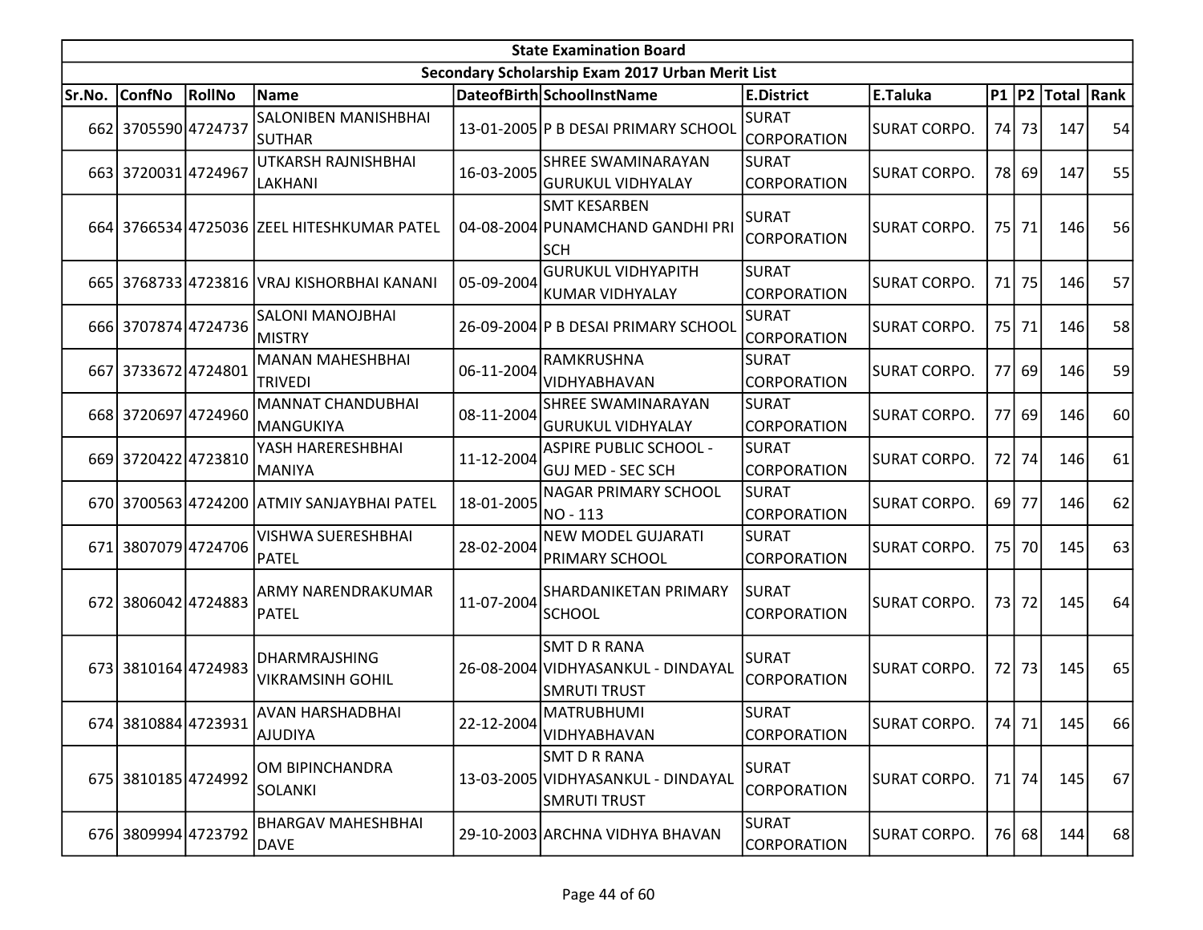| State Examination Board | | | | | | | | | | | |
|---|---|---|---|---|---|---|---|---|---|---|---|
| Secondary Scholarship Exam 2017 Urban Merit List | | | | | | | | | | | |
| Sr.No. | ConfNo | RollNo | Name | DateofBirth | SchoolInstName | E.District | E.Taluka | P1 | P2 | Total | Rank |
| 662 | 3705590 | 4724737 | SALONIBEN MANISHBHAI SUTHAR | 13-01-2005 | P B DESAI PRIMARY SCHOOL | SURAT CORPORATION | SURAT CORPO. | 74 | 73 | 147 | 54 |
| 663 | 3720031 | 4724967 | UTKARSH RAJNISHBHAI LAKHANI | 16-03-2005 | SHREE SWAMINARAYAN GURUKUL VIDHYALAY | SURAT CORPORATION | SURAT CORPO. | 78 | 69 | 147 | 55 |
| 664 | 3766534 | 4725036 | ZEEL HITESHKUMAR PATEL | 04-08-2004 | SMT KESARBEN PUNAMCHAND GANDHI PRI SCH | SURAT CORPORATION | SURAT CORPO. | 75 | 71 | 146 | 56 |
| 665 | 3768733 | 4723816 | VRAJ KISHORBHAI KANANI | 05-09-2004 | GURUKUL VIDHYAPITH KUMAR VIDHYALAY | SURAT CORPORATION | SURAT CORPO. | 71 | 75 | 146 | 57 |
| 666 | 3707874 | 4724736 | SALONI MANOJBHAI MISTRY | 26-09-2004 | P B DESAI PRIMARY SCHOOL | SURAT CORPORATION | SURAT CORPO. | 75 | 71 | 146 | 58 |
| 667 | 3733672 | 4724801 | MANAN MAHESHBHAI TRIVEDI | 06-11-2004 | RAMKRUSHNA VIDHYABHAVAN | SURAT CORPORATION | SURAT CORPO. | 77 | 69 | 146 | 59 |
| 668 | 3720697 | 4724960 | MANNAT CHANDUBHAI MANGUKIYA | 08-11-2004 | SHREE SWAMINARAYAN GURUKUL VIDHYALAY | SURAT CORPORATION | SURAT CORPO. | 77 | 69 | 146 | 60 |
| 669 | 3720422 | 4723810 | YASH HARERESHBHAI MANIYA | 11-12-2004 | ASPIRE PUBLIC SCHOOL - GUJ MED - SEC SCH | SURAT CORPORATION | SURAT CORPO. | 72 | 74 | 146 | 61 |
| 670 | 3700563 | 4724200 | ATMIY SANJAYBHAI PATEL | 18-01-2005 | NAGAR PRIMARY SCHOOL NO - 113 | SURAT CORPORATION | SURAT CORPO. | 69 | 77 | 146 | 62 |
| 671 | 3807079 | 4724706 | VISHWA SUERESHBHAI PATEL | 28-02-2004 | NEW MODEL GUJARATI PRIMARY SCHOOL | SURAT CORPORATION | SURAT CORPO. | 75 | 70 | 145 | 63 |
| 672 | 3806042 | 4724883 | ARMY NARENDRAKUMAR PATEL | 11-07-2004 | SHARDANIKETAN PRIMARY SCHOOL | SURAT CORPORATION | SURAT CORPO. | 73 | 72 | 145 | 64 |
| 673 | 3810164 | 4724983 | DHARMRAJSHING VIKRAMSINH GOHIL | 26-08-2004 | SMT D R RANA VIDHYASANKUL - DINDAYAL SMRUTI TRUST | SURAT CORPORATION | SURAT CORPO. | 72 | 73 | 145 | 65 |
| 674 | 3810884 | 4723931 | AVAN HARSHADBHAI AJUDIYA | 22-12-2004 | MATRUBHUMI VIDHYABHAVAN | SURAT CORPORATION | SURAT CORPO. | 74 | 71 | 145 | 66 |
| 675 | 3810185 | 4724992 | OM BIPINCHANDRA SOLANKI | 13-03-2005 | SMT D R RANA VIDHYASANKUL - DINDAYAL SMRUTI TRUST | SURAT CORPORATION | SURAT CORPO. | 71 | 74 | 145 | 67 |
| 676 | 3809994 | 4723792 | BHARGAV MAHESHBHAI DAVE | 29-10-2003 | ARCHNA VIDHYA BHAVAN | SURAT CORPORATION | SURAT CORPO. | 76 | 68 | 144 | 68 |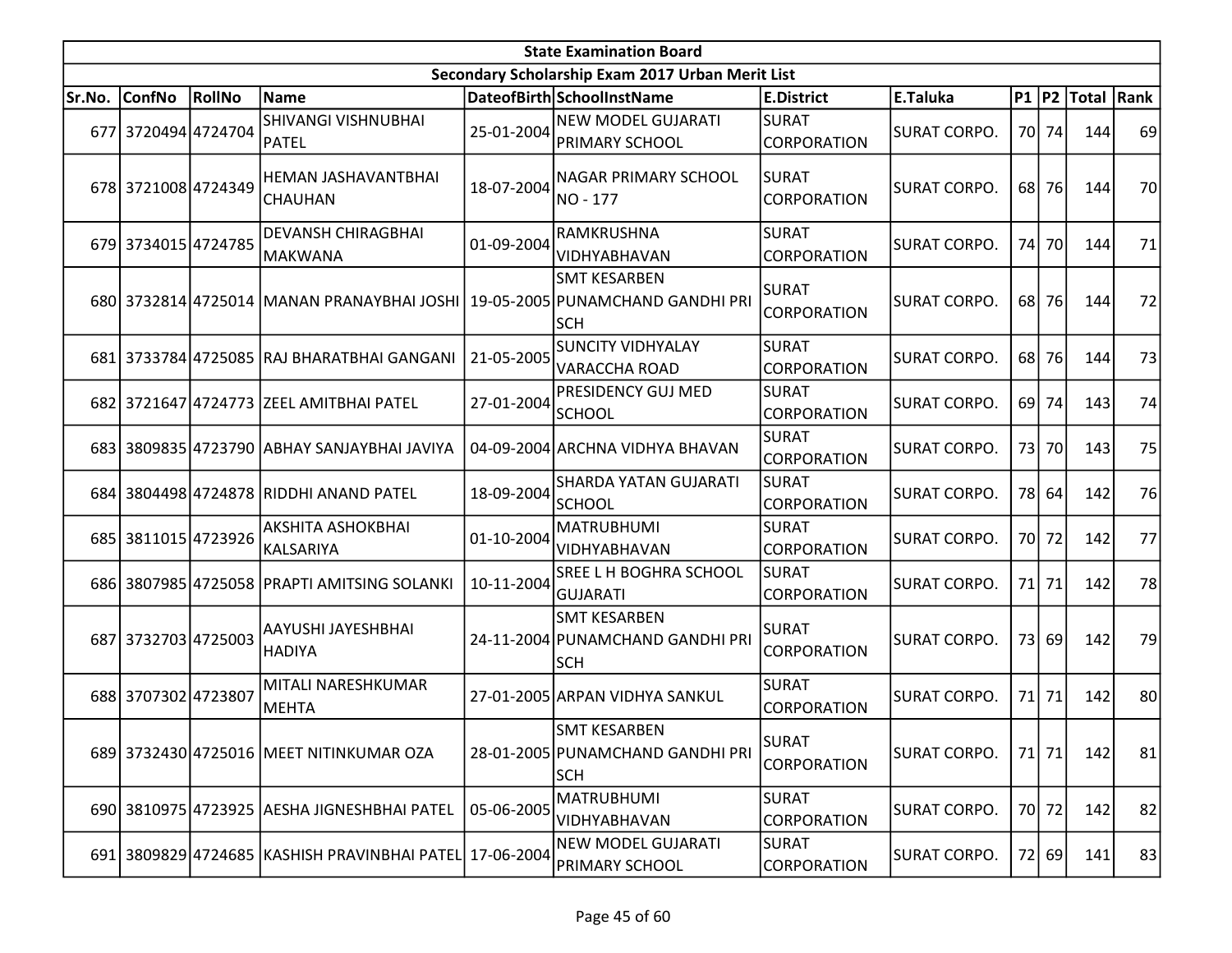| State Examination Board | | | | | | | | | | | | |
|---|---|---|---|---|---|---|---|---|---|---|---|---|
| Secondary Scholarship Exam 2017 Urban Merit List | | | | | | | | | | | | |
| Sr.No. | ConfNo | RollNo | Name | DateofBirth | SchoolInstName | E.District | E.Taluka | P1 | P2 | Total | Rank |
| 677 | 3720494 | 4724704 | SHIVANGI VISHNUBHAI PATEL | 25-01-2004 | NEW MODEL GUJARATI PRIMARY SCHOOL | SURAT CORPORATION | SURAT CORPO. | 70 | 74 | 144 | 69 |
| 678 | 3721008 | 4724349 | HEMAN JASHAVANTBHAI CHAUHAN | 18-07-2004 | NAGAR PRIMARY SCHOOL NO - 177 | SURAT CORPORATION | SURAT CORPO. | 68 | 76 | 144 | 70 |
| 679 | 3734015 | 4724785 | DEVANSH CHIRAGBHAI MAKWANA | 01-09-2004 | RAMKRUSHNA VIDHYABHAVAN | SURAT CORPORATION | SURAT CORPO. | 74 | 70 | 144 | 71 |
| 680 | 3732814 | 4725014 | MANAN PRANAYBHAI JOSHI | 19-05-2005 | SMT KESARBEN PUNAMCHAND GANDHI PRI SCH | SURAT CORPORATION | SURAT CORPO. | 68 | 76 | 144 | 72 |
| 681 | 3733784 | 4725085 | RAJ BHARATBHAI GANGANI | 21-05-2005 | SUNCITY VIDHYALAY VARACCHA ROAD | SURAT CORPORATION | SURAT CORPO. | 68 | 76 | 144 | 73 |
| 682 | 3721647 | 4724773 | ZEEL AMITBHAI PATEL | 27-01-2004 | PRESIDENCY GUJ MED SCHOOL | SURAT CORPORATION | SURAT CORPO. | 69 | 74 | 143 | 74 |
| 683 | 3809835 | 4723790 | ABHAY SANJAYBHAI JAVIYA | 04-09-2004 | ARCHNA VIDHYA BHAVAN | SURAT CORPORATION | SURAT CORPO. | 73 | 70 | 143 | 75 |
| 684 | 3804498 | 4724878 | RIDDHI ANAND PATEL | 18-09-2004 | SHARDA YATAN GUJARATI SCHOOL | SURAT CORPORATION | SURAT CORPO. | 78 | 64 | 142 | 76 |
| 685 | 3811015 | 4723926 | AKSHITA ASHOKBHAI KALSARIYA | 01-10-2004 | MATRUBHUMI VIDHYABHAVAN | SURAT CORPORATION | SURAT CORPO. | 70 | 72 | 142 | 77 |
| 686 | 3807985 | 4725058 | PRAPTI AMITSING SOLANKI | 10-11-2004 | SREE L H BOGHRA SCHOOL GUJARATI | SURAT CORPORATION | SURAT CORPO. | 71 | 71 | 142 | 78 |
| 687 | 3732703 | 4725003 | AAYUSHI JAYESHBHAI HADIYA | 24-11-2004 | SMT KESARBEN PUNAMCHAND GANDHI PRI SCH | SURAT CORPORATION | SURAT CORPO. | 73 | 69 | 142 | 79 |
| 688 | 3707302 | 4723807 | MITALI NARESHKUMAR MEHTA | 27-01-2005 | ARPAN VIDHYA SANKUL | SURAT CORPORATION | SURAT CORPO. | 71 | 71 | 142 | 80 |
| 689 | 3732430 | 4725016 | MEET NITINKUMAR OZA | 28-01-2005 | SMT KESARBEN PUNAMCHAND GANDHI PRI SCH | SURAT CORPORATION | SURAT CORPO. | 71 | 71 | 142 | 81 |
| 690 | 3810975 | 4723925 | AESHA JIGNESHBHAI PATEL | 05-06-2005 | MATRUBHUMI VIDHYABHAVAN | SURAT CORPORATION | SURAT CORPO. | 70 | 72 | 142 | 82 |
| 691 | 3809829 | 4724685 | KASHISH PRAVINBHAI PATEL | 17-06-2004 | NEW MODEL GUJARATI PRIMARY SCHOOL | SURAT CORPORATION | SURAT CORPO. | 72 | 69 | 141 | 83 |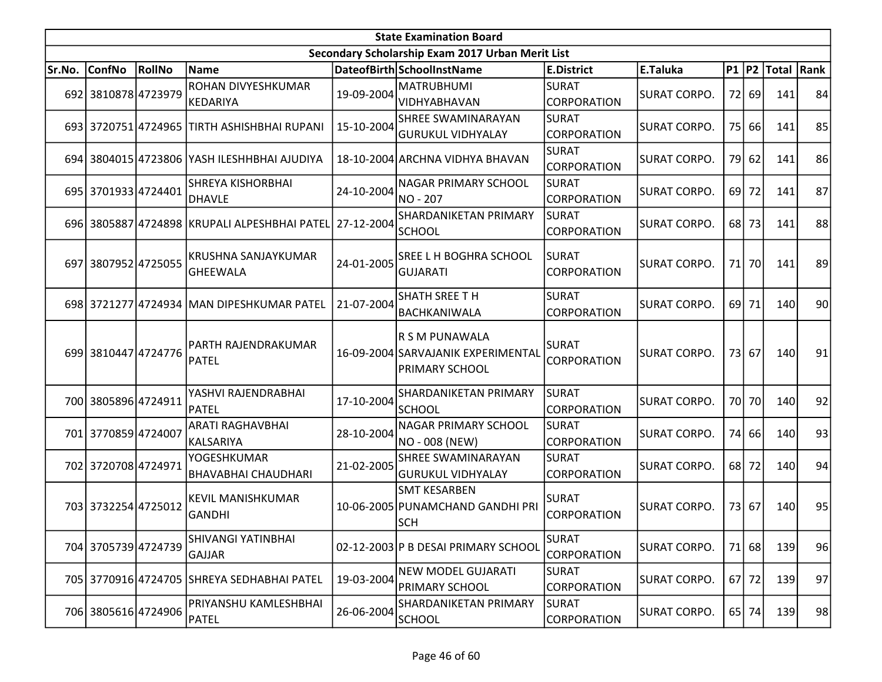| State Examination Board | | | | | | | | | | | |
|---|---|---|---|---|---|---|---|---|---|---|---|
| Secondary Scholarship Exam 2017 Urban Merit List | | | | | | | | | | | |
| Sr.No. | ConfNo | RollNo | Name | DateofBirth | SchoolInstName | E.District | E.Taluka | P1 | P2 | Total | Rank |
| 692 | 3810878 | 4723979 | ROHAN DIVYESHKUMAR KEDARIYA | 19-09-2004 | MATRUBHUMI VIDHYABHAVAN | SURAT CORPORATION | SURAT CORPO. | 72 | 69 | 141 | 84 |
| 693 | 3720751 | 4724965 | TIRTH ASHISHBHAI RUPANI | 15-10-2004 | SHREE SWAMINARAYAN GURUKUL VIDHYALAY | SURAT CORPORATION | SURAT CORPO. | 75 | 66 | 141 | 85 |
| 694 | 3804015 | 4723806 | YASH ILESHHBHAI AJUDIYA | 18-10-2004 | ARCHNA VIDHYA BHAVAN | SURAT CORPORATION | SURAT CORPO. | 79 | 62 | 141 | 86 |
| 695 | 3701933 | 4724401 | SHREYA KISHORBHAI DHAVLE | 24-10-2004 | NAGAR PRIMARY SCHOOL NO - 207 | SURAT CORPORATION | SURAT CORPO. | 69 | 72 | 141 | 87 |
| 696 | 3805887 | 4724898 | KRUPALI ALPESHBHAI PATEL | 27-12-2004 | SHARDANIKETAN PRIMARY SCHOOL | SURAT CORPORATION | SURAT CORPO. | 68 | 73 | 141 | 88 |
| 697 | 3807952 | 4725055 | KRUSHNA SANJAYKUMAR GHEEWALA | 24-01-2005 | SREE L H BOGHRA SCHOOL GUJARATI | SURAT CORPORATION | SURAT CORPO. | 71 | 70 | 141 | 89 |
| 698 | 3721277 | 4724934 | MAN DIPESHKUMAR PATEL | 21-07-2004 | SHATH SREE T H BACHKANIWALA | SURAT CORPORATION | SURAT CORPO. | 69 | 71 | 140 | 90 |
| 699 | 3810447 | 4724776 | PARTH RAJENDRAKUMAR PATEL | 16-09-2004 | R S M PUNAWALA SARVAJANIK EXPERIMENTAL PRIMARY SCHOOL | SURAT CORPORATION | SURAT CORPO. | 73 | 67 | 140 | 91 |
| 700 | 3805896 | 4724911 | YASHVI RAJENDRABHAI PATEL | 17-10-2004 | SHARDANIKETAN PRIMARY SCHOOL | SURAT CORPORATION | SURAT CORPO. | 70 | 70 | 140 | 92 |
| 701 | 3770859 | 4724007 | ARATI RAGHAVBHAI KALSARIYA | 28-10-2004 | NAGAR PRIMARY SCHOOL NO - 008 (NEW) | SURAT CORPORATION | SURAT CORPO. | 74 | 66 | 140 | 93 |
| 702 | 3720708 | 4724971 | YOGESHKUMAR BHAVABHAI CHAUDHARI | 21-02-2005 | SHREE SWAMINARAYAN GURUKUL VIDHYALAY | SURAT CORPORATION | SURAT CORPO. | 68 | 72 | 140 | 94 |
| 703 | 3732254 | 4725012 | KEVIL MANISHKUMAR GANDHI | 10-06-2005 | SMT KESARBEN PUNAMCHAND GANDHI PRI SCH | SURAT CORPORATION | SURAT CORPO. | 73 | 67 | 140 | 95 |
| 704 | 3705739 | 4724739 | SHIVANGI YATINBHAI GAJJAR | 02-12-2003 | P B DESAI PRIMARY SCHOOL | SURAT CORPORATION | SURAT CORPO. | 71 | 68 | 139 | 96 |
| 705 | 3770916 | 4724705 | SHREYA SEDHABHAI PATEL | 19-03-2004 | NEW MODEL GUJARATI PRIMARY SCHOOL | SURAT CORPORATION | SURAT CORPO. | 67 | 72 | 139 | 97 |
| 706 | 3805616 | 4724906 | PRIYANSHU KAMLESHBHAI PATEL | 26-06-2004 | SHARDANIKETAN PRIMARY SCHOOL | SURAT CORPORATION | SURAT CORPO. | 65 | 74 | 139 | 98 |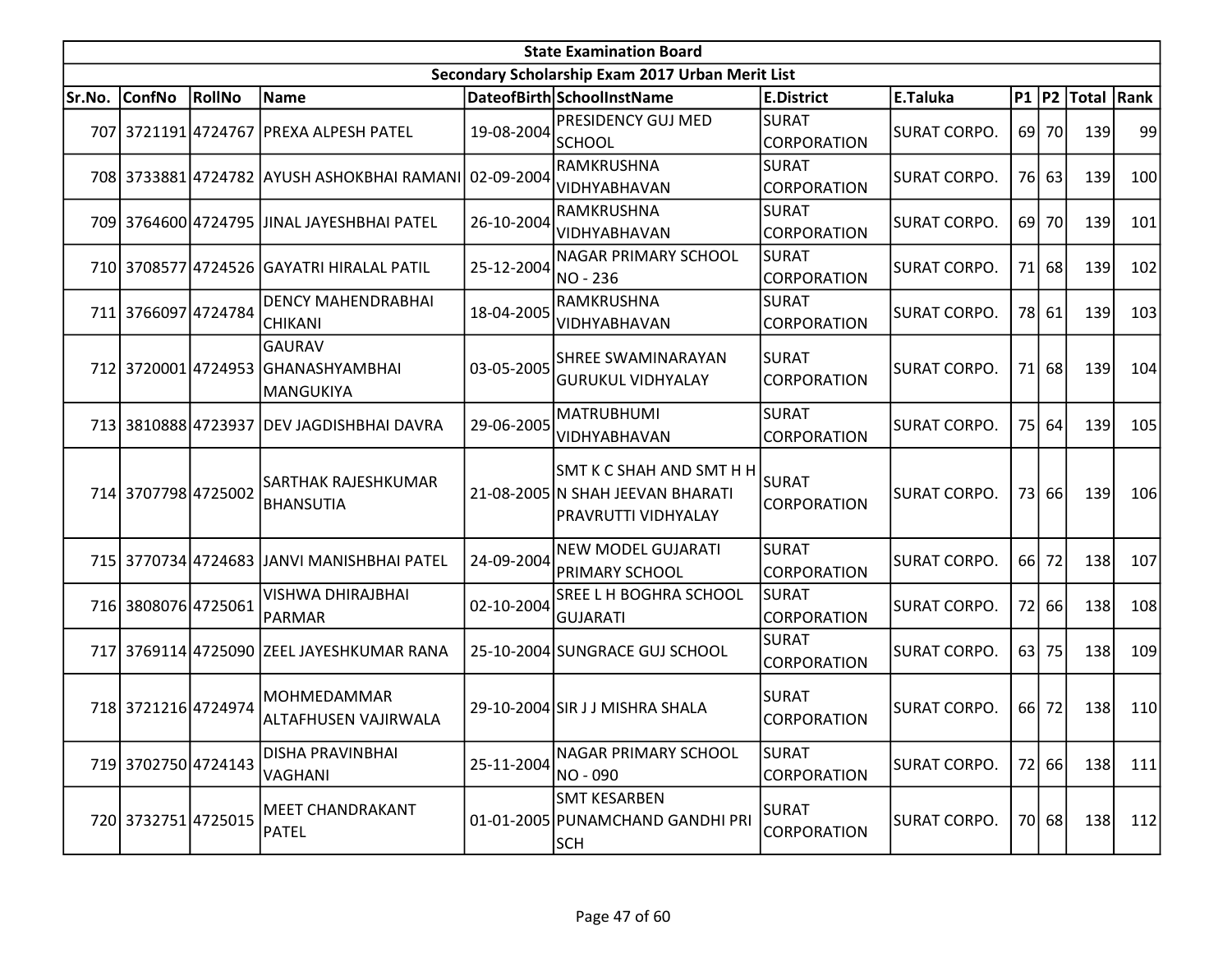| State Examination Board | | | | | | | | | | | |
|---|---|---|---|---|---|---|---|---|---|---|---|
| Secondary Scholarship Exam 2017 Urban Merit List | | | | | | | | | | | |
| Sr.No. | ConfNo | RollNo | Name | DateofBirth | SchoolInstName | E.District | E.Taluka | P1 | P2 | Total | Rank |
| 707 | 3721191 | 4724767 | PREXA ALPESH PATEL | 19-08-2004 | PRESIDENCY GUJ MED SCHOOL | SURAT CORPORATION | SURAT CORPO. | 69 | 70 | 139 | 99 |
| 708 | 3733881 | 4724782 | AYUSH ASHOKBHAI RAMANI | 02-09-2004 | RAMKRUSHNA VIDHYABHAVAN | SURAT CORPORATION | SURAT CORPO. | 76 | 63 | 139 | 100 |
| 709 | 3764600 | 4724795 | JINAL JAYESHBHAI PATEL | 26-10-2004 | RAMKRUSHNA VIDHYABHAVAN | SURAT CORPORATION | SURAT CORPO. | 69 | 70 | 139 | 101 |
| 710 | 3708577 | 4724526 | GAYATRI HIRALAL PATIL | 25-12-2004 | NAGAR PRIMARY SCHOOL NO - 236 | SURAT CORPORATION | SURAT CORPO. | 71 | 68 | 139 | 102 |
| 711 | 3766097 | 4724784 | DENCY MAHENDRABHAI CHIKANI | 18-04-2005 | RAMKRUSHNA VIDHYABHAVAN | SURAT CORPORATION | SURAT CORPO. | 78 | 61 | 139 | 103 |
| 712 | 3720001 | 4724953 | GAURAV GHANASHYAMBHAI MANGUKIYA | 03-05-2005 | SHREE SWAMINARAYAN GURUKUL VIDHYALAY | SURAT CORPORATION | SURAT CORPO. | 71 | 68 | 139 | 104 |
| 713 | 3810888 | 4723937 | DEV JAGDISHBHAI DAVRA | 29-06-2005 | MATRUBHUMI VIDHYABHAVAN | SURAT CORPORATION | SURAT CORPO. | 75 | 64 | 139 | 105 |
| 714 | 3707798 | 4725002 | SARTHAK RAJESHKUMAR BHANSUTIA | 21-08-2005 | SMT K C SHAH AND SMT H H N SHAH JEEVAN BHARATI PRAVRUTTI VIDHYALAY | SURAT CORPORATION | SURAT CORPO. | 73 | 66 | 139 | 106 |
| 715 | 3770734 | 4724683 | JANVI MANISHBHAI PATEL | 24-09-2004 | NEW MODEL GUJARATI PRIMARY SCHOOL | SURAT CORPORATION | SURAT CORPO. | 66 | 72 | 138 | 107 |
| 716 | 3808076 | 4725061 | VISHWA DHIRAJBHAI PARMAR | 02-10-2004 | SREE L H BOGHRA SCHOOL GUJARATI | SURAT CORPORATION | SURAT CORPO. | 72 | 66 | 138 | 108 |
| 717 | 3769114 | 4725090 | ZEEL JAYESHKUMAR RANA | 25-10-2004 | SUNGRACE GUJ SCHOOL | SURAT CORPORATION | SURAT CORPO. | 63 | 75 | 138 | 109 |
| 718 | 3721216 | 4724974 | MOHMEDAMMAR ALTAFHUSEN VAJIRWALA | 29-10-2004 | SIR J J MISHRA SHALA | SURAT CORPORATION | SURAT CORPO. | 66 | 72 | 138 | 110 |
| 719 | 3702750 | 4724143 | DISHA PRAVINBHAI VAGHANI | 25-11-2004 | NAGAR PRIMARY SCHOOL NO - 090 | SURAT CORPORATION | SURAT CORPO. | 72 | 66 | 138 | 111 |
| 720 | 3732751 | 4725015 | MEET CHANDRAKANT PATEL | 01-01-2005 | SMT KESARBEN PUNAMCHAND GANDHI PRI SCH | SURAT CORPORATION | SURAT CORPO. | 70 | 68 | 138 | 112 |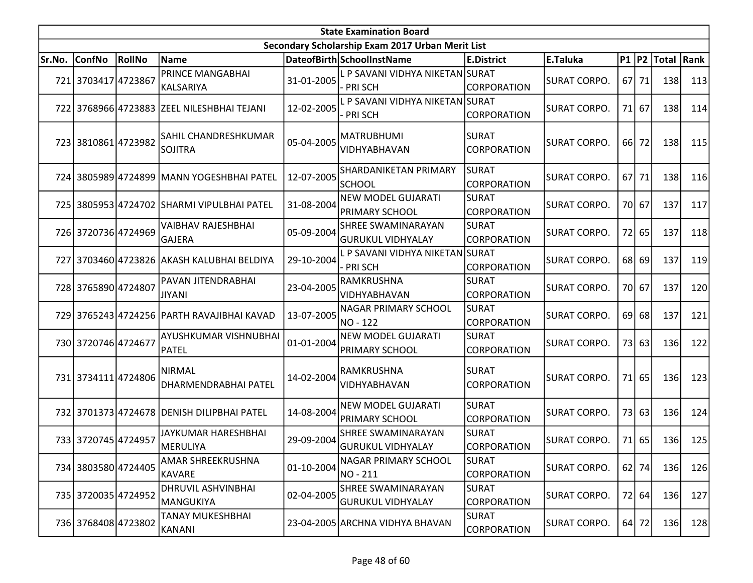| State Examination Board | | | | | | | | | | | |
|---|---|---|---|---|---|---|---|---|---|---|---|
| Secondary Scholarship Exam 2017 Urban Merit List | | | | | | | | | | | |
| Sr.No. | ConfNo | RollNo | Name | DateofBirth | SchoolInstName | E.District | E.Taluka | P1 | P2 | Total | Rank |
| 721 | 3703417 | 4723867 | PRINCE MANGABHAI KALSARIYA | 31-01-2005 | L P SAVANI VIDHYA NIKETAN - PRI SCH | SURAT CORPORATION | SURAT CORPO. | 67 | 71 | 138 | 113 |
| 722 | 3768966 | 4723883 | ZEEL NILESHBHAI TEJANI | 12-02-2005 | L P SAVANI VIDHYA NIKETAN - PRI SCH | SURAT CORPORATION | SURAT CORPO. | 71 | 67 | 138 | 114 |
| 723 | 3810861 | 4723982 | SAHIL CHANDRESHKUMAR SOJITRA | 05-04-2005 | MATRUBHUMI VIDHYABHAVAN | SURAT CORPORATION | SURAT CORPO. | 66 | 72 | 138 | 115 |
| 724 | 3805989 | 4724899 | MANN YOGESHBHAI PATEL | 12-07-2005 | SHARDANIKETAN PRIMARY SCHOOL | SURAT CORPORATION | SURAT CORPO. | 67 | 71 | 138 | 116 |
| 725 | 3805953 | 4724702 | SHARMI VIPULBHAI PATEL | 31-08-2004 | NEW MODEL GUJARATI PRIMARY SCHOOL | SURAT CORPORATION | SURAT CORPO. | 70 | 67 | 137 | 117 |
| 726 | 3720736 | 4724969 | VAIBHAV RAJESHBHAI GAJERA | 05-09-2004 | SHREE SWAMINARAYAN GURUKUL VIDHYALAY | SURAT CORPORATION | SURAT CORPO. | 72 | 65 | 137 | 118 |
| 727 | 3703460 | 4723826 | AKASH KALUBHAI BELDIYA | 29-10-2004 | L P SAVANI VIDHYA NIKETAN - PRI SCH | SURAT CORPORATION | SURAT CORPO. | 68 | 69 | 137 | 119 |
| 728 | 3765890 | 4724807 | PAVAN JITENDRABHAI JIYANI | 23-04-2005 | RAMKRUSHNA VIDHYABHAVAN | SURAT CORPORATION | SURAT CORPO. | 70 | 67 | 137 | 120 |
| 729 | 3765243 | 4724256 | PARTH RAVAJIBHAI KAVAD | 13-07-2005 | NAGAR PRIMARY SCHOOL NO - 122 | SURAT CORPORATION | SURAT CORPO. | 69 | 68 | 137 | 121 |
| 730 | 3720746 | 4724677 | AYUSHKUMAR VISHNUBHAI PATEL | 01-01-2004 | NEW MODEL GUJARATI PRIMARY SCHOOL | SURAT CORPORATION | SURAT CORPO. | 73 | 63 | 136 | 122 |
| 731 | 3734111 | 4724806 | NIRMAL DHARMENDRABHAI PATEL | 14-02-2004 | RAMKRUSHNA VIDHYABHAVAN | SURAT CORPORATION | SURAT CORPO. | 71 | 65 | 136 | 123 |
| 732 | 3701373 | 4724678 | DENISH DILIPBHAI PATEL | 14-08-2004 | NEW MODEL GUJARATI PRIMARY SCHOOL | SURAT CORPORATION | SURAT CORPO. | 73 | 63 | 136 | 124 |
| 733 | 3720745 | 4724957 | JAYKUMAR HARESHBHAI MERULIYA | 29-09-2004 | SHREE SWAMINARAYAN GURUKUL VIDHYALAY | SURAT CORPORATION | SURAT CORPO. | 71 | 65 | 136 | 125 |
| 734 | 3803580 | 4724405 | AMAR SHREEKRUSHNA KAVARE | 01-10-2004 | NAGAR PRIMARY SCHOOL NO - 211 | SURAT CORPORATION | SURAT CORPO. | 62 | 74 | 136 | 126 |
| 735 | 3720035 | 4724952 | DHRUVIL ASHVINBHAI MANGUKIYA | 02-04-2005 | SHREE SWAMINARAYAN GURUKUL VIDHYALAY | SURAT CORPORATION | SURAT CORPO. | 72 | 64 | 136 | 127 |
| 736 | 3768408 | 4723802 | TANAY MUKESHBHAI KANANI | 23-04-2005 | ARCHNA VIDHYA BHAVAN | SURAT CORPORATION | SURAT CORPO. | 64 | 72 | 136 | 128 |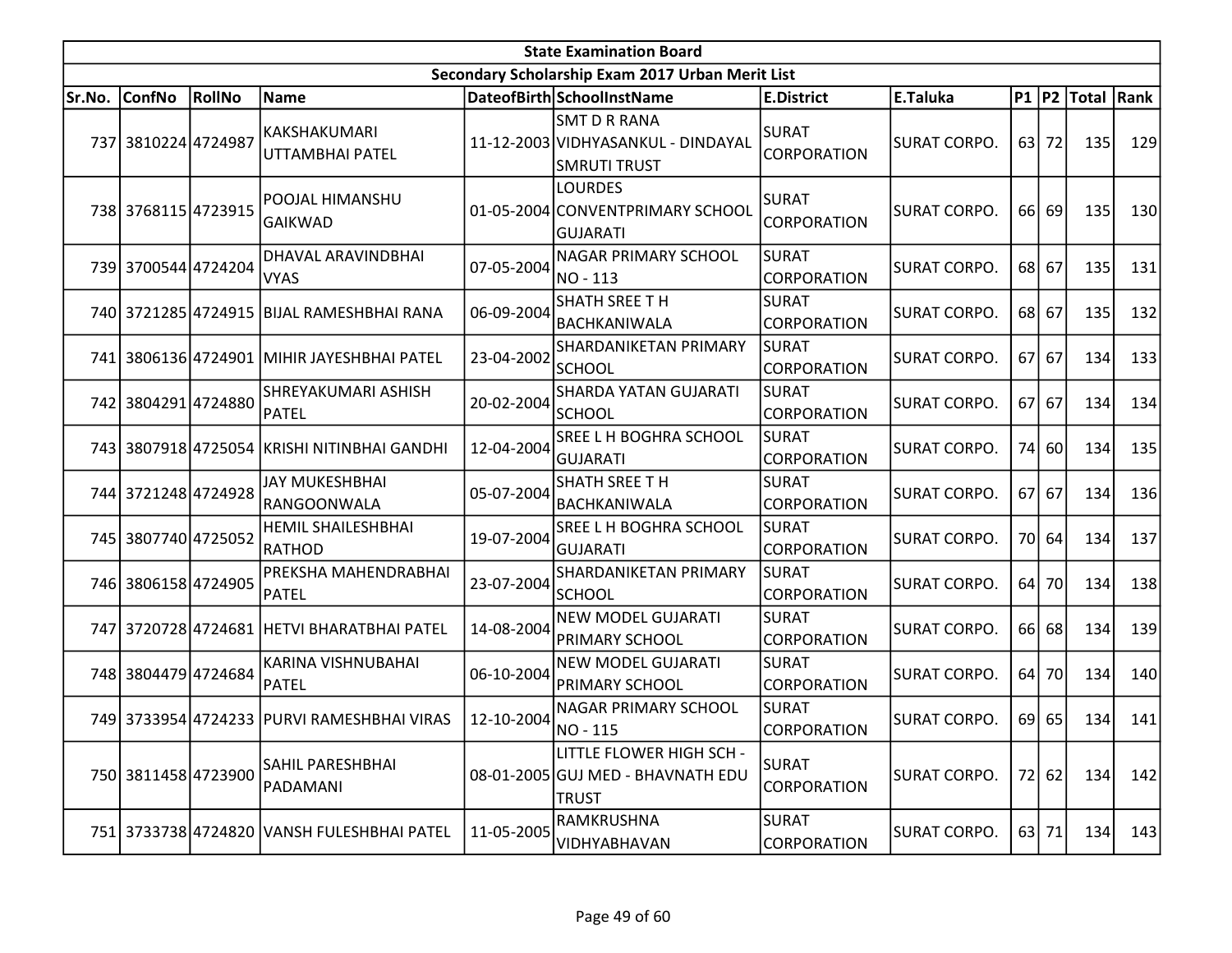| State Examination Board | | | | | | | | | | | |
|---|---|---|---|---|---|---|---|---|---|---|---|
| Secondary Scholarship Exam 2017 Urban Merit List | | | | | | | | | | | |
| Sr.No. | ConfNo | RollNo | Name | DateofBirth | SchoolInstName | E.District | E.Taluka | P1 | P2 | Total | Rank |
| 737 | 3810224 | 4724987 | KAKSHAKUMARI UTTAMBHAI PATEL | 11-12-2003 | SMT D R RANA VIDHYASANKUL - DINDAYAL SMRUTI TRUST | SURAT CORPORATION | SURAT CORPO. | 63 | 72 | 135 | 129 |
| 738 | 3768115 | 4723915 | POOJAL HIMANSHU GAIKWAD | 01-05-2004 | LOURDES CONVENTPRIMARY SCHOOL GUJARATI | SURAT CORPORATION | SURAT CORPO. | 66 | 69 | 135 | 130 |
| 739 | 3700544 | 4724204 | DHAVAL ARAVINDBHAI VYAS | 07-05-2004 | NAGAR PRIMARY SCHOOL NO - 113 | SURAT CORPORATION | SURAT CORPO. | 68 | 67 | 135 | 131 |
| 740 | 3721285 | 4724915 | BIJAL RAMESHBHAI RANA | 06-09-2004 | SHATH SREE T H BACHKANIWALA | SURAT CORPORATION | SURAT CORPO. | 68 | 67 | 135 | 132 |
| 741 | 3806136 | 4724901 | MIHIR JAYESHBHAI PATEL | 23-04-2002 | SHARDANIKETAN PRIMARY SCHOOL | SURAT CORPORATION | SURAT CORPO. | 67 | 67 | 134 | 133 |
| 742 | 3804291 | 4724880 | SHREYAKUMARI ASHISH PATEL | 20-02-2004 | SHARDA YATAN GUJARATI SCHOOL | SURAT CORPORATION | SURAT CORPO. | 67 | 67 | 134 | 134 |
| 743 | 3807918 | 4725054 | KRISHI NITINBHAI GANDHI | 12-04-2004 | SREE L H BOGHRA SCHOOL GUJARATI | SURAT CORPORATION | SURAT CORPO. | 74 | 60 | 134 | 135 |
| 744 | 3721248 | 4724928 | JAY MUKESHBHAI RANGOONWALA | 05-07-2004 | SHATH SREE T H BACHKANIWALA | SURAT CORPORATION | SURAT CORPO. | 67 | 67 | 134 | 136 |
| 745 | 3807740 | 4725052 | HEMIL SHAILESHBHAI RATHOD | 19-07-2004 | SREE L H BOGHRA SCHOOL GUJARATI | SURAT CORPORATION | SURAT CORPO. | 70 | 64 | 134 | 137 |
| 746 | 3806158 | 4724905 | PREKSHA MAHENDRABHAI PATEL | 23-07-2004 | SHARDANIKETAN PRIMARY SCHOOL | SURAT CORPORATION | SURAT CORPO. | 64 | 70 | 134 | 138 |
| 747 | 3720728 | 4724681 | HETVI BHARATBHAI PATEL | 14-08-2004 | NEW MODEL GUJARATI PRIMARY SCHOOL | SURAT CORPORATION | SURAT CORPO. | 66 | 68 | 134 | 139 |
| 748 | 3804479 | 4724684 | KARINA VISHNUBAHAI PATEL | 06-10-2004 | NEW MODEL GUJARATI PRIMARY SCHOOL | SURAT CORPORATION | SURAT CORPO. | 64 | 70 | 134 | 140 |
| 749 | 3733954 | 4724233 | PURVI RAMESHBHAI VIRAS | 12-10-2004 | NAGAR PRIMARY SCHOOL NO - 115 | SURAT CORPORATION | SURAT CORPO. | 69 | 65 | 134 | 141 |
| 750 | 3811458 | 4723900 | SAHIL PARESHBHAI PADAMANI | 08-01-2005 | LITTLE FLOWER HIGH SCH - GUJ MED - BHAVNATH EDU TRUST | SURAT CORPORATION | SURAT CORPO. | 72 | 62 | 134 | 142 |
| 751 | 3733738 | 4724820 | VANSH FULESHBHAI PATEL | 11-05-2005 | RAMKRUSHNA VIDHYABHAVAN | SURAT CORPORATION | SURAT CORPO. | 63 | 71 | 134 | 143 |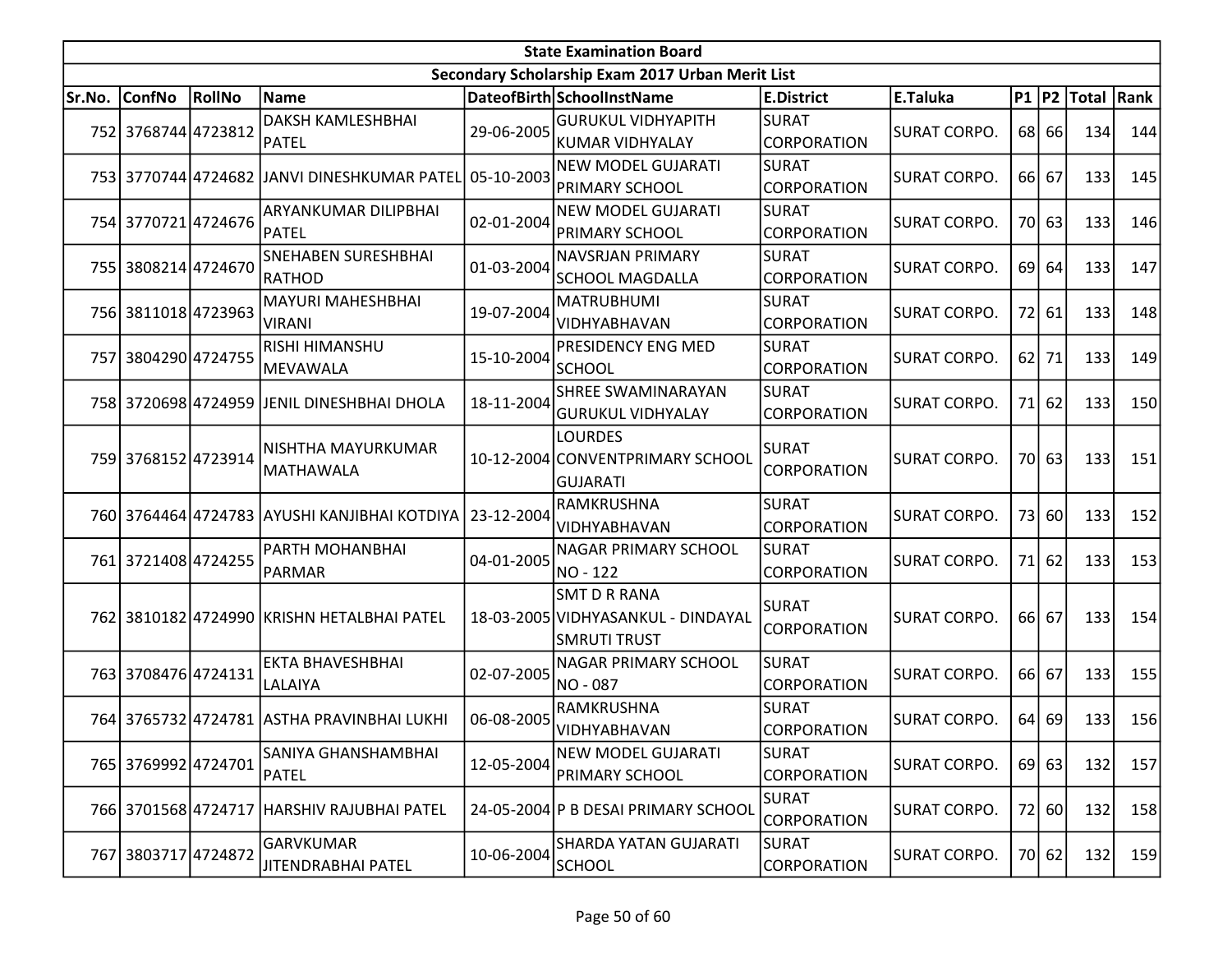| State Examination Board | | | | | | | | | | | | |
|---|---|---|---|---|---|---|---|---|---|---|---|---|
| Secondary Scholarship Exam 2017 Urban Merit List | | | | | | | | | | | | |
| Sr.No. | ConfNo | RollNo | Name | DateofBirth | SchoolInstName | E.District | E.Taluka | P1 | P2 | Total | Rank |
| 752 | 3768744 | 4723812 | DAKSH KAMLESHBHAI PATEL | 29-06-2005 | GURUKUL VIDHYAPITH KUMAR VIDHYALAY | SURAT CORPORATION | SURAT CORPO. | 68 | 66 | 134 | 144 |
| 753 | 3770744 | 4724682 | JANVI DINESHKUMAR PATEL | 05-10-2003 | NEW MODEL GUJARATI PRIMARY SCHOOL | SURAT CORPORATION | SURAT CORPO. | 66 | 67 | 133 | 145 |
| 754 | 3770721 | 4724676 | ARYANKUMAR DILIPBHAI PATEL | 02-01-2004 | NEW MODEL GUJARATI PRIMARY SCHOOL | SURAT CORPORATION | SURAT CORPO. | 70 | 63 | 133 | 146 |
| 755 | 3808214 | 4724670 | SNEHABEN SURESHBHAI RATHOD | 01-03-2004 | NAVSRJAN PRIMARY SCHOOL MAGDALLA | SURAT CORPORATION | SURAT CORPO. | 69 | 64 | 133 | 147 |
| 756 | 3811018 | 4723963 | MAYURI MAHESHBHAI VIRANI | 19-07-2004 | MATRUBHUMI VIDHYABHAVAN | SURAT CORPORATION | SURAT CORPO. | 72 | 61 | 133 | 148 |
| 757 | 3804290 | 4724755 | RISHI HIMANSHU MEVAWALA | 15-10-2004 | PRESIDENCY ENG MED SCHOOL | SURAT CORPORATION | SURAT CORPO. | 62 | 71 | 133 | 149 |
| 758 | 3720698 | 4724959 | JENIL DINESHBHAI DHOLA | 18-11-2004 | SHREE SWAMINARAYAN GURUKUL VIDHYALAY | SURAT CORPORATION | SURAT CORPO. | 71 | 62 | 133 | 150 |
| 759 | 3768152 | 4723914 | NISHTHA MAYURKUMAR MATHAWALA | 10-12-2004 | LOURDES CONVENTPRIMARY SCHOOL GUJARATI | SURAT CORPORATION | SURAT CORPO. | 70 | 63 | 133 | 151 |
| 760 | 3764464 | 4724783 | AYUSHI KANJIBHAI KOTDIYA | 23-12-2004 | RAMKRUSHNA VIDHYABHAVAN | SURAT CORPORATION | SURAT CORPO. | 73 | 60 | 133 | 152 |
| 761 | 3721408 | 4724255 | PARTH MOHANBHAI PARMAR | 04-01-2005 | NAGAR PRIMARY SCHOOL NO - 122 | SURAT CORPORATION | SURAT CORPO. | 71 | 62 | 133 | 153 |
| 762 | 3810182 | 4724990 | KRISHN HETALBHAI PATEL | 18-03-2005 | SMT D R RANA VIDHYASANKUL - DINDAYAL SMRUTI TRUST | SURAT CORPORATION | SURAT CORPO. | 66 | 67 | 133 | 154 |
| 763 | 3708476 | 4724131 | EKTA BHAVESHBHAI LALAIYA | 02-07-2005 | NAGAR PRIMARY SCHOOL NO - 087 | SURAT CORPORATION | SURAT CORPO. | 66 | 67 | 133 | 155 |
| 764 | 3765732 | 4724781 | ASTHA PRAVINBHAI LUKHI | 06-08-2005 | RAMKRUSHNA VIDHYABHAVAN | SURAT CORPORATION | SURAT CORPO. | 64 | 69 | 133 | 156 |
| 765 | 3769992 | 4724701 | SANIYA GHANSHAMBHAI PATEL | 12-05-2004 | NEW MODEL GUJARATI PRIMARY SCHOOL | SURAT CORPORATION | SURAT CORPO. | 69 | 63 | 132 | 157 |
| 766 | 3701568 | 4724717 | HARSHIV RAJUBHAI PATEL | 24-05-2004 | P B DESAI PRIMARY SCHOOL | SURAT CORPORATION | SURAT CORPO. | 72 | 60 | 132 | 158 |
| 767 | 3803717 | 4724872 | GARVKUMAR JITENDRABHAI PATEL | 10-06-2004 | SHARDA YATAN GUJARATI SCHOOL | SURAT CORPORATION | SURAT CORPO. | 70 | 62 | 132 | 159 |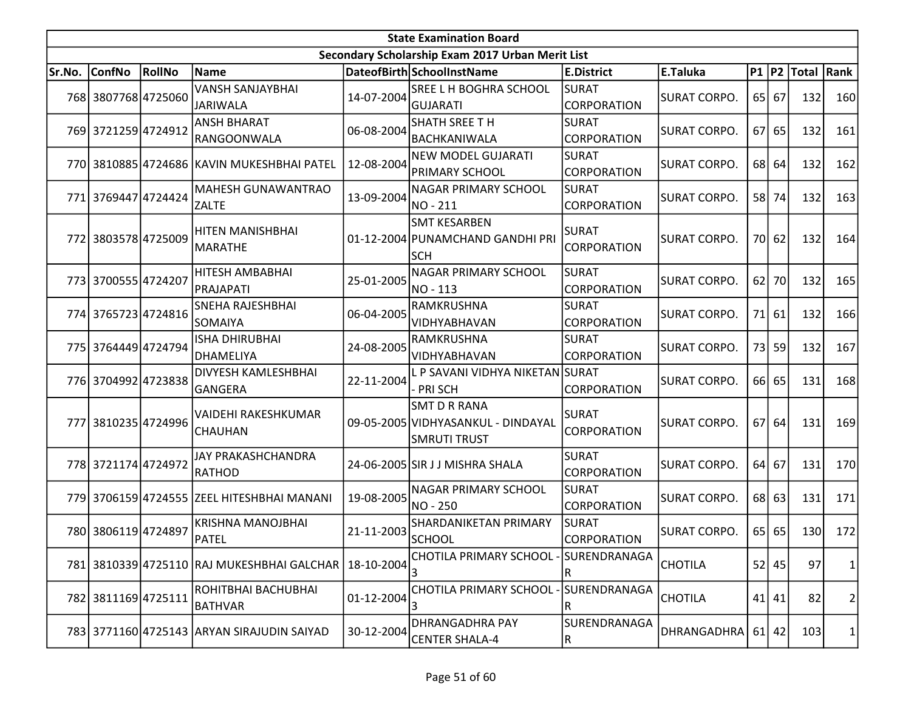| State Examination Board | | | | | | | | | | | | |
|---|---|---|---|---|---|---|---|---|---|---|---|---|
| Secondary Scholarship Exam 2017 Urban Merit List | | | | | | | | | | | | |
| Sr.No. | ConfNo | RollNo | Name | DateofBirth | SchoolInstName | E.District | E.Taluka | P1 | P2 | Total | Rank |
| 768 | 3807768 | 4725060 | VANSH SANJAYBHAI JARIWALA | 14-07-2004 | SREE L H BOGHRA SCHOOL GUJARATI | SURAT CORPORATION | SURAT CORPO. | 65 | 67 | 132 | 160 |
| 769 | 3721259 | 4724912 | ANSH BHARAT RANGOONWALA | 06-08-2004 | SHATH SREE T H BACHKANIWALA | SURAT CORPORATION | SURAT CORPO. | 67 | 65 | 132 | 161 |
| 770 | 3810885 | 4724686 | KAVIN MUKESHBHAI PATEL | 12-08-2004 | NEW MODEL GUJARATI PRIMARY SCHOOL | SURAT CORPORATION | SURAT CORPO. | 68 | 64 | 132 | 162 |
| 771 | 3769447 | 4724424 | MAHESH GUNAWANTRAO ZALTE | 13-09-2004 | NAGAR PRIMARY SCHOOL NO - 211 | SURAT CORPORATION | SURAT CORPO. | 58 | 74 | 132 | 163 |
| 772 | 3803578 | 4725009 | HITEN MANISHBHAI MARATHE | 01-12-2004 | SMT KESARBEN PUNAMCHAND GANDHI PRI SCH | SURAT CORPORATION | SURAT CORPO. | 70 | 62 | 132 | 164 |
| 773 | 3700555 | 4724207 | HITESH AMBABHAI PRAJAPATI | 25-01-2005 | NAGAR PRIMARY SCHOOL NO - 113 | SURAT CORPORATION | SURAT CORPO. | 62 | 70 | 132 | 165 |
| 774 | 3765723 | 4724816 | SNEHA RAJESHBHAI SOMAIYA | 06-04-2005 | RAMKRUSHNA VIDHYABHAVAN | SURAT CORPORATION | SURAT CORPO. | 71 | 61 | 132 | 166 |
| 775 | 3764449 | 4724794 | ISHA DHIRUBHAI DHAMELIYA | 24-08-2005 | RAMKRUSHNA VIDHYABHAVAN | SURAT CORPORATION | SURAT CORPO. | 73 | 59 | 132 | 167 |
| 776 | 3704992 | 4723838 | DIVYESH KAMLESHBHAI GANGERA | 22-11-2004 | L P SAVANI VIDHYA NIKETAN - PRI SCH | SURAT CORPORATION | SURAT CORPO. | 66 | 65 | 131 | 168 |
| 777 | 3810235 | 4724996 | VAIDEHI RAKESHKUMAR CHAUHAN | 09-05-2005 | SMT D R RANA VIDHYASANKUL - DINDAYAL SMRUTI TRUST | SURAT CORPORATION | SURAT CORPO. | 67 | 64 | 131 | 169 |
| 778 | 3721174 | 4724972 | JAY PRAKASHCHANDRA RATHOD | 24-06-2005 | SIR J J MISHRA SHALA | SURAT CORPORATION | SURAT CORPO. | 64 | 67 | 131 | 170 |
| 779 | 3706159 | 4724555 | ZEEL HITESHBHAI MANANI | 19-08-2005 | NAGAR PRIMARY SCHOOL NO - 250 | SURAT CORPORATION | SURAT CORPO. | 68 | 63 | 131 | 171 |
| 780 | 3806119 | 4724897 | KRISHNA MANOJBHAI PATEL | 21-11-2003 | SHARDANIKETAN PRIMARY SCHOOL | SURAT CORPORATION | SURAT CORPO. | 65 | 65 | 130 | 172 |
| 781 | 3810339 | 4725110 | RAJ MUKESHBHAI GALCHAR | 18-10-2004 | CHOTILA PRIMARY SCHOOL - 3 | SURENDRANAGAR | CHOTILA | 52 | 45 | 97 | 1 |
| 782 | 3811169 | 4725111 | ROHITBHAI BACHUBHAI BATHVAR | 01-12-2004 | CHOTILA PRIMARY SCHOOL - 3 | SURENDRANAGAR | CHOTILA | 41 | 41 | 82 | 2 |
| 783 | 3771160 | 4725143 | ARYAN SIRAJUDIN SAIYAD | 30-12-2004 | DHRANGADHRA PAY CENTER SHALA-4 | SURENDRANAGAR | DHRANGADHRA | 61 | 42 | 103 | 1 |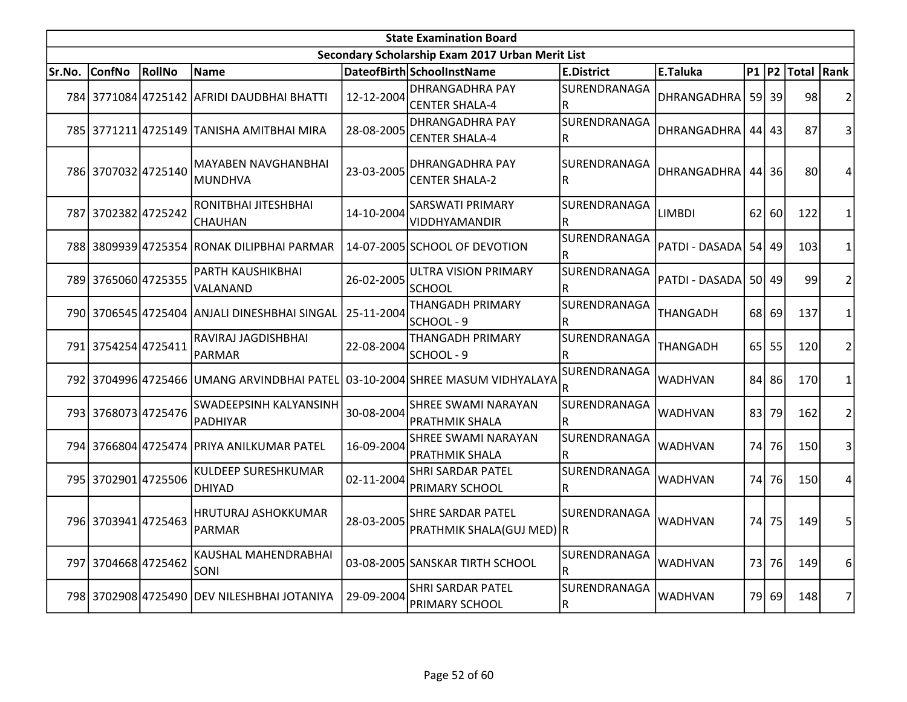| State Examination Board | | | | | | | | | | | | |
|---|---|---|---|---|---|---|---|---|---|---|---|---|
| Secondary Scholarship Exam 2017 Urban Merit List | | | | | | | | | | | | |
| Sr.No. | ConfNo | RollNo | Name | DateofBirth | SchoolInstName | E.District | E.Taluka | P1 | P2 | Total | Rank |
| 784 | 3771084 | 4725142 | AFRIDI DAUDBHAI BHATTI | 12-12-2004 | DHRANGADHRA PAY CENTER SHALA-4 | SURENDRANAGAR | DHRANGADHRA | 59 | 39 | 98 | 2 |
| 785 | 3771211 | 4725149 | TANISHA AMITBHAI MIRA | 28-08-2005 | DHRANGADHRA PAY CENTER SHALA-4 | SURENDRANAGAR | DHRANGADHRA | 44 | 43 | 87 | 3 |
| 786 | 3707032 | 4725140 | MAYABEN NAVGHANBHAI MUNDHVA | 23-03-2005 | DHRANGADHRA PAY CENTER SHALA-2 | SURENDRANAGAR | DHRANGADHRA | 44 | 36 | 80 | 4 |
| 787 | 3702382 | 4725242 | RONITBHAI JITESHBHAI CHAUHAN | 14-10-2004 | SARSWATI PRIMARY VIDDHYAMANDIR | SURENDRANAGAR | LIMBDI | 62 | 60 | 122 | 1 |
| 788 | 3809939 | 4725354 | RONAK DILIPBHAI PARMAR | 14-07-2005 | SCHOOL OF DEVOTION | SURENDRANAGAR | PATDI - DASADA | 54 | 49 | 103 | 1 |
| 789 | 3765060 | 4725355 | PARTH KAUSHIKBHAI VALANAND | 26-02-2005 | ULTRA VISION PRIMARY SCHOOL | SURENDRANAGAR | PATDI - DASADA | 50 | 49 | 99 | 2 |
| 790 | 3706545 | 4725404 | ANJALI DINESHBHAI SINGAL | 25-11-2004 | THANGADH PRIMARY SCHOOL - 9 | SURENDRANAGAR | THANGADH | 68 | 69 | 137 | 1 |
| 791 | 3754254 | 4725411 | RAVIRAJ JAGDISHBHAI PARMAR | 22-08-2004 | THANGADH PRIMARY SCHOOL - 9 | SURENDRANAGAR | THANGADH | 65 | 55 | 120 | 2 |
| 792 | 3704996 | 4725466 | UMANG ARVINDBHAI PATEL | 03-10-2004 | SHREE MASUM VIDHYALAYA | SURENDRANAGAR | WADHVAN | 84 | 86 | 170 | 1 |
| 793 | 3768073 | 4725476 | SWADEEPSINH KALYANSINH PADHIYAR | 30-08-2004 | SHREE SWAMI NARAYAN PRATHMIK SHALA | SURENDRANAGAR | WADHVAN | 83 | 79 | 162 | 2 |
| 794 | 3766804 | 4725474 | PRIYA ANILKUMAR PATEL | 16-09-2004 | SHREE SWAMI NARAYAN PRATHMIK SHALA | SURENDRANAGAR | WADHVAN | 74 | 76 | 150 | 3 |
| 795 | 3702901 | 4725506 | KULDEEP SURESHKUMAR DHIYAD | 02-11-2004 | SHRI SARDAR PATEL PRIMARY SCHOOL | SURENDRANAGAR | WADHVAN | 74 | 76 | 150 | 4 |
| 796 | 3703941 | 4725463 | HRUTURAJ ASHOKKUMAR PARMAR | 28-03-2005 | SHRE SARDAR PATEL PRATHMIK SHALA(GUJ MED) | SURENDRANAGAR | WADHVAN | 74 | 75 | 149 | 5 |
| 797 | 3704668 | 4725462 | KAUSHAL MAHENDRABHAI SONI | 03-08-2005 | SANSKAR TIRTH SCHOOL | SURENDRANAGAR | WADHVAN | 73 | 76 | 149 | 6 |
| 798 | 3702908 | 4725490 | DEV NILESHBHAI JOTANIYA | 29-09-2004 | SHRI SARDAR PATEL PRIMARY SCHOOL | SURENDRANAGAR | WADHVAN | 79 | 69 | 148 | 7 |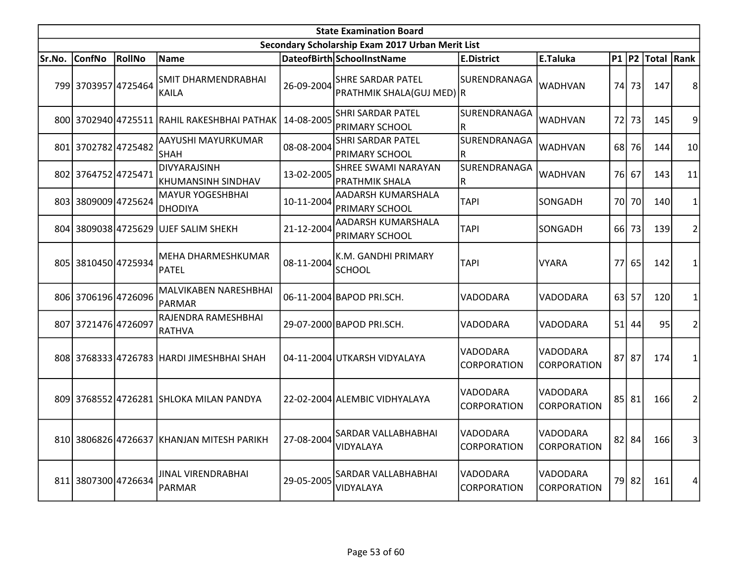| State Examination Board | | | | | | | | | | | | |
|---|---|---|---|---|---|---|---|---|---|---|---|---|
| Secondary Scholarship Exam 2017 Urban Merit List | | | | | | | | | | | | |
| Sr.No. | ConfNo | RollNo | Name | DateofBirth | SchoolInstName | E.District | E.Taluka | P1 | P2 | Total | Rank |
| 799 | 3703957 | 4725464 | SMIT DHARMENDRABHAI KAILA | 26-09-2004 | SHRE SARDAR PATEL PRATHMIK SHALA(GUJ MED) | SURENDRANAGAR | WADHVAN | 74 | 73 | 147 | 8 |
| 800 | 3702940 | 4725511 | RAHIL RAKESHBHAI PATHAK | 14-08-2005 | SHRI SARDAR PATEL PRIMARY SCHOOL | SURENDRANAGAR | WADHVAN | 72 | 73 | 145 | 9 |
| 801 | 3702782 | 4725482 | AAYUSHI MAYURKUMAR SHAH | 08-08-2004 | SHRI SARDAR PATEL PRIMARY SCHOOL | SURENDRANAGAR | WADHVAN | 68 | 76 | 144 | 10 |
| 802 | 3764752 | 4725471 | DIVYARAJSINH KHUMANSINH SINDHAV | 13-02-2005 | SHREE SWAMI NARAYAN PRATHMIK SHALA | SURENDRANAGAR | WADHVAN | 76 | 67 | 143 | 11 |
| 803 | 3809009 | 4725624 | MAYUR YOGESHBHAI DHODIYA | 10-11-2004 | AADARSH KUMARSHALA PRIMARY SCHOOL | TAPI | SONGADH | 70 | 70 | 140 | 1 |
| 804 | 3809038 | 4725629 | UJEF SALIM SHEKH | 21-12-2004 | AADARSH KUMARSHALA PRIMARY SCHOOL | TAPI | SONGADH | 66 | 73 | 139 | 2 |
| 805 | 3810450 | 4725934 | MEHA DHARMESHKUMAR PATEL | 08-11-2004 | K.M. GANDHI PRIMARY SCHOOL | TAPI | VYARA | 77 | 65 | 142 | 1 |
| 806 | 3706196 | 4726096 | MALVIKABEN NARESHBHAI PARMAR | 06-11-2004 | BAPOD PRI.SCH. | VADODARA | VADODARA | 63 | 57 | 120 | 1 |
| 807 | 3721476 | 4726097 | RAJENDRA RAMESHBHAI RATHVA | 29-07-2000 | BAPOD PRI.SCH. | VADODARA | VADODARA | 51 | 44 | 95 | 2 |
| 808 | 3768333 | 4726783 | HARDI JIMESHBHAI SHAH | 04-11-2004 | UTKARSH VIDYALAYA | VADODARA CORPORATION | VADODARA CORPORATION | 87 | 87 | 174 | 1 |
| 809 | 3768552 | 4726281 | SHLOKA MILAN PANDYA | 22-02-2004 | ALEMBIC VIDHYALAYA | VADODARA CORPORATION | VADODARA CORPORATION | 85 | 81 | 166 | 2 |
| 810 | 3806826 | 4726637 | KHANJAN MITESH PARIKH | 27-08-2004 | SARDAR VALLABHABHAI VIDYALAYA | VADODARA CORPORATION | VADODARA CORPORATION | 82 | 84 | 166 | 3 |
| 811 | 3807300 | 4726634 | JINAL VIRENDRABHAI PARMAR | 29-05-2005 | SARDAR VALLABHABHAI VIDYALAYA | VADODARA CORPORATION | VADODARA CORPORATION | 79 | 82 | 161 | 4 |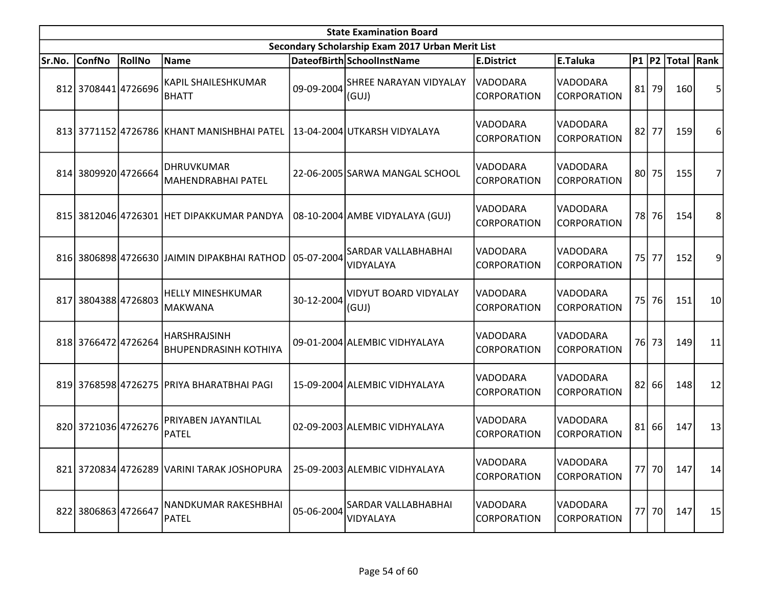| State Examination Board | | | | | | | | | | | |
|---|---|---|---|---|---|---|---|---|---|---|---|
| Secondary Scholarship Exam 2017 Urban Merit List | | | | | | | | | | | |
| Sr.No. | ConfNo | RollNo | Name | DateofBirth | SchoolInstName | E.District | E.Taluka | P1 | P2 | Total | Rank |
| 812 | 3708441 | 4726696 | KAPIL SHAILESHKUMAR BHATT | 09-09-2004 | SHREE NARAYAN VIDYALAY (GUJ) | VADODARA CORPORATION | VADODARA CORPORATION | 81 | 79 | 160 | 5 |
| 813 | 3771152 | 4726786 | KHANT MANISHBHAI PATEL | 13-04-2004 | UTKARSH VIDYALAYA | VADODARA CORPORATION | VADODARA CORPORATION | 82 | 77 | 159 | 6 |
| 814 | 3809920 | 4726664 | DHRUVKUMAR MAHENDRABHAI PATEL | 22-06-2005 | SARWA MANGAL SCHOOL | VADODARA CORPORATION | VADODARA CORPORATION | 80 | 75 | 155 | 7 |
| 815 | 3812046 | 4726301 | HET DIPAKKUMAR PANDYA | 08-10-2004 | AMBE VIDYALAYA (GUJ) | VADODARA CORPORATION | VADODARA CORPORATION | 78 | 76 | 154 | 8 |
| 816 | 3806898 | 4726630 | JAIMIN DIPAKBHAI RATHOD | 05-07-2004 | SARDAR VALLABHABHAI VIDYALAYA | VADODARA CORPORATION | VADODARA CORPORATION | 75 | 77 | 152 | 9 |
| 817 | 3804388 | 4726803 | HELLY MINESHKUMAR MAKWANA | 30-12-2004 | VIDYUT BOARD VIDYALAY (GUJ) | VADODARA CORPORATION | VADODARA CORPORATION | 75 | 76 | 151 | 10 |
| 818 | 3766472 | 4726264 | HARSHRAJSINH BHUPENDRASINH KOTHIYA | 09-01-2004 | ALEMBIC VIDHYALAYA | VADODARA CORPORATION | VADODARA CORPORATION | 76 | 73 | 149 | 11 |
| 819 | 3768598 | 4726275 | PRIYA BHARATBHAI PAGI | 15-09-2004 | ALEMBIC VIDHYALAYA | VADODARA CORPORATION | VADODARA CORPORATION | 82 | 66 | 148 | 12 |
| 820 | 3721036 | 4726276 | PRIYABEN JAYANTILAL PATEL | 02-09-2003 | ALEMBIC VIDHYALAYA | VADODARA CORPORATION | VADODARA CORPORATION | 81 | 66 | 147 | 13 |
| 821 | 3720834 | 4726289 | VARINI TARAK JOSHOPURA | 25-09-2003 | ALEMBIC VIDHYALAYA | VADODARA CORPORATION | VADODARA CORPORATION | 77 | 70 | 147 | 14 |
| 822 | 3806863 | 4726647 | NANDKUMAR RAKESHBHAI PATEL | 05-06-2004 | SARDAR VALLABHABHAI VIDYALAYA | VADODARA CORPORATION | VADODARA CORPORATION | 77 | 70 | 147 | 15 |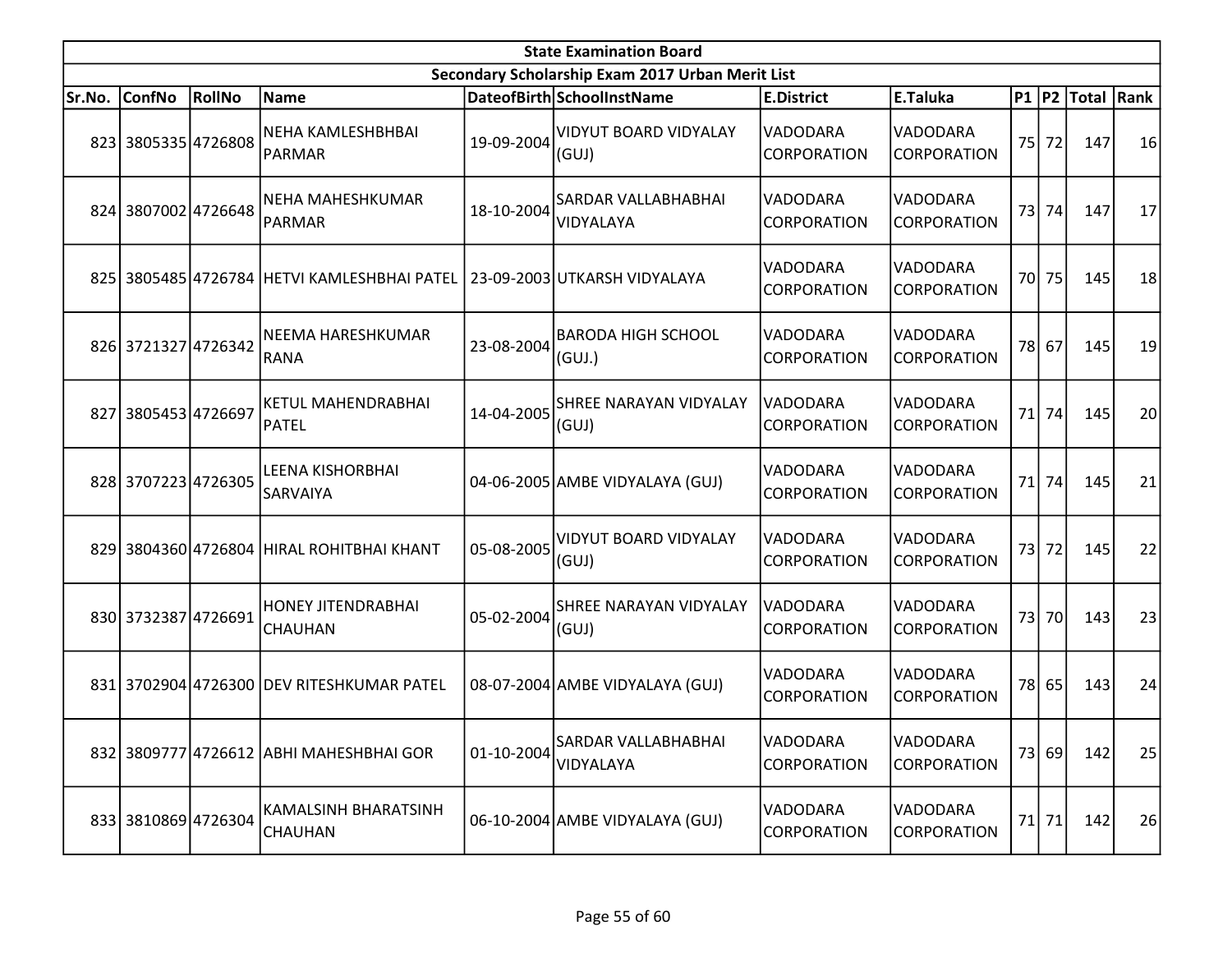| State Examination Board | | | | | | | | | | | |
|---|---|---|---|---|---|---|---|---|---|---|---|
| Secondary Scholarship Exam 2017 Urban Merit List | | | | | | | | | | | |
| Sr.No. | ConfNo | RollNo | Name | DateofBirth | SchoolInstName | E.District | E.Taluka | P1 | P2 | Total | Rank |
| 823 | 3805335 | 4726808 | NEHA KAMLESHBHBAI PARMAR | 19-09-2004 | VIDYUT BOARD VIDYALAY (GUJ) | VADODARA CORPORATION | VADODARA CORPORATION | 75 | 72 | 147 | 16 |
| 824 | 3807002 | 4726648 | NEHA MAHESHKUMAR PARMAR | 18-10-2004 | SARDAR VALLABHABHAI VIDYALAYA | VADODARA CORPORATION | VADODARA CORPORATION | 73 | 74 | 147 | 17 |
| 825 | 3805485 | 4726784 | HETVI KAMLESHBHAI PATEL | 23-09-2003 | UTKARSH VIDYALAYA | VADODARA CORPORATION | VADODARA CORPORATION | 70 | 75 | 145 | 18 |
| 826 | 3721327 | 4726342 | NEEMA HARESHKUMAR RANA | 23-08-2004 | BARODA HIGH SCHOOL (GUJ.) | VADODARA CORPORATION | VADODARA CORPORATION | 78 | 67 | 145 | 19 |
| 827 | 3805453 | 4726697 | KETUL MAHENDRABHAI PATEL | 14-04-2005 | SHREE NARAYAN VIDYALAY (GUJ) | VADODARA CORPORATION | VADODARA CORPORATION | 71 | 74 | 145 | 20 |
| 828 | 3707223 | 4726305 | LEENA KISHORBHAI SARVAIYA | 04-06-2005 | AMBE VIDYALAYA (GUJ) | VADODARA CORPORATION | VADODARA CORPORATION | 71 | 74 | 145 | 21 |
| 829 | 3804360 | 4726804 | HIRAL ROHITBHAI KHANT | 05-08-2005 | VIDYUT BOARD VIDYALAY (GUJ) | VADODARA CORPORATION | VADODARA CORPORATION | 73 | 72 | 145 | 22 |
| 830 | 3732387 | 4726691 | HONEY JITENDRABHAI CHAUHAN | 05-02-2004 | SHREE NARAYAN VIDYALAY (GUJ) | VADODARA CORPORATION | VADODARA CORPORATION | 73 | 70 | 143 | 23 |
| 831 | 3702904 | 4726300 | DEV RITESHKUMAR PATEL | 08-07-2004 | AMBE VIDYALAYA (GUJ) | VADODARA CORPORATION | VADODARA CORPORATION | 78 | 65 | 143 | 24 |
| 832 | 3809777 | 4726612 | ABHI MAHESHBHAI GOR | 01-10-2004 | SARDAR VALLABHABHAI VIDYALAYA | VADODARA CORPORATION | VADODARA CORPORATION | 73 | 69 | 142 | 25 |
| 833 | 3810869 | 4726304 | KAMALSINH BHARATSINH CHAUHAN | 06-10-2004 | AMBE VIDYALAYA (GUJ) | VADODARA CORPORATION | VADODARA CORPORATION | 71 | 71 | 142 | 26 |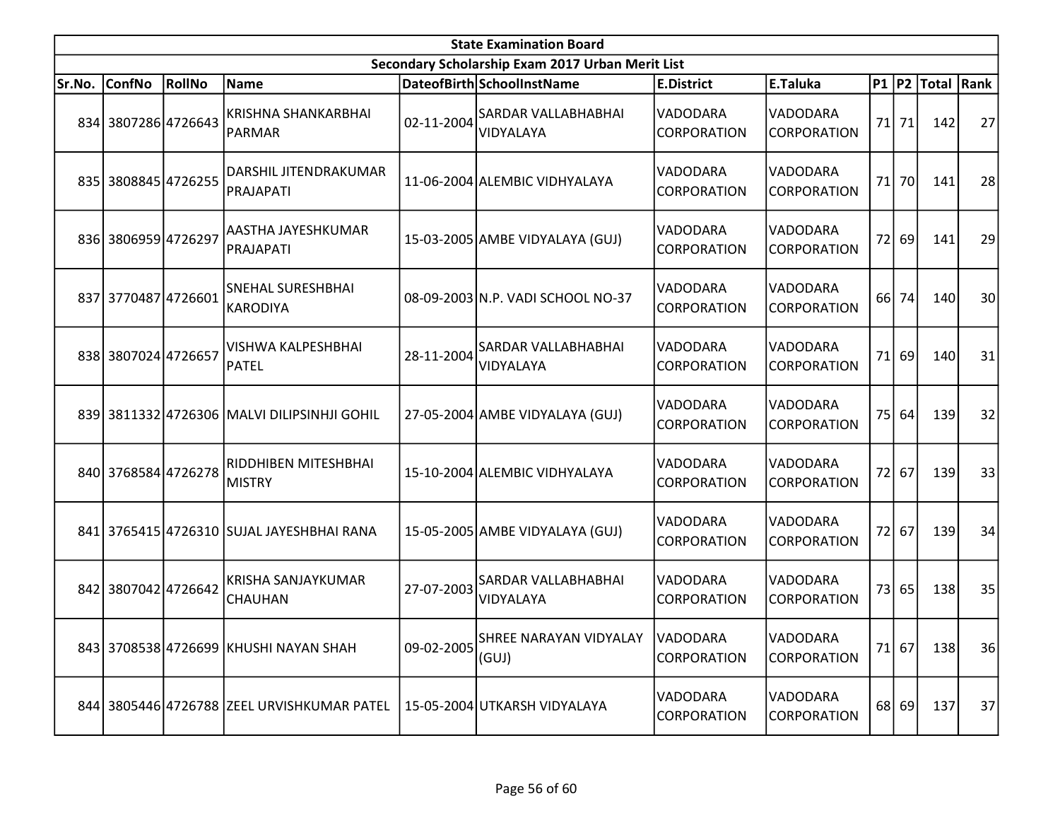| State Examination Board | | | | | | | | | | | |
|---|---|---|---|---|---|---|---|---|---|---|---|
| Secondary Scholarship Exam 2017 Urban Merit List | | | | | | | | | | | |
| Sr.No. | ConfNo | RollNo | Name | DateofBirth | SchoolInstName | E.District | E.Taluka | P1 | P2 | Total | Rank |
| 834 | 3807286 | 4726643 | KRISHNA SHANKARBHAI PARMAR | 02-11-2004 | SARDAR VALLABHABHAI VIDYALAYA | VADODARA CORPORATION | VADODARA CORPORATION | 71 | 71 | 142 | 27 |
| 835 | 3808845 | 4726255 | DARSHIL JITENDRAKUMAR PRAJAPATI | 11-06-2004 | ALEMBIC VIDHYALAYA | VADODARA CORPORATION | VADODARA CORPORATION | 71 | 70 | 141 | 28 |
| 836 | 3806959 | 4726297 | AASTHA JAYESHKUMAR PRAJAPATI | 15-03-2005 | AMBE VIDYALAYA (GUJ) | VADODARA CORPORATION | VADODARA CORPORATION | 72 | 69 | 141 | 29 |
| 837 | 3770487 | 4726601 | SNEHAL SURESHBHAI KARODIYA | 08-09-2003 | N.P. VADI SCHOOL NO-37 | VADODARA CORPORATION | VADODARA CORPORATION | 66 | 74 | 140 | 30 |
| 838 | 3807024 | 4726657 | VISHWA KALPESHBHAI PATEL | 28-11-2004 | SARDAR VALLABHABHAI VIDYALAYA | VADODARA CORPORATION | VADODARA CORPORATION | 71 | 69 | 140 | 31 |
| 839 | 3811332 | 4726306 | MALVI DILIPSINHJI GOHIL | 27-05-2004 | AMBE VIDYALAYA (GUJ) | VADODARA CORPORATION | VADODARA CORPORATION | 75 | 64 | 139 | 32 |
| 840 | 3768584 | 4726278 | RIDDHIBEN MITESHBHAI MISTRY | 15-10-2004 | ALEMBIC VIDHYALAYA | VADODARA CORPORATION | VADODARA CORPORATION | 72 | 67 | 139 | 33 |
| 841 | 3765415 | 4726310 | SUJAL JAYESHBHAI RANA | 15-05-2005 | AMBE VIDYALAYA (GUJ) | VADODARA CORPORATION | VADODARA CORPORATION | 72 | 67 | 139 | 34 |
| 842 | 3807042 | 4726642 | KRISHA SANJAYKUMAR CHAUHAN | 27-07-2003 | SARDAR VALLABHABHAI VIDYALAYA | VADODARA CORPORATION | VADODARA CORPORATION | 73 | 65 | 138 | 35 |
| 843 | 3708538 | 4726699 | KHUSHI NAYAN SHAH | 09-02-2005 | SHREE NARAYAN VIDYALAY (GUJ) | VADODARA CORPORATION | VADODARA CORPORATION | 71 | 67 | 138 | 36 |
| 844 | 3805446 | 4726788 | ZEEL URVISHKUMAR PATEL | 15-05-2004 | UTKARSH VIDYALAYA | VADODARA CORPORATION | VADODARA CORPORATION | 68 | 69 | 137 | 37 |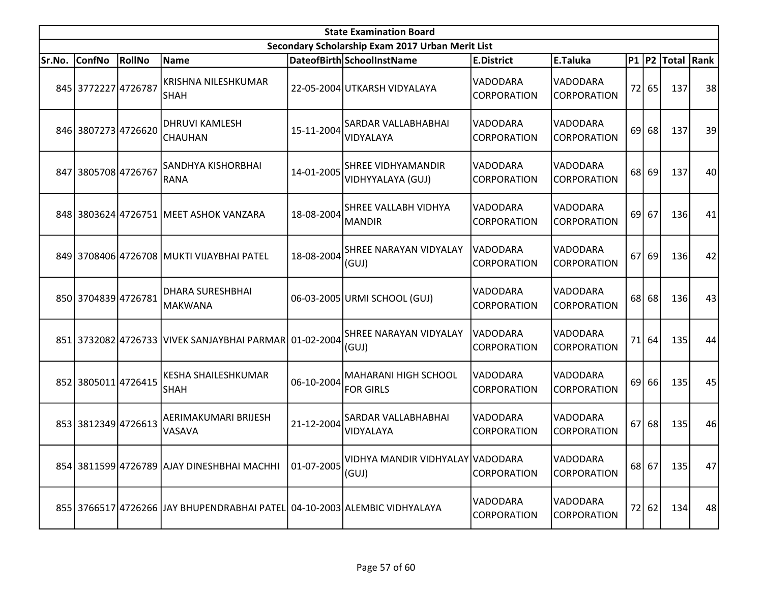| State Examination Board | | | | | | | | | | | |
|---|---|---|---|---|---|---|---|---|---|---|---|
| Secondary Scholarship Exam 2017 Urban Merit List | | | | | | | | | | | |
| Sr.No. | ConfNo | RollNo | Name | DateofBirth | SchoolInstName | E.District | E.Taluka | P1 | P2 | Total | Rank |
| 845 | 3772227 | 4726787 | KRISHNA NILESHKUMAR SHAH | 22-05-2004 | UTKARSH VIDYALAYA | VADODARA CORPORATION | VADODARA CORPORATION | 72 | 65 | 137 | 38 |
| 846 | 3807273 | 4726620 | DHRUVI KAMLESH CHAUHAN | 15-11-2004 | SARDAR VALLABHABHAI VIDYALAYA | VADODARA CORPORATION | VADODARA CORPORATION | 69 | 68 | 137 | 39 |
| 847 | 3805708 | 4726767 | SANDHYA KISHORBHAI RANA | 14-01-2005 | SHREE VIDHYAMANDIR VIDHYYALAYA (GUJ) | VADODARA CORPORATION | VADODARA CORPORATION | 68 | 69 | 137 | 40 |
| 848 | 3803624 | 4726751 | MEET ASHOK VANZARA | 18-08-2004 | SHREE VALLABH VIDHYA MANDIR | VADODARA CORPORATION | VADODARA CORPORATION | 69 | 67 | 136 | 41 |
| 849 | 3708406 | 4726708 | MUKTI VIJAYBHAI PATEL | 18-08-2004 | SHREE NARAYAN VIDYALAY (GUJ) | VADODARA CORPORATION | VADODARA CORPORATION | 67 | 69 | 136 | 42 |
| 850 | 3704839 | 4726781 | DHARA SURESHBHAI MAKWANA | 06-03-2005 | URMI SCHOOL (GUJ) | VADODARA CORPORATION | VADODARA CORPORATION | 68 | 68 | 136 | 43 |
| 851 | 3732082 | 4726733 | VIVEK SANJAYBHAI PARMAR | 01-02-2004 | SHREE NARAYAN VIDYALAY (GUJ) | VADODARA CORPORATION | VADODARA CORPORATION | 71 | 64 | 135 | 44 |
| 852 | 3805011 | 4726415 | KESHA SHAILESHKUMAR SHAH | 06-10-2004 | MAHARANI HIGH SCHOOL FOR GIRLS | VADODARA CORPORATION | VADODARA CORPORATION | 69 | 66 | 135 | 45 |
| 853 | 3812349 | 4726613 | AERIMAKUMARI BRIJESH VASAVA | 21-12-2004 | SARDAR VALLABHABHAI VIDYALAYA | VADODARA CORPORATION | VADODARA CORPORATION | 67 | 68 | 135 | 46 |
| 854 | 3811599 | 4726789 | AJAY DINESHBHAI MACHHI | 01-07-2005 | VIDHYA MANDIR VIDHYALAY (GUJ) | VADODARA CORPORATION | VADODARA CORPORATION | 68 | 67 | 135 | 47 |
| 855 | 3766517 | 4726266 | JAY BHUPENDRABHAI PATEL | 04-10-2003 | ALEMBIC VIDHYALAYA | VADODARA CORPORATION | VADODARA CORPORATION | 72 | 62 | 134 | 48 |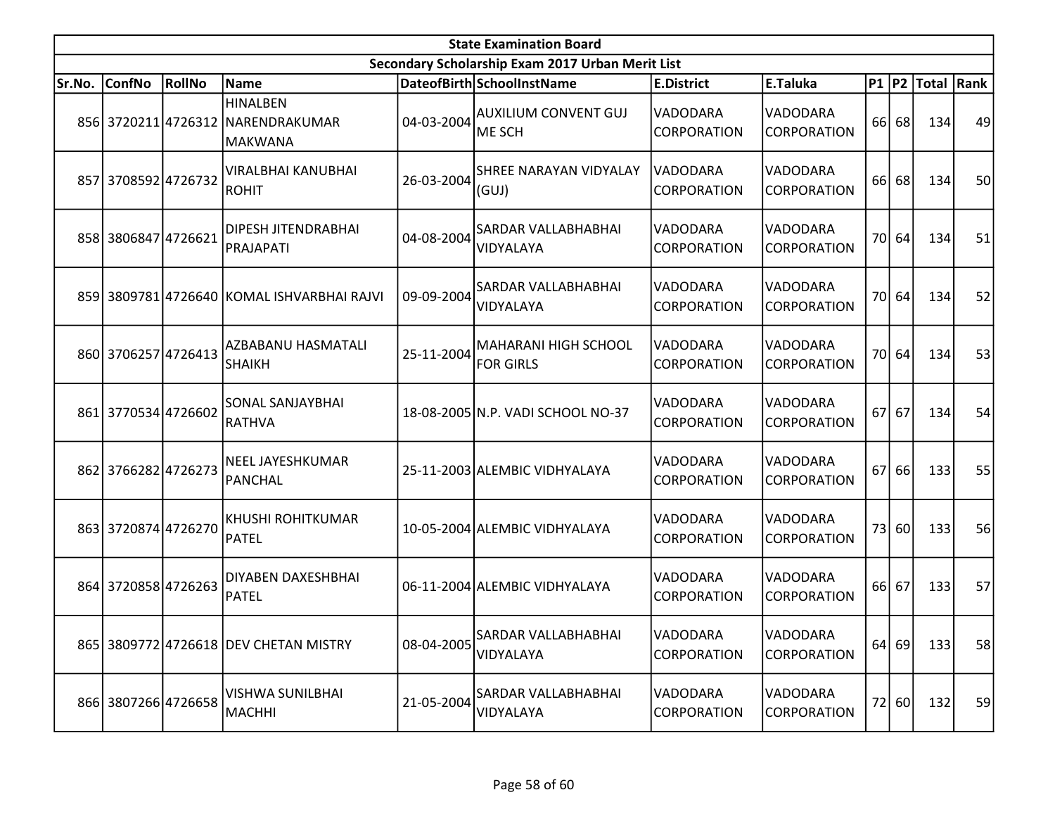| State Examination Board | | | | | | | | | | | |
|---|---|---|---|---|---|---|---|---|---|---|---|
| Secondary Scholarship Exam 2017 Urban Merit List | | | | | | | | | | | |
| Sr.No. | ConfNo | RollNo | Name | DateofBirth | SchoolInstName | E.District | E.Taluka | P1 | P2 | Total | Rank |
| 856 | 3720211 | 4726312 | HINALBEN NARENDRAKUMAR MAKWANA | 04-03-2004 | AUXILIUM CONVENT GUJ ME SCH | VADODARA CORPORATION | VADODARA CORPORATION | 66 | 68 | 134 | 49 |
| 857 | 3708592 | 4726732 | VIRALBHAI KANUBHAI ROHIT | 26-03-2004 | SHREE NARAYAN VIDYALAY (GUJ) | VADODARA CORPORATION | VADODARA CORPORATION | 66 | 68 | 134 | 50 |
| 858 | 3806847 | 4726621 | DIPESH JITENDRABHAI PRAJAPATI | 04-08-2004 | SARDAR VALLABHABHAI VIDYALAYA | VADODARA CORPORATION | VADODARA CORPORATION | 70 | 64 | 134 | 51 |
| 859 | 3809781 | 4726640 | KOMAL ISHVARBHAI RAJVI | 09-09-2004 | SARDAR VALLABHABHAI VIDYALAYA | VADODARA CORPORATION | VADODARA CORPORATION | 70 | 64 | 134 | 52 |
| 860 | 3706257 | 4726413 | AZBABANU HASMATALI SHAIKH | 25-11-2004 | MAHARANI HIGH SCHOOL FOR GIRLS | VADODARA CORPORATION | VADODARA CORPORATION | 70 | 64 | 134 | 53 |
| 861 | 3770534 | 4726602 | SONAL SANJAYBHAI RATHVA | 18-08-2005 | N.P. VADI SCHOOL NO-37 | VADODARA CORPORATION | VADODARA CORPORATION | 67 | 67 | 134 | 54 |
| 862 | 3766282 | 4726273 | NEEL JAYESHKUMAR PANCHAL | 25-11-2003 | ALEMBIC VIDHYALAYA | VADODARA CORPORATION | VADODARA CORPORATION | 67 | 66 | 133 | 55 |
| 863 | 3720874 | 4726270 | KHUSHI ROHITKUMAR PATEL | 10-05-2004 | ALEMBIC VIDHYALAYA | VADODARA CORPORATION | VADODARA CORPORATION | 73 | 60 | 133 | 56 |
| 864 | 3720858 | 4726263 | DIYABEN DAXESHBHAI PATEL | 06-11-2004 | ALEMBIC VIDHYALAYA | VADODARA CORPORATION | VADODARA CORPORATION | 66 | 67 | 133 | 57 |
| 865 | 3809772 | 4726618 | DEV CHETAN MISTRY | 08-04-2005 | SARDAR VALLABHABHAI VIDYALAYA | VADODARA CORPORATION | VADODARA CORPORATION | 64 | 69 | 133 | 58 |
| 866 | 3807266 | 4726658 | VISHWA SUNILBHAI MACHHI | 21-05-2004 | SARDAR VALLABHABHAI VIDYALAYA | VADODARA CORPORATION | VADODARA CORPORATION | 72 | 60 | 132 | 59 |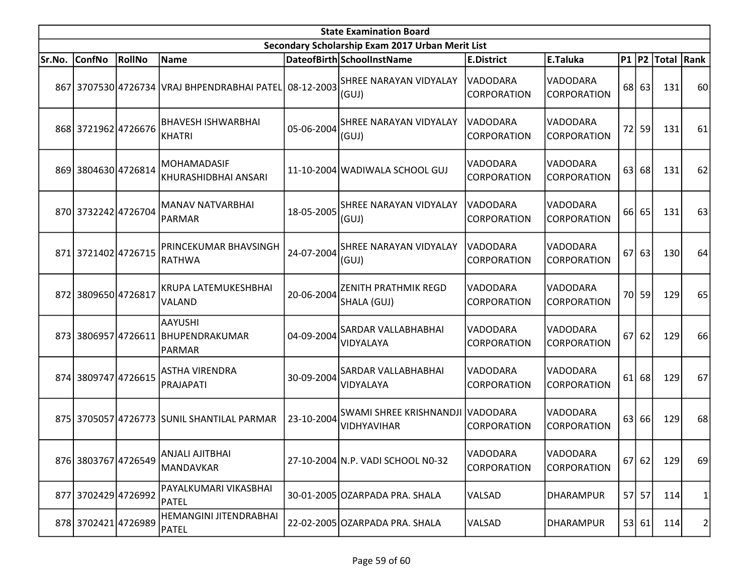| State Examination Board | | | | | | | | | | | |
|---|---|---|---|---|---|---|---|---|---|---|---|
| Secondary Scholarship Exam 2017 Urban Merit List | | | | | | | | | | | |
| Sr.No. | ConfNo | RollNo | Name | DateofBirth | SchoolInstName | E.District | E.Taluka | P1 | P2 | Total | Rank |
| 867 | 3707530 | 4726734 | VRAJ BHPENDRABHAI PATEL | 08-12-2003 | SHREE NARAYAN VIDYALAY (GUJ) | VADODARA CORPORATION | VADODARA CORPORATION | 68 | 63 | 131 | 60 |
| 868 | 3721962 | 4726676 | BHAVESH ISHWARBHAI KHATRI | 05-06-2004 | SHREE NARAYAN VIDYALAY (GUJ) | VADODARA CORPORATION | VADODARA CORPORATION | 72 | 59 | 131 | 61 |
| 869 | 3804630 | 4726814 | MOHAMADASIF KHURASHIDBHAI ANSARI | 11-10-2004 | WADIWALA SCHOOL GUJ | VADODARA CORPORATION | VADODARA CORPORATION | 63 | 68 | 131 | 62 |
| 870 | 3732242 | 4726704 | MANAV NATVARBHAI PARMAR | 18-05-2005 | SHREE NARAYAN VIDYALAY (GUJ) | VADODARA CORPORATION | VADODARA CORPORATION | 66 | 65 | 131 | 63 |
| 871 | 3721402 | 4726715 | PRINCEKUMAR BHAVSINGH RATHWA | 24-07-2004 | SHREE NARAYAN VIDYALAY (GUJ) | VADODARA CORPORATION | VADODARA CORPORATION | 67 | 63 | 130 | 64 |
| 872 | 3809650 | 4726817 | KRUPA LATEMUKESHBHAI VALAND | 20-06-2004 | ZENITH PRATHMIK REGD SHALA (GUJ) | VADODARA CORPORATION | VADODARA CORPORATION | 70 | 59 | 129 | 65 |
| 873 | 3806957 | 4726611 | AAYUSHI BHUPENDRAKUMAR PARMAR | 04-09-2004 | SARDAR VALLABHABHAI VIDYALAYA | VADODARA CORPORATION | VADODARA CORPORATION | 67 | 62 | 129 | 66 |
| 874 | 3809747 | 4726615 | ASTHA VIRENDRA PRAJAPATI | 30-09-2004 | SARDAR VALLABHABHAI VIDYALAYA | VADODARA CORPORATION | VADODARA CORPORATION | 61 | 68 | 129 | 67 |
| 875 | 3705057 | 4726773 | SUNIL SHANTILAL PARMAR | 23-10-2004 | SWAMI SHREE KRISHNANDJI VIDHYAVIHAR | VADODARA CORPORATION | VADODARA CORPORATION | 63 | 66 | 129 | 68 |
| 876 | 3803767 | 4726549 | ANJALI AJITBHAI MANDAVKAR | 27-10-2004 | N.P. VADI SCHOOL N0-32 | VADODARA CORPORATION | VADODARA CORPORATION | 67 | 62 | 129 | 69 |
| 877 | 3702429 | 4726992 | PAYALKUMARI VIKASBHAI PATEL | 30-01-2005 | OZARPADA PRA. SHALA | VALSAD | DHARAMPUR | 57 | 57 | 114 | 1 |
| 878 | 3702421 | 4726989 | HEMANGINI JITENDRABHAI PATEL | 22-02-2005 | OZARPADA PRA. SHALA | VALSAD | DHARAMPUR | 53 | 61 | 114 | 2 |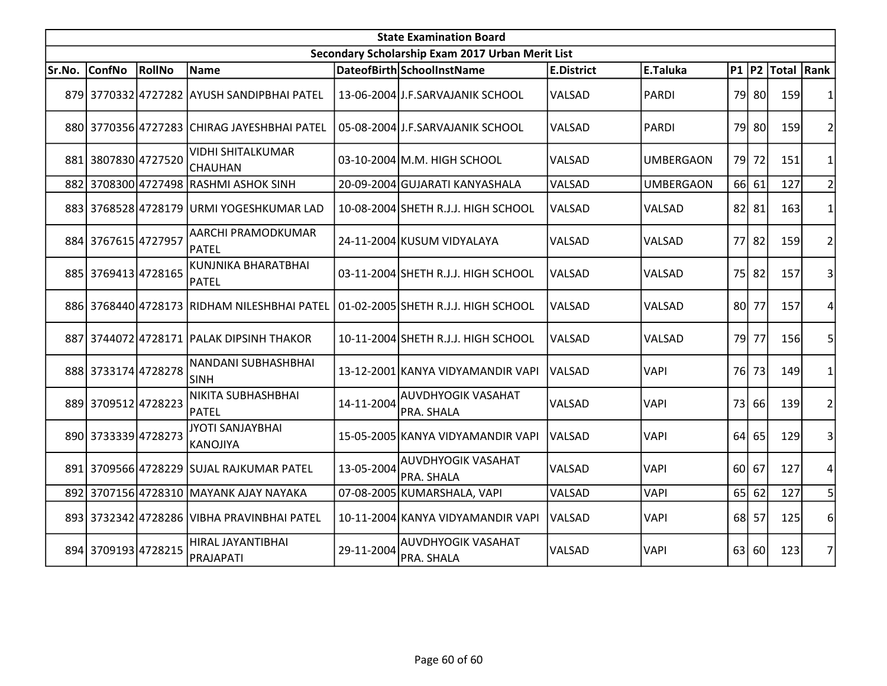| State Examination Board | | | | | | | | | | | |
|---|---|---|---|---|---|---|---|---|---|---|---|
| Secondary Scholarship Exam 2017 Urban Merit List | | | | | | | | | | | |
| Sr.No. | ConfNo | RollNo | Name | DateofBirth | SchoolInstName | E.District | E.Taluka | P1 | P2 | Total | Rank |
| 879 | 3770332 | 4727282 | AYUSH SANDIPBHAI PATEL | 13-06-2004 | J.F.SARVAJANIK SCHOOL | VALSAD | PARDI | 79 | 80 | 159 | 1 |
| 880 | 3770356 | 4727283 | CHIRAG JAYESHBHAI PATEL | 05-08-2004 | J.F.SARVAJANIK SCHOOL | VALSAD | PARDI | 79 | 80 | 159 | 2 |
| 881 | 3807830 | 4727520 | VIDHI SHITALKUMAR CHAUHAN | 03-10-2004 | M.M. HIGH SCHOOL | VALSAD | UMBERGAON | 79 | 72 | 151 | 1 |
| 882 | 3708300 | 4727498 | RASHMI ASHOK SINH | 20-09-2004 | GUJARATI KANYASHALA | VALSAD | UMBERGAON | 66 | 61 | 127 | 2 |
| 883 | 3768528 | 4728179 | URMI YOGESHKUMAR LAD | 10-08-2004 | SHETH R.J.J. HIGH SCHOOL | VALSAD | VALSAD | 82 | 81 | 163 | 1 |
| 884 | 3767615 | 4727957 | AARCHI PRAMODKUMAR PATEL | 24-11-2004 | KUSUM VIDYALAYA | VALSAD | VALSAD | 77 | 82 | 159 | 2 |
| 885 | 3769413 | 4728165 | KUNJNIKA BHARATBHAI PATEL | 03-11-2004 | SHETH R.J.J. HIGH SCHOOL | VALSAD | VALSAD | 75 | 82 | 157 | 3 |
| 886 | 3768440 | 4728173 | RIDHAM NILESHBHAI PATEL | 01-02-2005 | SHETH R.J.J. HIGH SCHOOL | VALSAD | VALSAD | 80 | 77 | 157 | 4 |
| 887 | 3744072 | 4728171 | PALAK DIPSINH THAKOR | 10-11-2004 | SHETH R.J.J. HIGH SCHOOL | VALSAD | VALSAD | 79 | 77 | 156 | 5 |
| 888 | 3733174 | 4728278 | NANDANI SUBHASHBHAI SINH | 13-12-2001 | KANYA VIDYAMANDIR VAPI | VALSAD | VAPI | 76 | 73 | 149 | 1 |
| 889 | 3709512 | 4728223 | NIKITA SUBHASHBHAI PATEL | 14-11-2004 | AUVDHYOGIK VASAHAT PRA. SHALA | VALSAD | VAPI | 73 | 66 | 139 | 2 |
| 890 | 3733339 | 4728273 | JYOTI SANJAYBHAI KANOJIYA | 15-05-2005 | KANYA VIDYAMANDIR VAPI | VALSAD | VAPI | 64 | 65 | 129 | 3 |
| 891 | 3709566 | 4728229 | SUJAL RAJKUMAR PATEL | 13-05-2004 | AUVDHYOGIK VASAHAT PRA. SHALA | VALSAD | VAPI | 60 | 67 | 127 | 4 |
| 892 | 3707156 | 4728310 | MAYANK AJAY NAYAKA | 07-08-2005 | KUMARSHALA, VAPI | VALSAD | VAPI | 65 | 62 | 127 | 5 |
| 893 | 3732342 | 4728286 | VIBHA PRAVINBHAI PATEL | 10-11-2004 | KANYA VIDYAMANDIR VAPI | VALSAD | VAPI | 68 | 57 | 125 | 6 |
| 894 | 3709193 | 4728215 | HIRAL JAYANTIBHAI PRAJAPATI | 29-11-2004 | AUVDHYOGIK VASAHAT PRA. SHALA | VALSAD | VAPI | 63 | 60 | 123 | 7 |